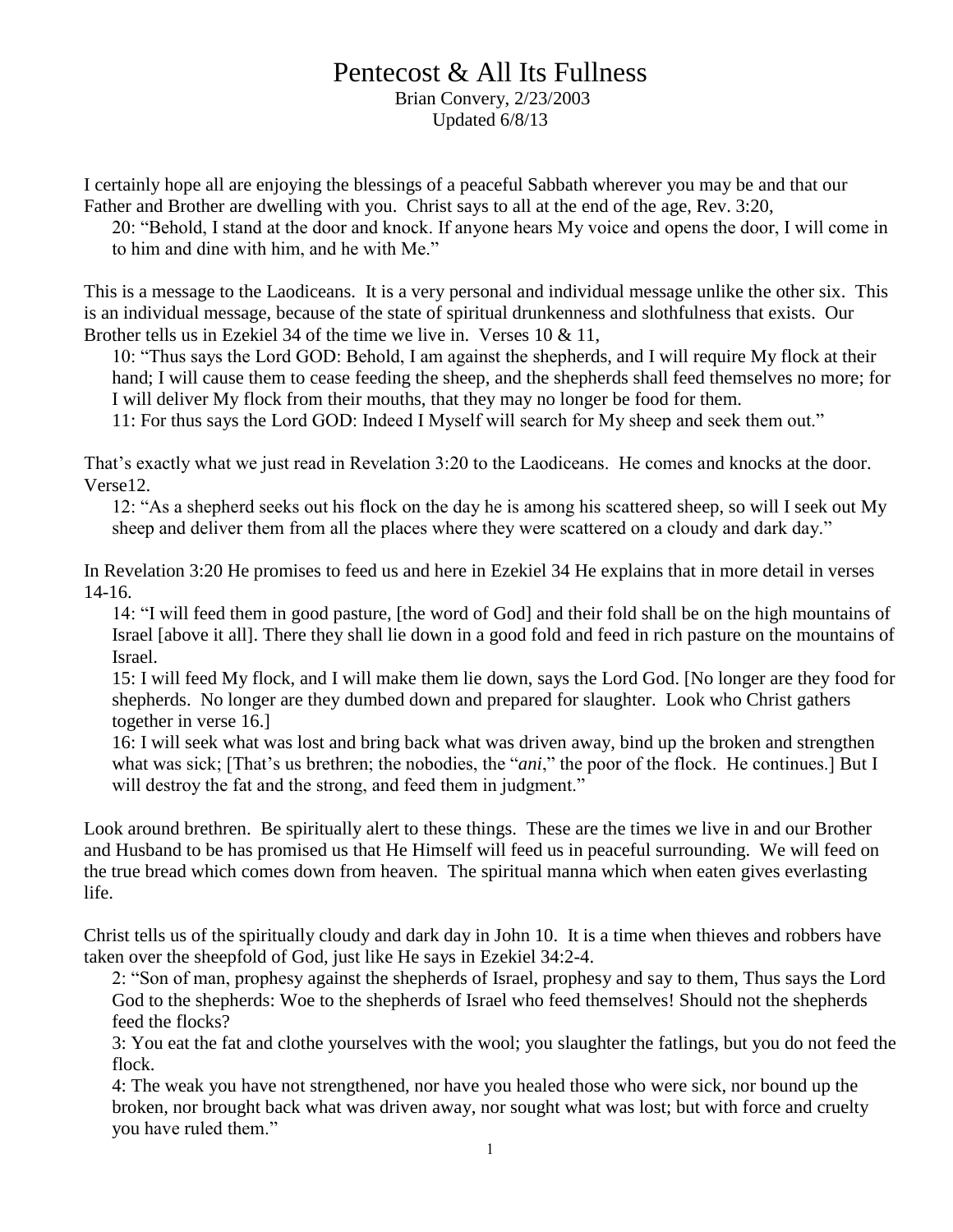# Pentecost & All Its Fullness

Brian Convery, 2/23/2003
Updated 6/8/13

I certainly hope all are enjoying the blessings of a peaceful Sabbath wherever you may be and that our Father and Brother are dwelling with you. Christ says to all at the end of the age, Rev. 3:20,

> 20: "Behold, I stand at the door and knock. If anyone hears My voice and opens the door, I will come in to him and dine with him, and he with Me."

This is a message to the Laodiceans. It is a very personal and individual message unlike the other six. This is an individual message, because of the state of spiritual drunkenness and slothfulness that exists. Our Brother tells us in Ezekiel 34 of the time we live in. Verses 10 & 11,

> 10: "Thus says the Lord GOD: Behold, I am against the shepherds, and I will require My flock at their hand; I will cause them to cease feeding the sheep, and the shepherds shall feed themselves no more; for I will deliver My flock from their mouths, that they may no longer be food for them.
>
> 11: For thus says the Lord GOD: Indeed I Myself will search for My sheep and seek them out."

That's exactly what we just read in Revelation 3:20 to the Laodiceans. He comes and knocks at the door. Verse12.

> 12: "As a shepherd seeks out his flock on the day he is among his scattered sheep, so will I seek out My sheep and deliver them from all the places where they were scattered on a cloudy and dark day."

In Revelation 3:20 He promises to feed us and here in Ezekiel 34 He explains that in more detail in verses 14-16.

> 14: "I will feed them in good pasture, [the word of God] and their fold shall be on the high mountains of Israel [above it all]. There they shall lie down in a good fold and feed in rich pasture on the mountains of Israel.
>
> 15: I will feed My flock, and I will make them lie down, says the Lord God. [No longer are they food for shepherds. No longer are they dumbed down and prepared for slaughter. Look who Christ gathers together in verse 16.]
>
> 16: I will seek what was lost and bring back what was driven away, bind up the broken and strengthen what was sick; [That's us brethren; the nobodies, the "*ani*," the poor of the flock. He continues.] But I will destroy the fat and the strong, and feed them in judgment."

Look around brethren. Be spiritually alert to these things. These are the times we live in and our Brother and Husband to be has promised us that He Himself will feed us in peaceful surrounding. We will feed on the true bread which comes down from heaven. The spiritual manna which when eaten gives everlasting life.

Christ tells us of the spiritually cloudy and dark day in John 10. It is a time when thieves and robbers have taken over the sheepfold of God, just like He says in Ezekiel 34:2-4.

> 2: "Son of man, prophesy against the shepherds of Israel, prophesy and say to them, Thus says the Lord God to the shepherds: Woe to the shepherds of Israel who feed themselves! Should not the shepherds feed the flocks?
>
> 3: You eat the fat and clothe yourselves with the wool; you slaughter the fatlings, but you do not feed the flock.
>
> 4: The weak you have not strengthened, nor have you healed those who were sick, nor bound up the broken, nor brought back what was driven away, nor sought what was lost; but with force and cruelty you have ruled them."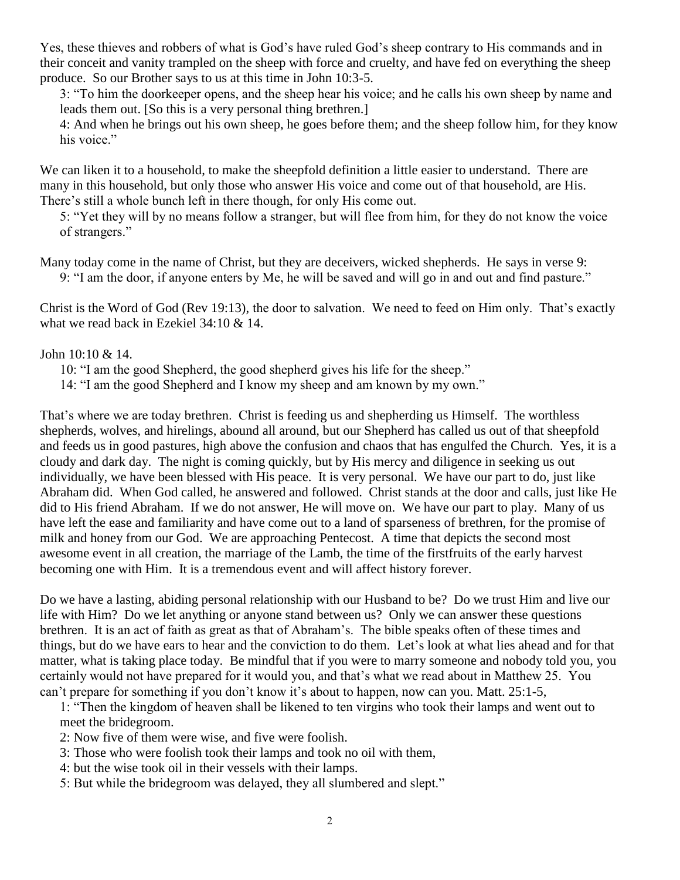Yes, these thieves and robbers of what is God's have ruled God's sheep contrary to His commands and in their conceit and vanity trampled on the sheep with force and cruelty, and have fed on everything the sheep produce. So our Brother says to us at this time in John 10:3-5.

> 3: "To him the doorkeeper opens, and the sheep hear his voice; and he calls his own sheep by name and leads them out. [So this is a very personal thing brethren.]
>
> 4: And when he brings out his own sheep, he goes before them; and the sheep follow him, for they know his voice."

We can liken it to a household, to make the sheepfold definition a little easier to understand. There are many in this household, but only those who answer His voice and come out of that household, are His. There's still a whole bunch left in there though, for only His come out.

> 5: "Yet they will by no means follow a stranger, but will flee from him, for they do not know the voice of strangers."

Many today come in the name of Christ, but they are deceivers, wicked shepherds. He says in verse 9:

> 9: "I am the door, if anyone enters by Me, he will be saved and will go in and out and find pasture."

Christ is the Word of God (Rev 19:13), the door to salvation. We need to feed on Him only. That's exactly what we read back in Ezekiel 34:10 & 14.

John 10:10 & 14.

> 10: "I am the good Shepherd, the good shepherd gives his life for the sheep."
>
> 14: "I am the good Shepherd and I know my sheep and am known by my own."

That's where we are today brethren. Christ is feeding us and shepherding us Himself. The worthless shepherds, wolves, and hirelings, abound all around, but our Shepherd has called us out of that sheepfold and feeds us in good pastures, high above the confusion and chaos that has engulfed the Church. Yes, it is a cloudy and dark day. The night is coming quickly, but by His mercy and diligence in seeking us out individually, we have been blessed with His peace. It is very personal. We have our part to do, just like Abraham did. When God called, he answered and followed. Christ stands at the door and calls, just like He did to His friend Abraham. If we do not answer, He will move on. We have our part to play. Many of us have left the ease and familiarity and have come out to a land of sparseness of brethren, for the promise of milk and honey from our God. We are approaching Pentecost. A time that depicts the second most awesome event in all creation, the marriage of the Lamb, the time of the firstfruits of the early harvest becoming one with Him. It is a tremendous event and will affect history forever.

Do we have a lasting, abiding personal relationship with our Husband to be? Do we trust Him and live our life with Him? Do we let anything or anyone stand between us? Only we can answer these questions brethren. It is an act of faith as great as that of Abraham's. The bible speaks often of these times and things, but do we have ears to hear and the conviction to do them. Let's look at what lies ahead and for that matter, what is taking place today. Be mindful that if you were to marry someone and nobody told you, you certainly would not have prepared for it would you, and that's what we read about in Matthew 25. You can't prepare for something if you don't know it's about to happen, now can you. Matt. 25:1-5,

> 1: "Then the kingdom of heaven shall be likened to ten virgins who took their lamps and went out to meet the bridegroom.
>
> 2: Now five of them were wise, and five were foolish.
>
> 3: Those who were foolish took their lamps and took no oil with them,
>
> 4: but the wise took oil in their vessels with their lamps.
>
> 5: But while the bridegroom was delayed, they all slumbered and slept."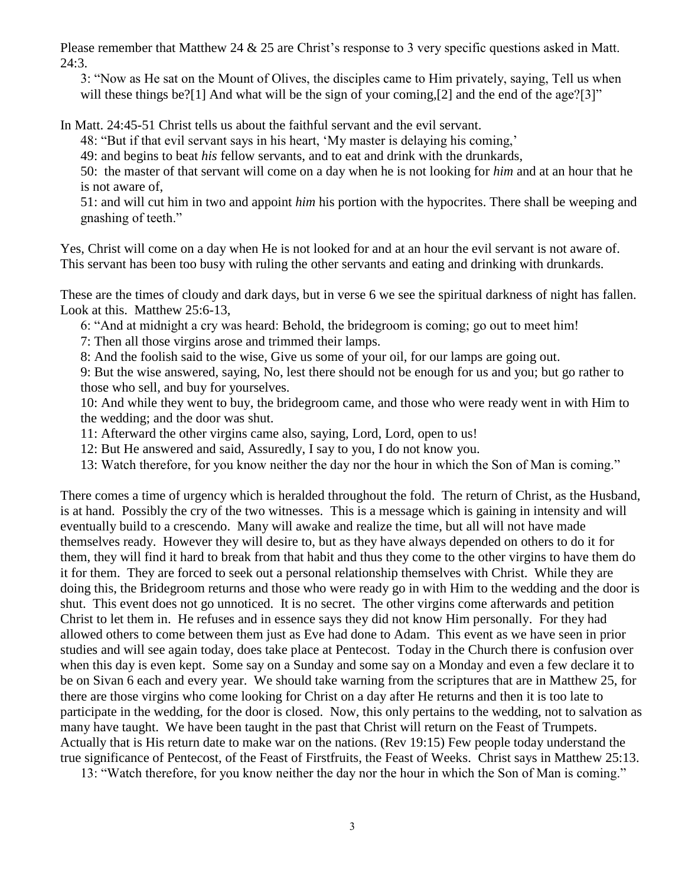Please remember that Matthew 24 & 25 are Christ's response to 3 very specific questions asked in Matt. 24:3.

3: "Now as He sat on the Mount of Olives, the disciples came to Him privately, saying, Tell us when will these things be?[1] And what will be the sign of your coming,[2] and the end of the age?[3]"

In Matt. 24:45-51 Christ tells us about the faithful servant and the evil servant.

48: "But if that evil servant says in his heart, 'My master is delaying his coming,'

49: and begins to beat *his* fellow servants, and to eat and drink with the drunkards,

50: the master of that servant will come on a day when he is not looking for *him* and at an hour that he is not aware of,

51: and will cut him in two and appoint *him* his portion with the hypocrites. There shall be weeping and gnashing of teeth."

Yes, Christ will come on a day when He is not looked for and at an hour the evil servant is not aware of. This servant has been too busy with ruling the other servants and eating and drinking with drunkards.

These are the times of cloudy and dark days, but in verse 6 we see the spiritual darkness of night has fallen. Look at this. Matthew 25:6-13,

6: "And at midnight a cry was heard: Behold, the bridegroom is coming; go out to meet him!

7: Then all those virgins arose and trimmed their lamps.

8: And the foolish said to the wise, Give us some of your oil, for our lamps are going out.

9: But the wise answered, saying, No, lest there should not be enough for us and you; but go rather to those who sell, and buy for yourselves.

10: And while they went to buy, the bridegroom came, and those who were ready went in with Him to the wedding; and the door was shut.

11: Afterward the other virgins came also, saying, Lord, Lord, open to us!

12: But He answered and said, Assuredly, I say to you, I do not know you.

13: Watch therefore, for you know neither the day nor the hour in which the Son of Man is coming."

There comes a time of urgency which is heralded throughout the fold. The return of Christ, as the Husband, is at hand. Possibly the cry of the two witnesses. This is a message which is gaining in intensity and will eventually build to a crescendo. Many will awake and realize the time, but all will not have made themselves ready. However they will desire to, but as they have always depended on others to do it for them, they will find it hard to break from that habit and thus they come to the other virgins to have them do it for them. They are forced to seek out a personal relationship themselves with Christ. While they are doing this, the Bridegroom returns and those who were ready go in with Him to the wedding and the door is shut. This event does not go unnoticed. It is no secret. The other virgins come afterwards and petition Christ to let them in. He refuses and in essence says they did not know Him personally. For they had allowed others to come between them just as Eve had done to Adam. This event as we have seen in prior studies and will see again today, does take place at Pentecost. Today in the Church there is confusion over when this day is even kept. Some say on a Sunday and some say on a Monday and even a few declare it to be on Sivan 6 each and every year. We should take warning from the scriptures that are in Matthew 25, for there are those virgins who come looking for Christ on a day after He returns and then it is too late to participate in the wedding, for the door is closed. Now, this only pertains to the wedding, not to salvation as many have taught. We have been taught in the past that Christ will return on the Feast of Trumpets. Actually that is His return date to make war on the nations. (Rev 19:15) Few people today understand the true significance of Pentecost, of the Feast of Firstfruits, the Feast of Weeks. Christ says in Matthew 25:13.

13: "Watch therefore, for you know neither the day nor the hour in which the Son of Man is coming."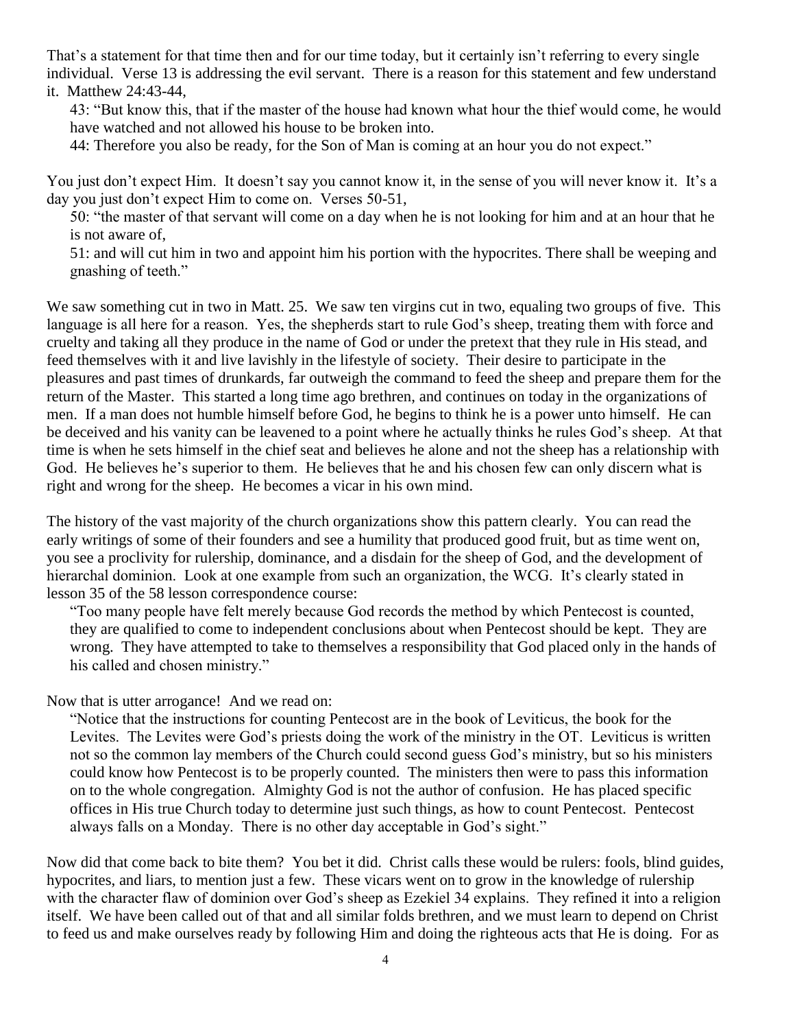That's a statement for that time then and for our time today, but it certainly isn't referring to every single individual. Verse 13 is addressing the evil servant. There is a reason for this statement and few understand it. Matthew 24:43-44,

> 43: "But know this, that if the master of the house had known what hour the thief would come, he would have watched and not allowed his house to be broken into.
> 44: Therefore you also be ready, for the Son of Man is coming at an hour you do not expect."

You just don't expect Him. It doesn't say you cannot know it, in the sense of you will never know it. It's a day you just don't expect Him to come on. Verses 50-51,

> 50: "the master of that servant will come on a day when he is not looking for him and at an hour that he is not aware of,
> 51: and will cut him in two and appoint him his portion with the hypocrites. There shall be weeping and gnashing of teeth."

We saw something cut in two in Matt. 25. We saw ten virgins cut in two, equaling two groups of five. This language is all here for a reason. Yes, the shepherds start to rule God's sheep, treating them with force and cruelty and taking all they produce in the name of God or under the pretext that they rule in His stead, and feed themselves with it and live lavishly in the lifestyle of society. Their desire to participate in the pleasures and past times of drunkards, far outweigh the command to feed the sheep and prepare them for the return of the Master. This started a long time ago brethren, and continues on today in the organizations of men. If a man does not humble himself before God, he begins to think he is a power unto himself. He can be deceived and his vanity can be leavened to a point where he actually thinks he rules God's sheep. At that time is when he sets himself in the chief seat and believes he alone and not the sheep has a relationship with God. He believes he's superior to them. He believes that he and his chosen few can only discern what is right and wrong for the sheep. He becomes a vicar in his own mind.

The history of the vast majority of the church organizations show this pattern clearly. You can read the early writings of some of their founders and see a humility that produced good fruit, but as time went on, you see a proclivity for rulership, dominance, and a disdain for the sheep of God, and the development of hierarchal dominion. Look at one example from such an organization, the WCG. It's clearly stated in lesson 35 of the 58 lesson correspondence course:

> "Too many people have felt merely because God records the method by which Pentecost is counted, they are qualified to come to independent conclusions about when Pentecost should be kept. They are wrong. They have attempted to take to themselves a responsibility that God placed only in the hands of his called and chosen ministry."

Now that is utter arrogance! And we read on:

> "Notice that the instructions for counting Pentecost are in the book of Leviticus, the book for the Levites. The Levites were God's priests doing the work of the ministry in the OT. Leviticus is written not so the common lay members of the Church could second guess God's ministry, but so his ministers could know how Pentecost is to be properly counted. The ministers then were to pass this information on to the whole congregation. Almighty God is not the author of confusion. He has placed specific offices in His true Church today to determine just such things, as how to count Pentecost. Pentecost always falls on a Monday. There is no other day acceptable in God's sight."

Now did that come back to bite them? You bet it did. Christ calls these would be rulers: fools, blind guides, hypocrites, and liars, to mention just a few. These vicars went on to grow in the knowledge of rulership with the character flaw of dominion over God's sheep as Ezekiel 34 explains. They refined it into a religion itself. We have been called out of that and all similar folds brethren, and we must learn to depend on Christ to feed us and make ourselves ready by following Him and doing the righteous acts that He is doing. For as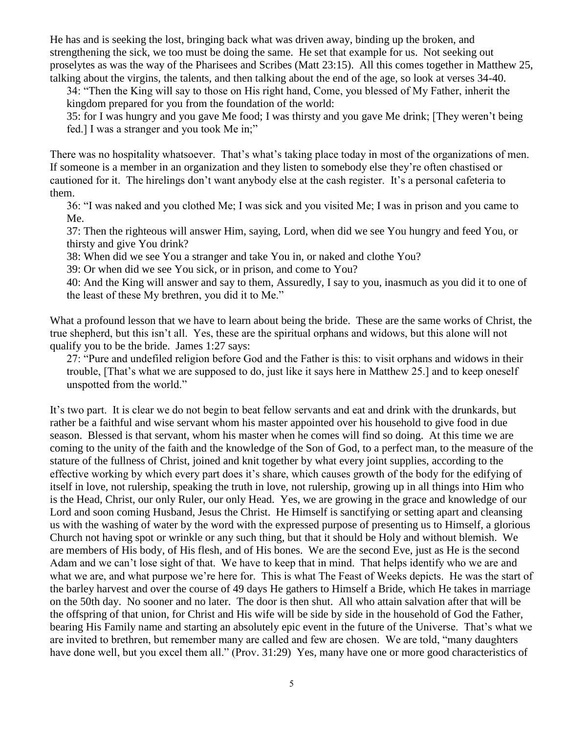He has and is seeking the lost, bringing back what was driven away, binding up the broken, and strengthening the sick, we too must be doing the same. He set that example for us. Not seeking out proselytes as was the way of the Pharisees and Scribes (Matt 23:15). All this comes together in Matthew 25, talking about the virgins, the talents, and then talking about the end of the age, so look at verses 34-40.

> 34: "Then the King will say to those on His right hand, Come, you blessed of My Father, inherit the kingdom prepared for you from the foundation of the world:
>
> 35: for I was hungry and you gave Me food; I was thirsty and you gave Me drink; [They weren't being fed.] I was a stranger and you took Me in;"

There was no hospitality whatsoever. That's what's taking place today in most of the organizations of men. If someone is a member in an organization and they listen to somebody else they're often chastised or cautioned for it. The hirelings don't want anybody else at the cash register. It's a personal cafeteria to them.

> 36: "I was naked and you clothed Me; I was sick and you visited Me; I was in prison and you came to Me.
>
> 37: Then the righteous will answer Him, saying, Lord, when did we see You hungry and feed You, or thirsty and give You drink?
>
> 38: When did we see You a stranger and take You in, or naked and clothe You?
>
> 39: Or when did we see You sick, or in prison, and come to You?
>
> 40: And the King will answer and say to them, Assuredly, I say to you, inasmuch as you did it to one of the least of these My brethren, you did it to Me."

What a profound lesson that we have to learn about being the bride. These are the same works of Christ, the true shepherd, but this isn't all. Yes, these are the spiritual orphans and widows, but this alone will not qualify you to be the bride. James 1:27 says:

> 27: "Pure and undefiled religion before God and the Father is this: to visit orphans and widows in their trouble, [That's what we are supposed to do, just like it says here in Matthew 25.] and to keep oneself unspotted from the world."

It's two part. It is clear we do not begin to beat fellow servants and eat and drink with the drunkards, but rather be a faithful and wise servant whom his master appointed over his household to give food in due season. Blessed is that servant, whom his master when he comes will find so doing. At this time we are coming to the unity of the faith and the knowledge of the Son of God, to a perfect man, to the measure of the stature of the fullness of Christ, joined and knit together by what every joint supplies, according to the effective working by which every part does it's share, which causes growth of the body for the edifying of itself in love, not rulership, speaking the truth in love, not rulership, growing up in all things into Him who is the Head, Christ, our only Ruler, our only Head. Yes, we are growing in the grace and knowledge of our Lord and soon coming Husband, Jesus the Christ. He Himself is sanctifying or setting apart and cleansing us with the washing of water by the word with the expressed purpose of presenting us to Himself, a glorious Church not having spot or wrinkle or any such thing, but that it should be Holy and without blemish. We are members of His body, of His flesh, and of His bones. We are the second Eve, just as He is the second Adam and we can't lose sight of that. We have to keep that in mind. That helps identify who we are and what we are, and what purpose we're here for. This is what The Feast of Weeks depicts. He was the start of the barley harvest and over the course of 49 days He gathers to Himself a Bride, which He takes in marriage on the 50th day. No sooner and no later. The door is then shut. All who attain salvation after that will be the offspring of that union, for Christ and His wife will be side by side in the household of God the Father, bearing His Family name and starting an absolutely epic event in the future of the Universe. That's what we are invited to brethren, but remember many are called and few are chosen. We are told, "many daughters have done well, but you excel them all." (Prov. 31:29) Yes, many have one or more good characteristics of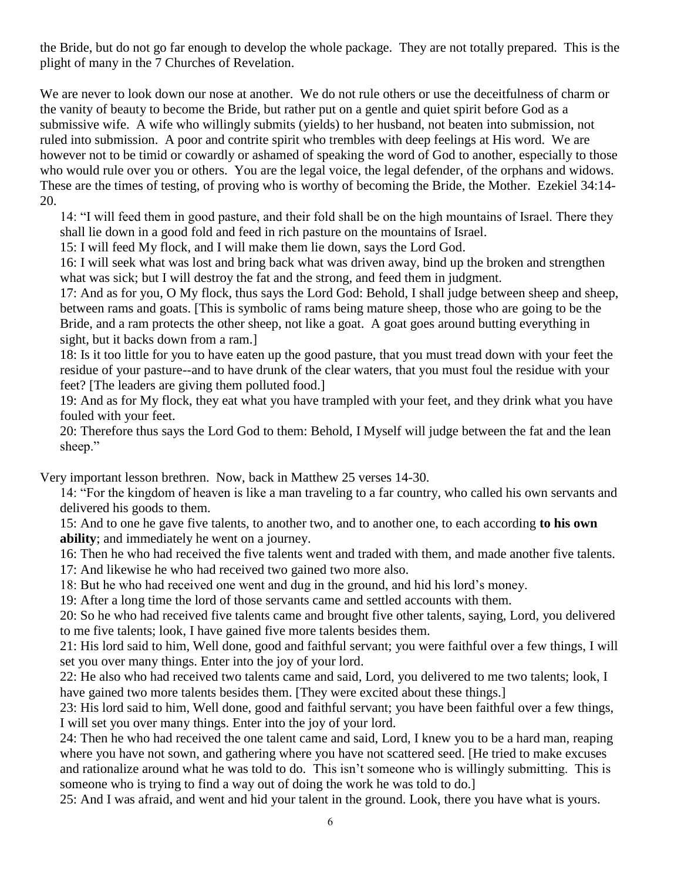the Bride, but do not go far enough to develop the whole package. They are not totally prepared. This is the plight of many in the 7 Churches of Revelation.

We are never to look down our nose at another. We do not rule others or use the deceitfulness of charm or the vanity of beauty to become the Bride, but rather put on a gentle and quiet spirit before God as a submissive wife. A wife who willingly submits (yields) to her husband, not beaten into submission, not ruled into submission. A poor and contrite spirit who trembles with deep feelings at His word. We are however not to be timid or cowardly or ashamed of speaking the word of God to another, especially to those who would rule over you or others. You are the legal voice, the legal defender, of the orphans and widows. These are the times of testing, of proving who is worthy of becoming the Bride, the Mother. Ezekiel 34:14-20.

> 14: "I will feed them in good pasture, and their fold shall be on the high mountains of Israel. There they shall lie down in a good fold and feed in rich pasture on the mountains of Israel.
>
> 15: I will feed My flock, and I will make them lie down, says the Lord God.
>
> 16: I will seek what was lost and bring back what was driven away, bind up the broken and strengthen what was sick; but I will destroy the fat and the strong, and feed them in judgment.
>
> 17: And as for you, O My flock, thus says the Lord God: Behold, I shall judge between sheep and sheep, between rams and goats. [This is symbolic of rams being mature sheep, those who are going to be the Bride, and a ram protects the other sheep, not like a goat. A goat goes around butting everything in sight, but it backs down from a ram.]
>
> 18: Is it too little for you to have eaten up the good pasture, that you must tread down with your feet the residue of your pasture--and to have drunk of the clear waters, that you must foul the residue with your feet? [The leaders are giving them polluted food.]
>
> 19: And as for My flock, they eat what you have trampled with your feet, and they drink what you have fouled with your feet.
>
> 20: Therefore thus says the Lord God to them: Behold, I Myself will judge between the fat and the lean sheep."

Very important lesson brethren. Now, back in Matthew 25 verses 14-30.

> 14: "For the kingdom of heaven is like a man traveling to a far country, who called his own servants and delivered his goods to them.
>
> 15: And to one he gave five talents, to another two, and to another one, to each according **to his own ability**; and immediately he went on a journey.
>
> 16: Then he who had received the five talents went and traded with them, and made another five talents.
>
> 17: And likewise he who had received two gained two more also.
>
> 18: But he who had received one went and dug in the ground, and hid his lord's money.
>
> 19: After a long time the lord of those servants came and settled accounts with them.
>
> 20: So he who had received five talents came and brought five other talents, saying, Lord, you delivered to me five talents; look, I have gained five more talents besides them.
>
> 21: His lord said to him, Well done, good and faithful servant; you were faithful over a few things, I will set you over many things. Enter into the joy of your lord.
>
> 22: He also who had received two talents came and said, Lord, you delivered to me two talents; look, I have gained two more talents besides them. [They were excited about these things.]
>
> 23: His lord said to him, Well done, good and faithful servant; you have been faithful over a few things, I will set you over many things. Enter into the joy of your lord.
>
> 24: Then he who had received the one talent came and said, Lord, I knew you to be a hard man, reaping where you have not sown, and gathering where you have not scattered seed. [He tried to make excuses and rationalize around what he was told to do. This isn't someone who is willingly submitting. This is someone who is trying to find a way out of doing the work he was told to do.]
>
> 25: And I was afraid, and went and hid your talent in the ground. Look, there you have what is yours.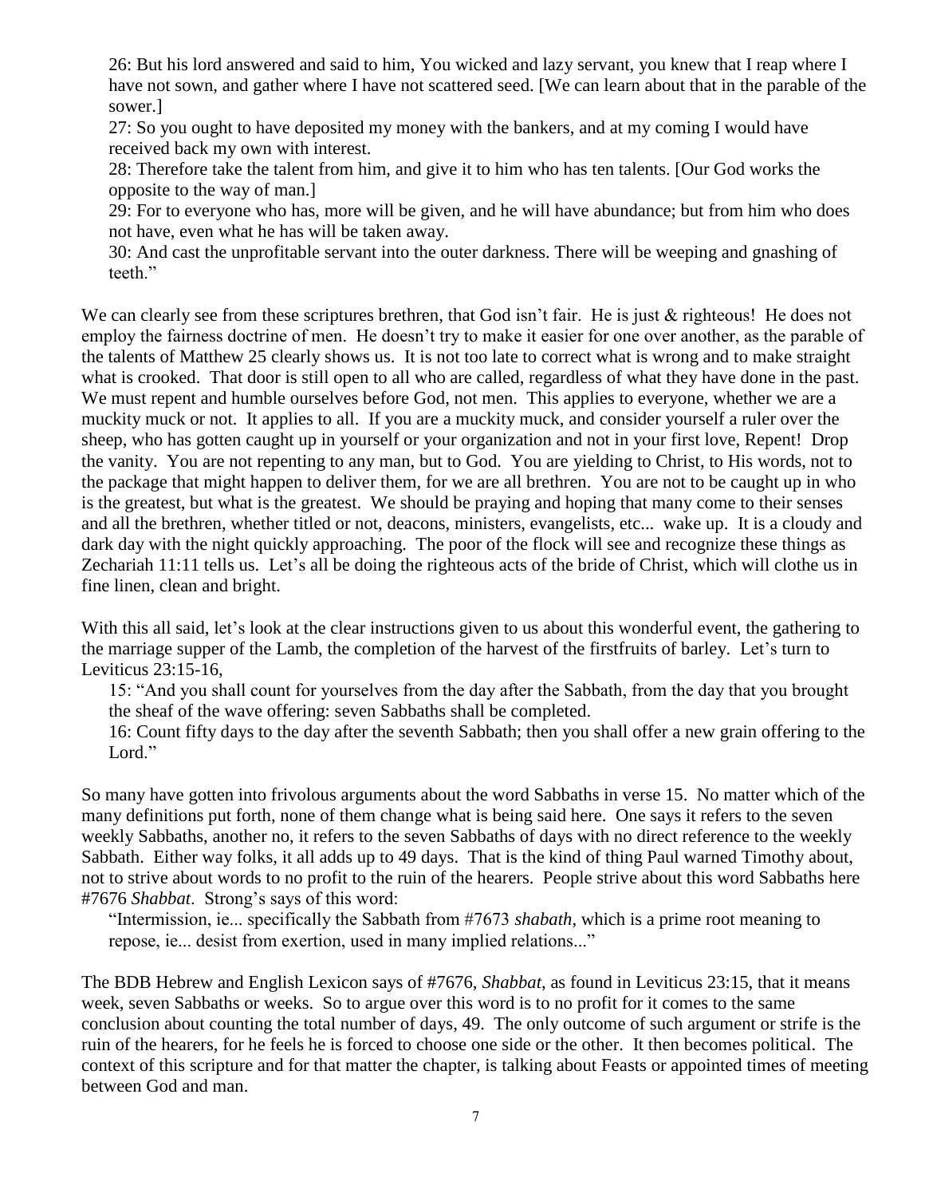26: But his lord answered and said to him, You wicked and lazy servant, you knew that I reap where I have not sown, and gather where I have not scattered seed. [We can learn about that in the parable of the sower.]

27: So you ought to have deposited my money with the bankers, and at my coming I would have received back my own with interest.

28: Therefore take the talent from him, and give it to him who has ten talents. [Our God works the opposite to the way of man.]

29: For to everyone who has, more will be given, and he will have abundance; but from him who does not have, even what he has will be taken away.

30: And cast the unprofitable servant into the outer darkness. There will be weeping and gnashing of teeth."

We can clearly see from these scriptures brethren, that God isn't fair. He is just & righteous! He does not employ the fairness doctrine of men. He doesn't try to make it easier for one over another, as the parable of the talents of Matthew 25 clearly shows us. It is not too late to correct what is wrong and to make straight what is crooked. That door is still open to all who are called, regardless of what they have done in the past. We must repent and humble ourselves before God, not men. This applies to everyone, whether we are a muckity muck or not. It applies to all. If you are a muckity muck, and consider yourself a ruler over the sheep, who has gotten caught up in yourself or your organization and not in your first love, Repent! Drop the vanity. You are not repenting to any man, but to God. You are yielding to Christ, to His words, not to the package that might happen to deliver them, for we are all brethren. You are not to be caught up in who is the greatest, but what is the greatest. We should be praying and hoping that many come to their senses and all the brethren, whether titled or not, deacons, ministers, evangelists, etc... wake up. It is a cloudy and dark day with the night quickly approaching. The poor of the flock will see and recognize these things as Zechariah 11:11 tells us. Let's all be doing the righteous acts of the bride of Christ, which will clothe us in fine linen, clean and bright.

With this all said, let's look at the clear instructions given to us about this wonderful event, the gathering to the marriage supper of the Lamb, the completion of the harvest of the firstfruits of barley. Let's turn to Leviticus 23:15-16,

15: "And you shall count for yourselves from the day after the Sabbath, from the day that you brought the sheaf of the wave offering: seven Sabbaths shall be completed.

16: Count fifty days to the day after the seventh Sabbath; then you shall offer a new grain offering to the Lord."

So many have gotten into frivolous arguments about the word Sabbaths in verse 15. No matter which of the many definitions put forth, none of them change what is being said here. One says it refers to the seven weekly Sabbaths, another no, it refers to the seven Sabbaths of days with no direct reference to the weekly Sabbath. Either way folks, it all adds up to 49 days. That is the kind of thing Paul warned Timothy about, not to strive about words to no profit to the ruin of the hearers. People strive about this word Sabbaths here #7676 *Shabbat*. Strong's says of this word:

"Intermission, ie... specifically the Sabbath from #7673 *shabath*, which is a prime root meaning to repose, ie... desist from exertion, used in many implied relations..."

The BDB Hebrew and English Lexicon says of #7676, *Shabbat*, as found in Leviticus 23:15, that it means week, seven Sabbaths or weeks. So to argue over this word is to no profit for it comes to the same conclusion about counting the total number of days, 49. The only outcome of such argument or strife is the ruin of the hearers, for he feels he is forced to choose one side or the other. It then becomes political. The context of this scripture and for that matter the chapter, is talking about Feasts or appointed times of meeting between God and man.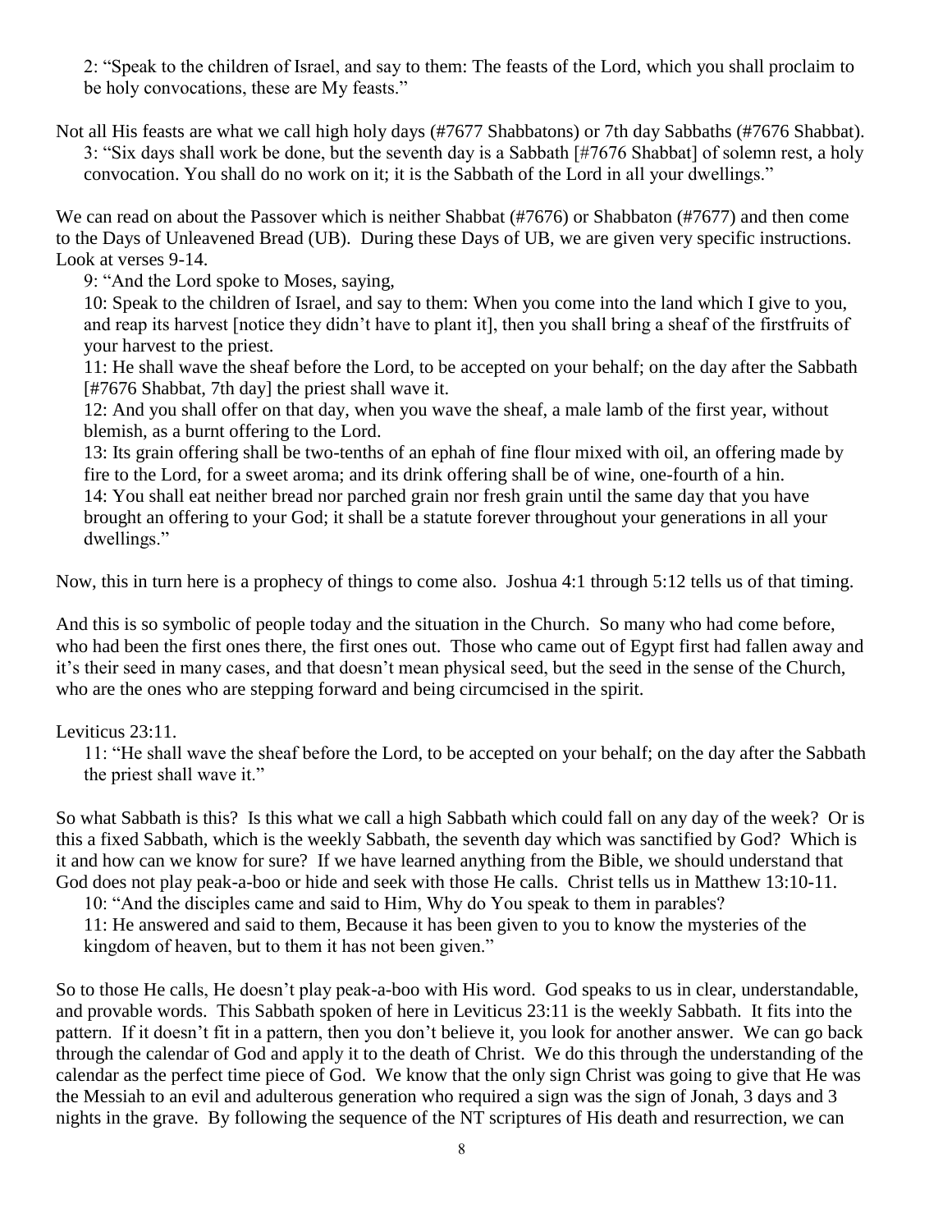2: "Speak to the children of Israel, and say to them: The feasts of the Lord, which you shall proclaim to be holy convocations, these are My feasts."

Not all His feasts are what we call high holy days (#7677 Shabbatons) or 7th day Sabbaths (#7676 Shabbat).

3: "Six days shall work be done, but the seventh day is a Sabbath [#7676 Shabbat] of solemn rest, a holy convocation. You shall do no work on it; it is the Sabbath of the Lord in all your dwellings."

We can read on about the Passover which is neither Shabbat (#7676) or Shabbaton (#7677) and then come to the Days of Unleavened Bread (UB). During these Days of UB, we are given very specific instructions. Look at verses 9-14.

9: "And the Lord spoke to Moses, saying,

10: Speak to the children of Israel, and say to them: When you come into the land which I give to you, and reap its harvest [notice they didn't have to plant it], then you shall bring a sheaf of the firstfruits of your harvest to the priest.

11: He shall wave the sheaf before the Lord, to be accepted on your behalf; on the day after the Sabbath [#7676 Shabbat, 7th day] the priest shall wave it.

12: And you shall offer on that day, when you wave the sheaf, a male lamb of the first year, without blemish, as a burnt offering to the Lord.

13: Its grain offering shall be two-tenths of an ephah of fine flour mixed with oil, an offering made by fire to the Lord, for a sweet aroma; and its drink offering shall be of wine, one-fourth of a hin.

14: You shall eat neither bread nor parched grain nor fresh grain until the same day that you have brought an offering to your God; it shall be a statute forever throughout your generations in all your dwellings."

Now, this in turn here is a prophecy of things to come also. Joshua 4:1 through 5:12 tells us of that timing.

And this is so symbolic of people today and the situation in the Church. So many who had come before, who had been the first ones there, the first ones out. Those who came out of Egypt first had fallen away and it's their seed in many cases, and that doesn't mean physical seed, but the seed in the sense of the Church, who are the ones who are stepping forward and being circumcised in the spirit.

Leviticus 23:11.

11: "He shall wave the sheaf before the Lord, to be accepted on your behalf; on the day after the Sabbath the priest shall wave it."

So what Sabbath is this? Is this what we call a high Sabbath which could fall on any day of the week? Or is this a fixed Sabbath, which is the weekly Sabbath, the seventh day which was sanctified by God? Which is it and how can we know for sure? If we have learned anything from the Bible, we should understand that God does not play peak-a-boo or hide and seek with those He calls. Christ tells us in Matthew 13:10-11.

10: "And the disciples came and said to Him, Why do You speak to them in parables?

11: He answered and said to them, Because it has been given to you to know the mysteries of the kingdom of heaven, but to them it has not been given."

So to those He calls, He doesn't play peak-a-boo with His word. God speaks to us in clear, understandable, and provable words. This Sabbath spoken of here in Leviticus 23:11 is the weekly Sabbath. It fits into the pattern. If it doesn't fit in a pattern, then you don't believe it, you look for another answer. We can go back through the calendar of God and apply it to the death of Christ. We do this through the understanding of the calendar as the perfect time piece of God. We know that the only sign Christ was going to give that He was the Messiah to an evil and adulterous generation who required a sign was the sign of Jonah, 3 days and 3 nights in the grave. By following the sequence of the NT scriptures of His death and resurrection, we can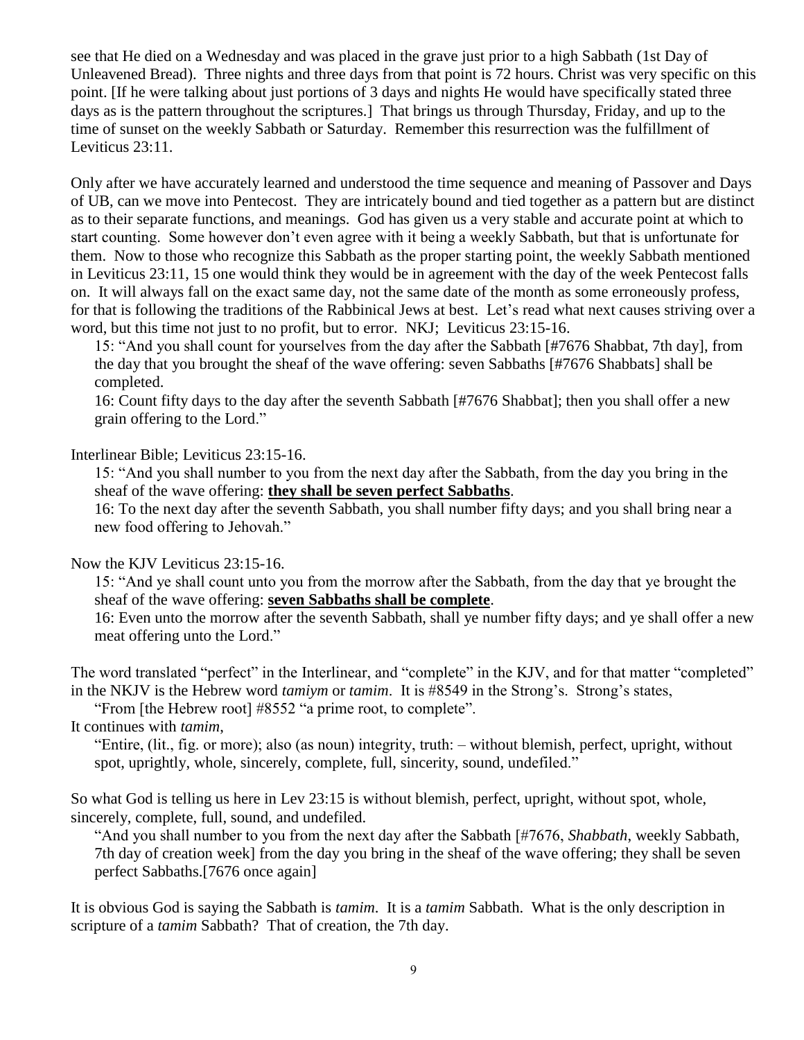see that He died on a Wednesday and was placed in the grave just prior to a high Sabbath (1st Day of Unleavened Bread). Three nights and three days from that point is 72 hours. Christ was very specific on this point. [If he were talking about just portions of 3 days and nights He would have specifically stated three days as is the pattern throughout the scriptures.] That brings us through Thursday, Friday, and up to the time of sunset on the weekly Sabbath or Saturday. Remember this resurrection was the fulfillment of Leviticus 23:11.

Only after we have accurately learned and understood the time sequence and meaning of Passover and Days of UB, can we move into Pentecost. They are intricately bound and tied together as a pattern but are distinct as to their separate functions, and meanings. God has given us a very stable and accurate point at which to start counting. Some however don't even agree with it being a weekly Sabbath, but that is unfortunate for them. Now to those who recognize this Sabbath as the proper starting point, the weekly Sabbath mentioned in Leviticus 23:11, 15 one would think they would be in agreement with the day of the week Pentecost falls on. It will always fall on the exact same day, not the same date of the month as some erroneously profess, for that is following the traditions of the Rabbinical Jews at best. Let's read what next causes striving over a word, but this time not just to no profit, but to error. NKJ; Leviticus 23:15-16.

> 15: "And you shall count for yourselves from the day after the Sabbath [#7676 Shabbat, 7th day], from the day that you brought the sheaf of the wave offering: seven Sabbaths [#7676 Shabbats] shall be completed.
>
> 16: Count fifty days to the day after the seventh Sabbath [#7676 Shabbat]; then you shall offer a new grain offering to the Lord."

Interlinear Bible; Leviticus 23:15-16.

> 15: "And you shall number to you from the next day after the Sabbath, from the day you bring in the sheaf of the wave offering: **they shall be seven perfect Sabbaths**.
>
> 16: To the next day after the seventh Sabbath, you shall number fifty days; and you shall bring near a new food offering to Jehovah."

Now the KJV Leviticus 23:15-16.

> 15: "And ye shall count unto you from the morrow after the Sabbath, from the day that ye brought the sheaf of the wave offering: **seven Sabbaths shall be complete**.
>
> 16: Even unto the morrow after the seventh Sabbath, shall ye number fifty days; and ye shall offer a new meat offering unto the Lord."

The word translated "perfect" in the Interlinear, and "complete" in the KJV, and for that matter "completed" in the NKJV is the Hebrew word *tamiym* or *tamim*. It is #8549 in the Strong's. Strong's states,

> "From [the Hebrew root] #8552 "a prime root, to complete".

It continues with *tamim*,

> "Entire, (lit., fig. or more); also (as noun) integrity, truth: – without blemish, perfect, upright, without spot, uprightly, whole, sincerely, complete, full, sincerity, sound, undefiled."

So what God is telling us here in Lev 23:15 is without blemish, perfect, upright, without spot, whole, sincerely, complete, full, sound, and undefiled.

> "And you shall number to you from the next day after the Sabbath [#7676, *Shabbath*, weekly Sabbath, 7th day of creation week] from the day you bring in the sheaf of the wave offering; they shall be seven perfect Sabbaths.[7676 once again]

It is obvious God is saying the Sabbath is *tamim*. It is a *tamim* Sabbath. What is the only description in scripture of a *tamim* Sabbath? That of creation, the 7th day.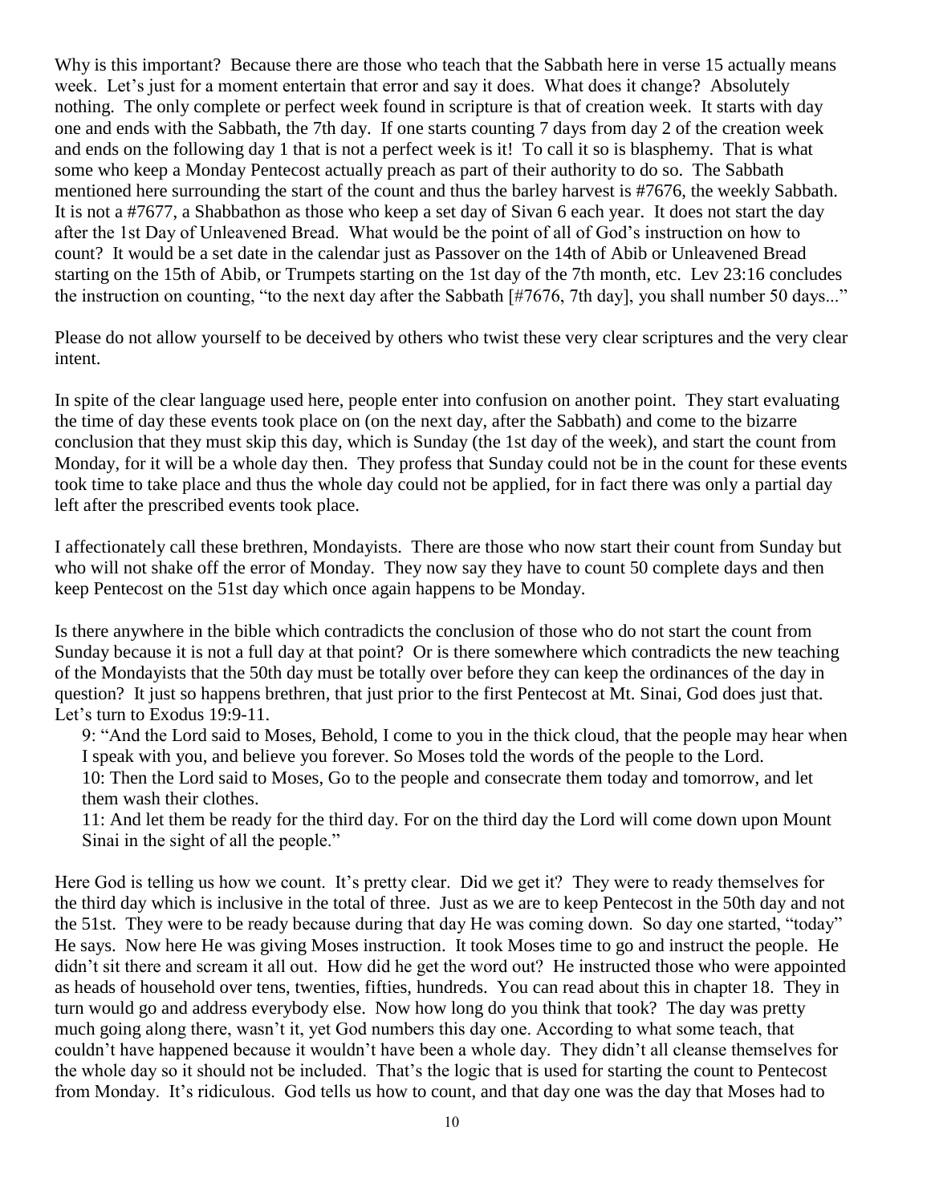Why is this important? Because there are those who teach that the Sabbath here in verse 15 actually means week. Let's just for a moment entertain that error and say it does. What does it change? Absolutely nothing. The only complete or perfect week found in scripture is that of creation week. It starts with day one and ends with the Sabbath, the 7th day. If one starts counting 7 days from day 2 of the creation week and ends on the following day 1 that is not a perfect week is it! To call it so is blasphemy. That is what some who keep a Monday Pentecost actually preach as part of their authority to do so. The Sabbath mentioned here surrounding the start of the count and thus the barley harvest is #7676, the weekly Sabbath. It is not a #7677, a Shabbathon as those who keep a set day of Sivan 6 each year. It does not start the day after the 1st Day of Unleavened Bread. What would be the point of all of God's instruction on how to count? It would be a set date in the calendar just as Passover on the 14th of Abib or Unleavened Bread starting on the 15th of Abib, or Trumpets starting on the 1st day of the 7th month, etc. Lev 23:16 concludes the instruction on counting, "to the next day after the Sabbath [#7676, 7th day], you shall number 50 days..."

Please do not allow yourself to be deceived by others who twist these very clear scriptures and the very clear intent.

In spite of the clear language used here, people enter into confusion on another point. They start evaluating the time of day these events took place on (on the next day, after the Sabbath) and come to the bizarre conclusion that they must skip this day, which is Sunday (the 1st day of the week), and start the count from Monday, for it will be a whole day then. They profess that Sunday could not be in the count for these events took time to take place and thus the whole day could not be applied, for in fact there was only a partial day left after the prescribed events took place.

I affectionately call these brethren, Mondayists. There are those who now start their count from Sunday but who will not shake off the error of Monday. They now say they have to count 50 complete days and then keep Pentecost on the 51st day which once again happens to be Monday.

Is there anywhere in the bible which contradicts the conclusion of those who do not start the count from Sunday because it is not a full day at that point? Or is there somewhere which contradicts the new teaching of the Mondayists that the 50th day must be totally over before they can keep the ordinances of the day in question? It just so happens brethren, that just prior to the first Pentecost at Mt. Sinai, God does just that. Let's turn to Exodus 19:9-11.

> 9: "And the Lord said to Moses, Behold, I come to you in the thick cloud, that the people may hear when I speak with you, and believe you forever. So Moses told the words of the people to the Lord.
> 10: Then the Lord said to Moses, Go to the people and consecrate them today and tomorrow, and let them wash their clothes.
> 11: And let them be ready for the third day. For on the third day the Lord will come down upon Mount Sinai in the sight of all the people."

Here God is telling us how we count. It's pretty clear. Did we get it? They were to ready themselves for the third day which is inclusive in the total of three. Just as we are to keep Pentecost in the 50th day and not the 51st. They were to be ready because during that day He was coming down. So day one started, "today" He says. Now here He was giving Moses instruction. It took Moses time to go and instruct the people. He didn't sit there and scream it all out. How did he get the word out? He instructed those who were appointed as heads of household over tens, twenties, fifties, hundreds. You can read about this in chapter 18. They in turn would go and address everybody else. Now how long do you think that took? The day was pretty much going along there, wasn't it, yet God numbers this day one. According to what some teach, that couldn't have happened because it wouldn't have been a whole day. They didn't all cleanse themselves for the whole day so it should not be included. That's the logic that is used for starting the count to Pentecost from Monday. It's ridiculous. God tells us how to count, and that day one was the day that Moses had to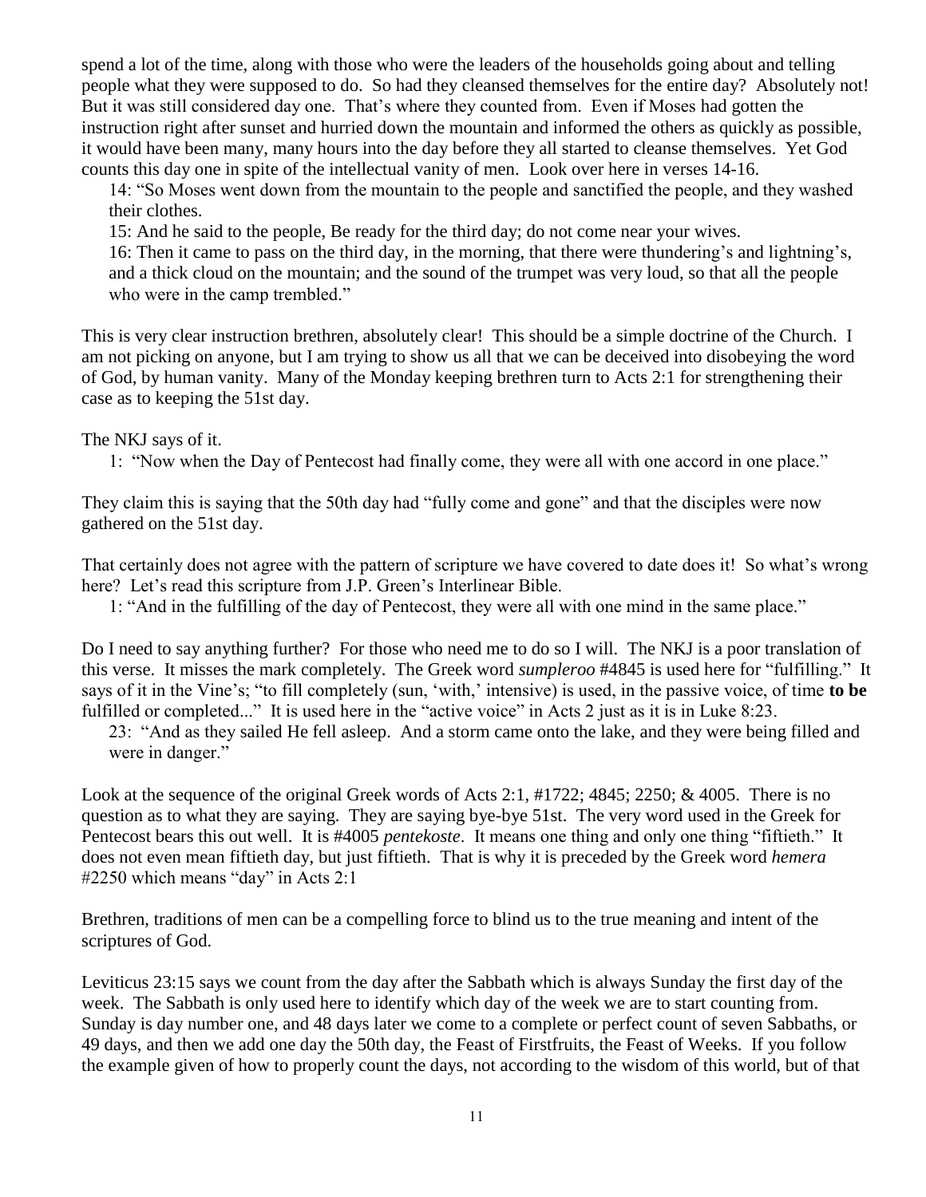spend a lot of the time, along with those who were the leaders of the households going about and telling people what they were supposed to do. So had they cleansed themselves for the entire day? Absolutely not! But it was still considered day one. That's where they counted from. Even if Moses had gotten the instruction right after sunset and hurried down the mountain and informed the others as quickly as possible, it would have been many, many hours into the day before they all started to cleanse themselves. Yet God counts this day one in spite of the intellectual vanity of men. Look over here in verses 14-16.

> 14: "So Moses went down from the mountain to the people and sanctified the people, and they washed their clothes.
>
> 15: And he said to the people, Be ready for the third day; do not come near your wives.
>
> 16: Then it came to pass on the third day, in the morning, that there were thundering's and lightning's, and a thick cloud on the mountain; and the sound of the trumpet was very loud, so that all the people who were in the camp trembled."

This is very clear instruction brethren, absolutely clear! This should be a simple doctrine of the Church. I am not picking on anyone, but I am trying to show us all that we can be deceived into disobeying the word of God, by human vanity. Many of the Monday keeping brethren turn to Acts 2:1 for strengthening their case as to keeping the 51st day.

The NKJ says of it.

> 1: "Now when the Day of Pentecost had finally come, they were all with one accord in one place."

They claim this is saying that the 50th day had "fully come and gone" and that the disciples were now gathered on the 51st day.

That certainly does not agree with the pattern of scripture we have covered to date does it! So what's wrong here? Let's read this scripture from J.P. Green's Interlinear Bible.

> 1: "And in the fulfilling of the day of Pentecost, they were all with one mind in the same place."

Do I need to say anything further? For those who need me to do so I will. The NKJ is a poor translation of this verse. It misses the mark completely. The Greek word *sumpleroo* #4845 is used here for "fulfilling." It says of it in the Vine's; "to fill completely (sun, 'with,' intensive) is used, in the passive voice, of time **to be** fulfilled or completed..." It is used here in the "active voice" in Acts 2 just as it is in Luke 8:23.

> 23: "And as they sailed He fell asleep. And a storm came onto the lake, and they were being filled and were in danger."

Look at the sequence of the original Greek words of Acts 2:1, #1722; 4845; 2250; & 4005. There is no question as to what they are saying. They are saying bye-bye 51st. The very word used in the Greek for Pentecost bears this out well. It is #4005 *pentekoste*. It means one thing and only one thing "fiftieth." It does not even mean fiftieth day, but just fiftieth. That is why it is preceded by the Greek word *hemera* #2250 which means "day" in Acts 2:1

Brethren, traditions of men can be a compelling force to blind us to the true meaning and intent of the scriptures of God.

Leviticus 23:15 says we count from the day after the Sabbath which is always Sunday the first day of the week. The Sabbath is only used here to identify which day of the week we are to start counting from. Sunday is day number one, and 48 days later we come to a complete or perfect count of seven Sabbaths, or 49 days, and then we add one day the 50th day, the Feast of Firstfruits, the Feast of Weeks. If you follow the example given of how to properly count the days, not according to the wisdom of this world, but of that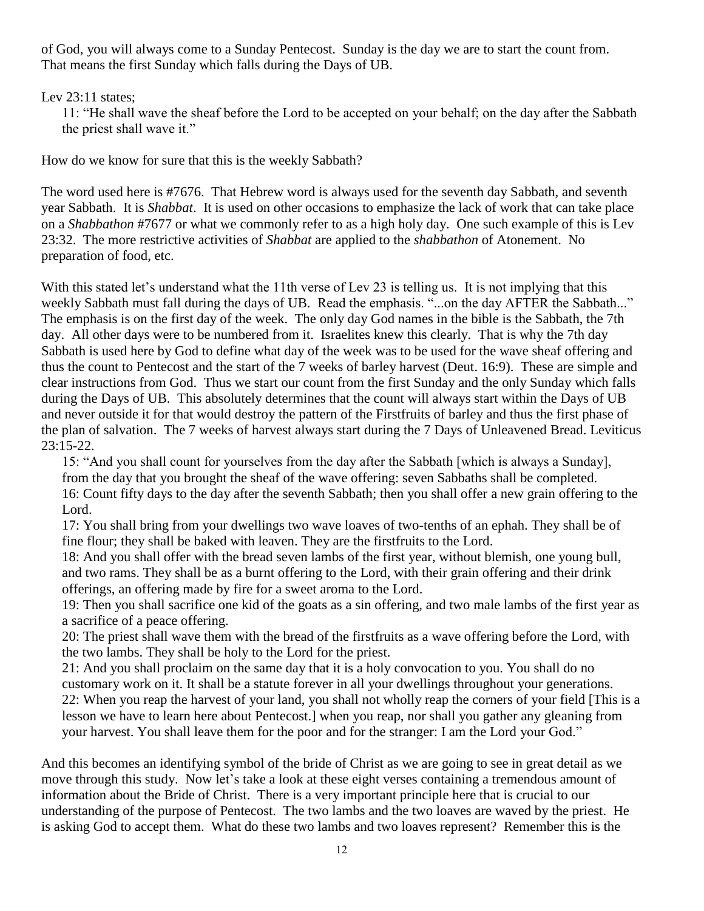of God, you will always come to a Sunday Pentecost. Sunday is the day we are to start the count from. That means the first Sunday which falls during the Days of UB.

Lev 23:11 states;

> 11: "He shall wave the sheaf before the Lord to be accepted on your behalf; on the day after the Sabbath the priest shall wave it."

How do we know for sure that this is the weekly Sabbath?

The word used here is #7676. That Hebrew word is always used for the seventh day Sabbath, and seventh year Sabbath. It is *Shabbat*. It is used on other occasions to emphasize the lack of work that can take place on a *Shabbathon* #7677 or what we commonly refer to as a high holy day. One such example of this is Lev 23:32. The more restrictive activities of *Shabbat* are applied to the *shabbathon* of Atonement. No preparation of food, etc.

With this stated let's understand what the 11th verse of Lev 23 is telling us. It is not implying that this weekly Sabbath must fall during the days of UB. Read the emphasis. "...on the day AFTER the Sabbath..." The emphasis is on the first day of the week. The only day God names in the bible is the Sabbath, the 7th day. All other days were to be numbered from it. Israelites knew this clearly. That is why the 7th day Sabbath is used here by God to define what day of the week was to be used for the wave sheaf offering and thus the count to Pentecost and the start of the 7 weeks of barley harvest (Deut. 16:9). These are simple and clear instructions from God. Thus we start our count from the first Sunday and the only Sunday which falls during the Days of UB. This absolutely determines that the count will always start within the Days of UB and never outside it for that would destroy the pattern of the Firstfruits of barley and thus the first phase of the plan of salvation. The 7 weeks of harvest always start during the 7 Days of Unleavened Bread. Leviticus 23:15-22.

> 15: "And you shall count for yourselves from the day after the Sabbath [which is always a Sunday], from the day that you brought the sheaf of the wave offering: seven Sabbaths shall be completed.
> 16: Count fifty days to the day after the seventh Sabbath; then you shall offer a new grain offering to the Lord.
> 17: You shall bring from your dwellings two wave loaves of two-tenths of an ephah. They shall be of fine flour; they shall be baked with leaven. They are the firstfruits to the Lord.
> 18: And you shall offer with the bread seven lambs of the first year, without blemish, one young bull, and two rams. They shall be as a burnt offering to the Lord, with their grain offering and their drink offerings, an offering made by fire for a sweet aroma to the Lord.
> 19: Then you shall sacrifice one kid of the goats as a sin offering, and two male lambs of the first year as a sacrifice of a peace offering.
> 20: The priest shall wave them with the bread of the firstfruits as a wave offering before the Lord, with the two lambs. They shall be holy to the Lord for the priest.
> 21: And you shall proclaim on the same day that it is a holy convocation to you. You shall do no customary work on it. It shall be a statute forever in all your dwellings throughout your generations.
> 22: When you reap the harvest of your land, you shall not wholly reap the corners of your field [This is a lesson we have to learn here about Pentecost.] when you reap, nor shall you gather any gleaning from your harvest. You shall leave them for the poor and for the stranger: I am the Lord your God."

And this becomes an identifying symbol of the bride of Christ as we are going to see in great detail as we move through this study. Now let's take a look at these eight verses containing a tremendous amount of information about the Bride of Christ. There is a very important principle here that is crucial to our understanding of the purpose of Pentecost. The two lambs and the two loaves are waved by the priest. He is asking God to accept them. What do these two lambs and two loaves represent? Remember this is the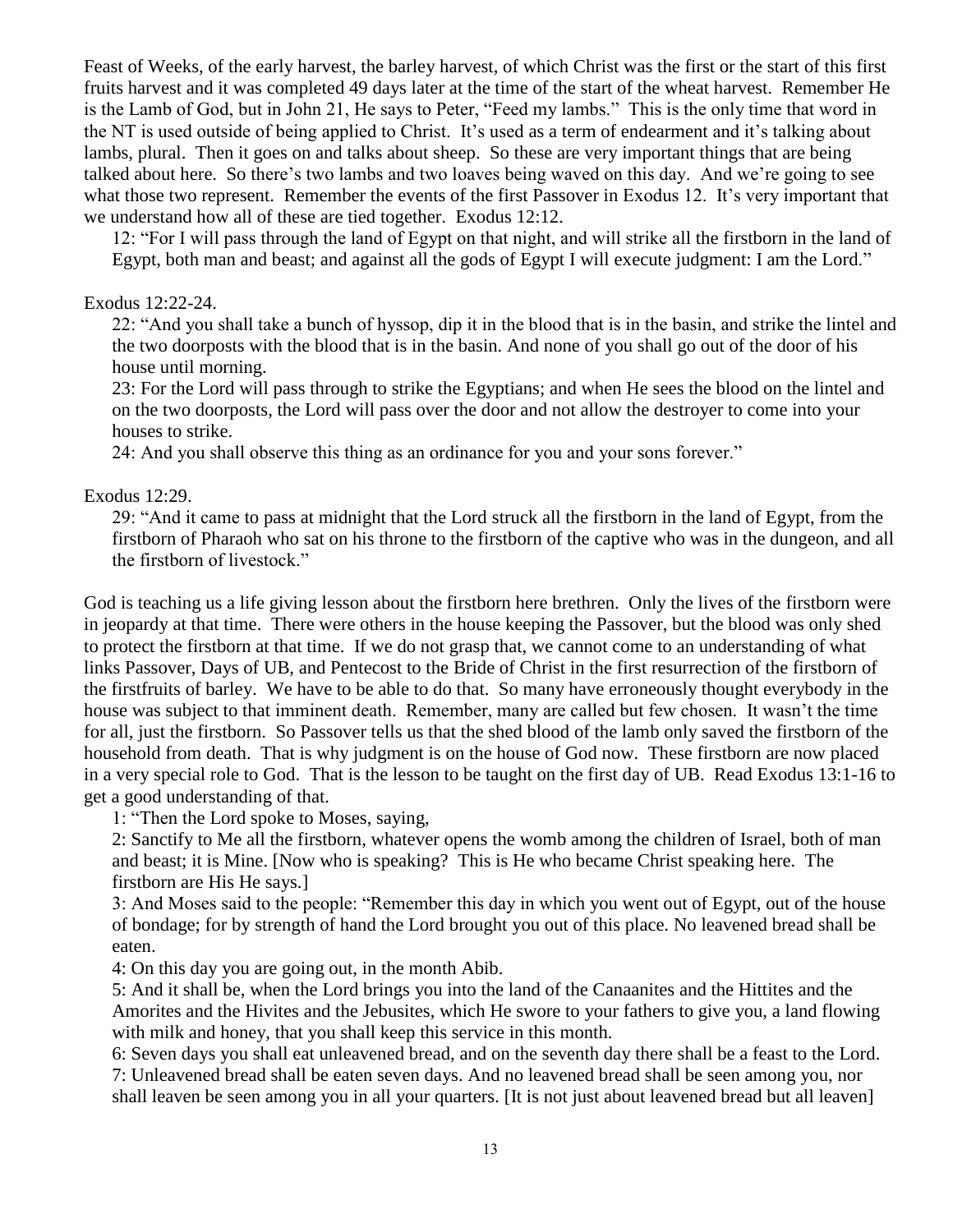Feast of Weeks, of the early harvest, the barley harvest, of which Christ was the first or the start of this first fruits harvest and it was completed 49 days later at the time of the start of the wheat harvest. Remember He is the Lamb of God, but in John 21, He says to Peter, "Feed my lambs." This is the only time that word in the NT is used outside of being applied to Christ. It's used as a term of endearment and it's talking about lambs, plural. Then it goes on and talks about sheep. So these are very important things that are being talked about here. So there's two lambs and two loaves being waved on this day. And we're going to see what those two represent. Remember the events of the first Passover in Exodus 12. It's very important that we understand how all of these are tied together. Exodus 12:12.

> 12: "For I will pass through the land of Egypt on that night, and will strike all the firstborn in the land of Egypt, both man and beast; and against all the gods of Egypt I will execute judgment: I am the Lord."

Exodus 12:22-24.

> 22: "And you shall take a bunch of hyssop, dip it in the blood that is in the basin, and strike the lintel and the two doorposts with the blood that is in the basin. And none of you shall go out of the door of his house until morning.
> 23: For the Lord will pass through to strike the Egyptians; and when He sees the blood on the lintel and on the two doorposts, the Lord will pass over the door and not allow the destroyer to come into your houses to strike.
> 24: And you shall observe this thing as an ordinance for you and your sons forever."

Exodus 12:29.

> 29: "And it came to pass at midnight that the Lord struck all the firstborn in the land of Egypt, from the firstborn of Pharaoh who sat on his throne to the firstborn of the captive who was in the dungeon, and all the firstborn of livestock."

God is teaching us a life giving lesson about the firstborn here brethren. Only the lives of the firstborn were in jeopardy at that time. There were others in the house keeping the Passover, but the blood was only shed to protect the firstborn at that time. If we do not grasp that, we cannot come to an understanding of what links Passover, Days of UB, and Pentecost to the Bride of Christ in the first resurrection of the firstborn of the firstfruits of barley. We have to be able to do that. So many have erroneously thought everybody in the house was subject to that imminent death. Remember, many are called but few chosen. It wasn't the time for all, just the firstborn. So Passover tells us that the shed blood of the lamb only saved the firstborn of the household from death. That is why judgment is on the house of God now. These firstborn are now placed in a very special role to God. That is the lesson to be taught on the first day of UB. Read Exodus 13:1-16 to get a good understanding of that.

> 1: "Then the Lord spoke to Moses, saying,
> 2: Sanctify to Me all the firstborn, whatever opens the womb among the children of Israel, both of man and beast; it is Mine. [Now who is speaking? This is He who became Christ speaking here. The firstborn are His He says.]
> 3: And Moses said to the people: "Remember this day in which you went out of Egypt, out of the house of bondage; for by strength of hand the Lord brought you out of this place. No leavened bread shall be eaten.
> 4: On this day you are going out, in the month Abib.
> 5: And it shall be, when the Lord brings you into the land of the Canaanites and the Hittites and the Amorites and the Hivites and the Jebusites, which He swore to your fathers to give you, a land flowing with milk and honey, that you shall keep this service in this month.
> 6: Seven days you shall eat unleavened bread, and on the seventh day there shall be a feast to the Lord.
> 7: Unleavened bread shall be eaten seven days. And no leavened bread shall be seen among you, nor shall leaven be seen among you in all your quarters. [It is not just about leavened bread but all leaven]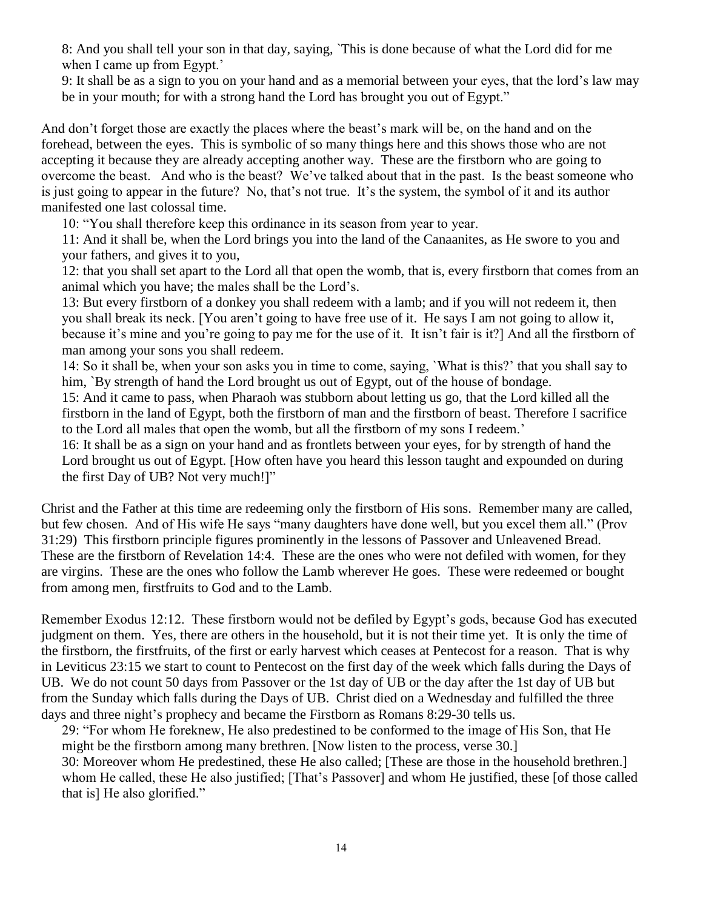8: And you shall tell your son in that day, saying, `This is done because of what the Lord did for me when I came up from Egypt.'

9: It shall be as a sign to you on your hand and as a memorial between your eyes, that the lord's law may be in your mouth; for with a strong hand the Lord has brought you out of Egypt."

And don't forget those are exactly the places where the beast's mark will be, on the hand and on the forehead, between the eyes. This is symbolic of so many things here and this shows those who are not accepting it because they are already accepting another way. These are the firstborn who are going to overcome the beast. And who is the beast? We've talked about that in the past. Is the beast someone who is just going to appear in the future? No, that's not true. It's the system, the symbol of it and its author manifested one last colossal time.

10: "You shall therefore keep this ordinance in its season from year to year.

11: And it shall be, when the Lord brings you into the land of the Canaanites, as He swore to you and your fathers, and gives it to you,

12: that you shall set apart to the Lord all that open the womb, that is, every firstborn that comes from an animal which you have; the males shall be the Lord's.

13: But every firstborn of a donkey you shall redeem with a lamb; and if you will not redeem it, then you shall break its neck. [You aren't going to have free use of it. He says I am not going to allow it, because it's mine and you're going to pay me for the use of it. It isn't fair is it?] And all the firstborn of man among your sons you shall redeem.

14: So it shall be, when your son asks you in time to come, saying, `What is this?' that you shall say to him, `By strength of hand the Lord brought us out of Egypt, out of the house of bondage.

15: And it came to pass, when Pharaoh was stubborn about letting us go, that the Lord killed all the firstborn in the land of Egypt, both the firstborn of man and the firstborn of beast. Therefore I sacrifice to the Lord all males that open the womb, but all the firstborn of my sons I redeem.'

16: It shall be as a sign on your hand and as frontlets between your eyes, for by strength of hand the Lord brought us out of Egypt. [How often have you heard this lesson taught and expounded on during the first Day of UB? Not very much!]"

Christ and the Father at this time are redeeming only the firstborn of His sons. Remember many are called, but few chosen. And of His wife He says "many daughters have done well, but you excel them all." (Prov 31:29) This firstborn principle figures prominently in the lessons of Passover and Unleavened Bread. These are the firstborn of Revelation 14:4. These are the ones who were not defiled with women, for they are virgins. These are the ones who follow the Lamb wherever He goes. These were redeemed or bought from among men, firstfruits to God and to the Lamb.

Remember Exodus 12:12. These firstborn would not be defiled by Egypt's gods, because God has executed judgment on them. Yes, there are others in the household, but it is not their time yet. It is only the time of the firstborn, the firstfruits, of the first or early harvest which ceases at Pentecost for a reason. That is why in Leviticus 23:15 we start to count to Pentecost on the first day of the week which falls during the Days of UB. We do not count 50 days from Passover or the 1st day of UB or the day after the 1st day of UB but from the Sunday which falls during the Days of UB. Christ died on a Wednesday and fulfilled the three days and three night's prophecy and became the Firstborn as Romans 8:29-30 tells us.

29: "For whom He foreknew, He also predestined to be conformed to the image of His Son, that He might be the firstborn among many brethren. [Now listen to the process, verse 30.]

30: Moreover whom He predestined, these He also called; [These are those in the household brethren.] whom He called, these He also justified; [That's Passover] and whom He justified, these [of those called that is] He also glorified."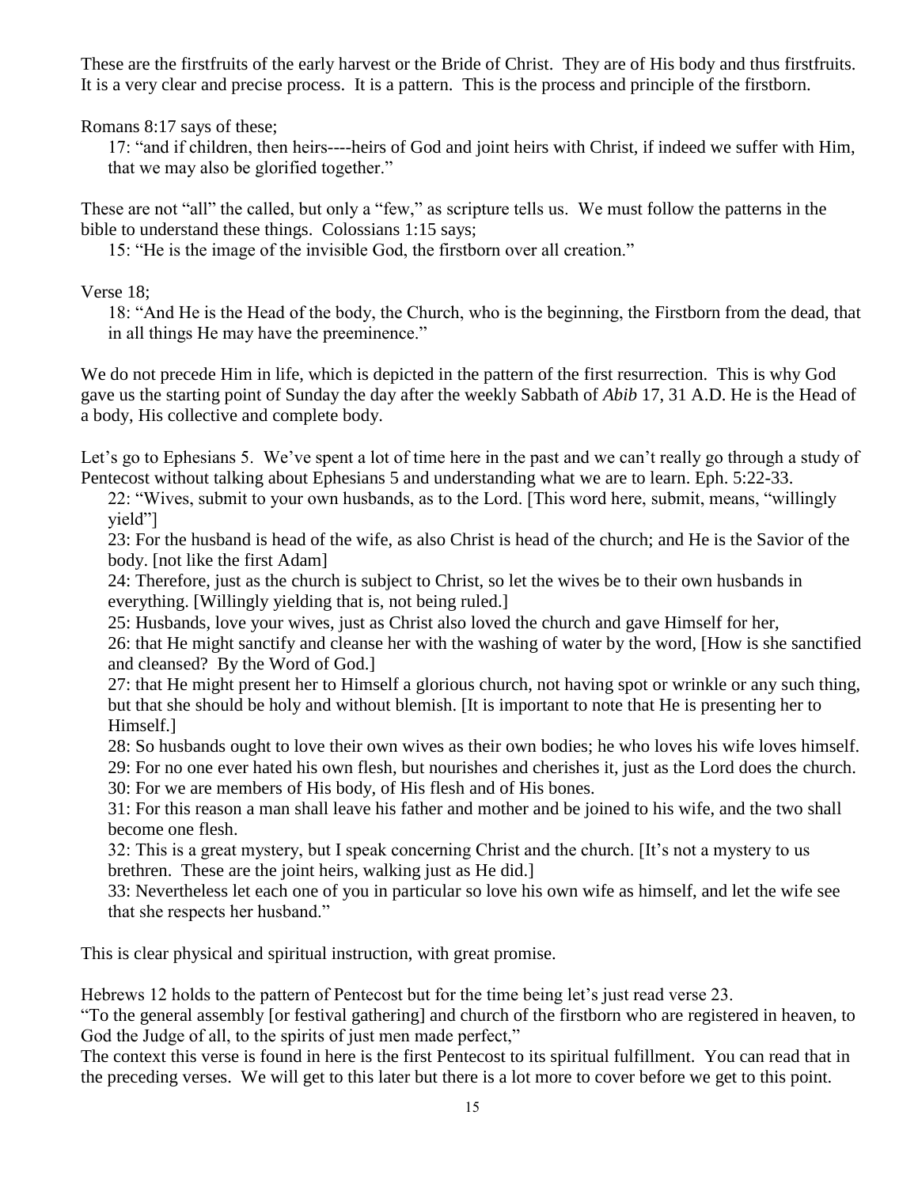These are the firstfruits of the early harvest or the Bride of Christ. They are of His body and thus firstfruits. It is a very clear and precise process. It is a pattern. This is the process and principle of the firstborn.

Romans 8:17 says of these;

> 17: "and if children, then heirs----heirs of God and joint heirs with Christ, if indeed we suffer with Him, that we may also be glorified together."

These are not "all" the called, but only a "few," as scripture tells us. We must follow the patterns in the bible to understand these things. Colossians 1:15 says;

> 15: "He is the image of the invisible God, the firstborn over all creation."

Verse 18;

> 18: "And He is the Head of the body, the Church, who is the beginning, the Firstborn from the dead, that in all things He may have the preeminence."

We do not precede Him in life, which is depicted in the pattern of the first resurrection. This is why God gave us the starting point of Sunday the day after the weekly Sabbath of *Abib* 17, 31 A.D. He is the Head of a body, His collective and complete body.

Let's go to Ephesians 5. We've spent a lot of time here in the past and we can't really go through a study of Pentecost without talking about Ephesians 5 and understanding what we are to learn. Eph. 5:22-33.

> 22: "Wives, submit to your own husbands, as to the Lord. [This word here, submit, means, "willingly yield"]
> 23: For the husband is head of the wife, as also Christ is head of the church; and He is the Savior of the body. [not like the first Adam]
> 24: Therefore, just as the church is subject to Christ, so let the wives be to their own husbands in everything. [Willingly yielding that is, not being ruled.]
> 25: Husbands, love your wives, just as Christ also loved the church and gave Himself for her,
> 26: that He might sanctify and cleanse her with the washing of water by the word, [How is she sanctified and cleansed? By the Word of God.]
> 27: that He might present her to Himself a glorious church, not having spot or wrinkle or any such thing, but that she should be holy and without blemish. [It is important to note that He is presenting her to Himself.]
> 28: So husbands ought to love their own wives as their own bodies; he who loves his wife loves himself.
> 29: For no one ever hated his own flesh, but nourishes and cherishes it, just as the Lord does the church.
> 30: For we are members of His body, of His flesh and of His bones.
> 31: For this reason a man shall leave his father and mother and be joined to his wife, and the two shall become one flesh.
> 32: This is a great mystery, but I speak concerning Christ and the church. [It's not a mystery to us brethren. These are the joint heirs, walking just as He did.]
> 33: Nevertheless let each one of you in particular so love his own wife as himself, and let the wife see that she respects her husband."

This is clear physical and spiritual instruction, with great promise.

Hebrews 12 holds to the pattern of Pentecost but for the time being let's just read verse 23.
"To the general assembly [or festival gathering] and church of the firstborn who are registered in heaven, to God the Judge of all, to the spirits of just men made perfect,"
The context this verse is found in here is the first Pentecost to its spiritual fulfillment. You can read that in the preceding verses. We will get to this later but there is a lot more to cover before we get to this point.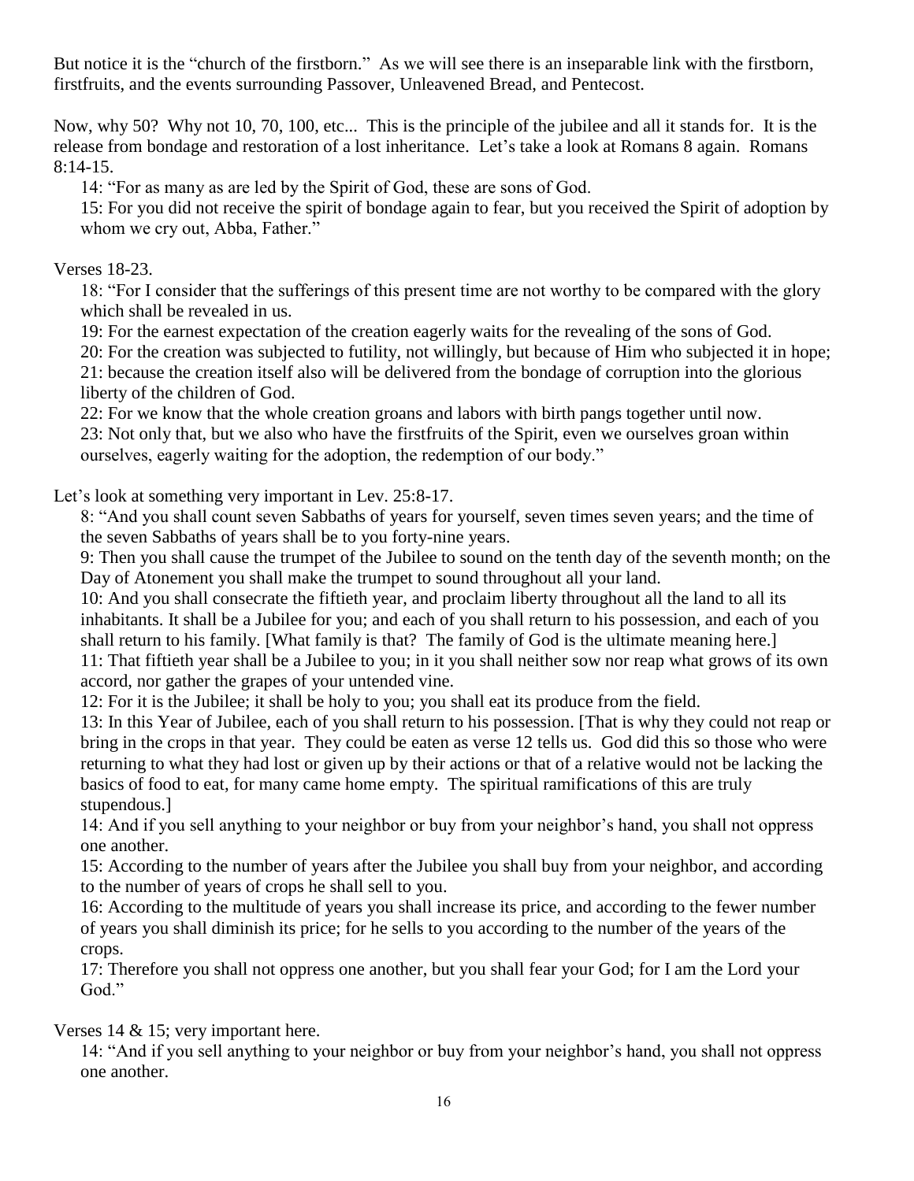But notice it is the "church of the firstborn." As we will see there is an inseparable link with the firstborn, firstfruits, and the events surrounding Passover, Unleavened Bread, and Pentecost.

Now, why 50? Why not 10, 70, 100, etc... This is the principle of the jubilee and all it stands for. It is the release from bondage and restoration of a lost inheritance. Let's take a look at Romans 8 again. Romans 8:14-15.

> 14: "For as many as are led by the Spirit of God, these are sons of God.
> 15: For you did not receive the spirit of bondage again to fear, but you received the Spirit of adoption by whom we cry out, Abba, Father."

Verses 18-23.

> 18: "For I consider that the sufferings of this present time are not worthy to be compared with the glory which shall be revealed in us.
> 19: For the earnest expectation of the creation eagerly waits for the revealing of the sons of God.
> 20: For the creation was subjected to futility, not willingly, but because of Him who subjected it in hope;
> 21: because the creation itself also will be delivered from the bondage of corruption into the glorious liberty of the children of God.
> 22: For we know that the whole creation groans and labors with birth pangs together until now.
> 23: Not only that, but we also who have the firstfruits of the Spirit, even we ourselves groan within ourselves, eagerly waiting for the adoption, the redemption of our body."

Let's look at something very important in Lev. 25:8-17.

> 8: "And you shall count seven Sabbaths of years for yourself, seven times seven years; and the time of the seven Sabbaths of years shall be to you forty-nine years.
> 9: Then you shall cause the trumpet of the Jubilee to sound on the tenth day of the seventh month; on the Day of Atonement you shall make the trumpet to sound throughout all your land.
> 10: And you shall consecrate the fiftieth year, and proclaim liberty throughout all the land to all its inhabitants. It shall be a Jubilee for you; and each of you shall return to his possession, and each of you shall return to his family. [What family is that? The family of God is the ultimate meaning here.]
> 11: That fiftieth year shall be a Jubilee to you; in it you shall neither sow nor reap what grows of its own accord, nor gather the grapes of your untended vine.
> 12: For it is the Jubilee; it shall be holy to you; you shall eat its produce from the field.
> 13: In this Year of Jubilee, each of you shall return to his possession. [That is why they could not reap or bring in the crops in that year. They could be eaten as verse 12 tells us. God did this so those who were returning to what they had lost or given up by their actions or that of a relative would not be lacking the basics of food to eat, for many came home empty. The spiritual ramifications of this are truly stupendous.]
> 14: And if you sell anything to your neighbor or buy from your neighbor's hand, you shall not oppress one another.
> 15: According to the number of years after the Jubilee you shall buy from your neighbor, and according to the number of years of crops he shall sell to you.
> 16: According to the multitude of years you shall increase its price, and according to the fewer number of years you shall diminish its price; for he sells to you according to the number of the years of the crops.
> 17: Therefore you shall not oppress one another, but you shall fear your God; for I am the Lord your God."

Verses 14 & 15; very important here.

> 14: "And if you sell anything to your neighbor or buy from your neighbor's hand, you shall not oppress one another.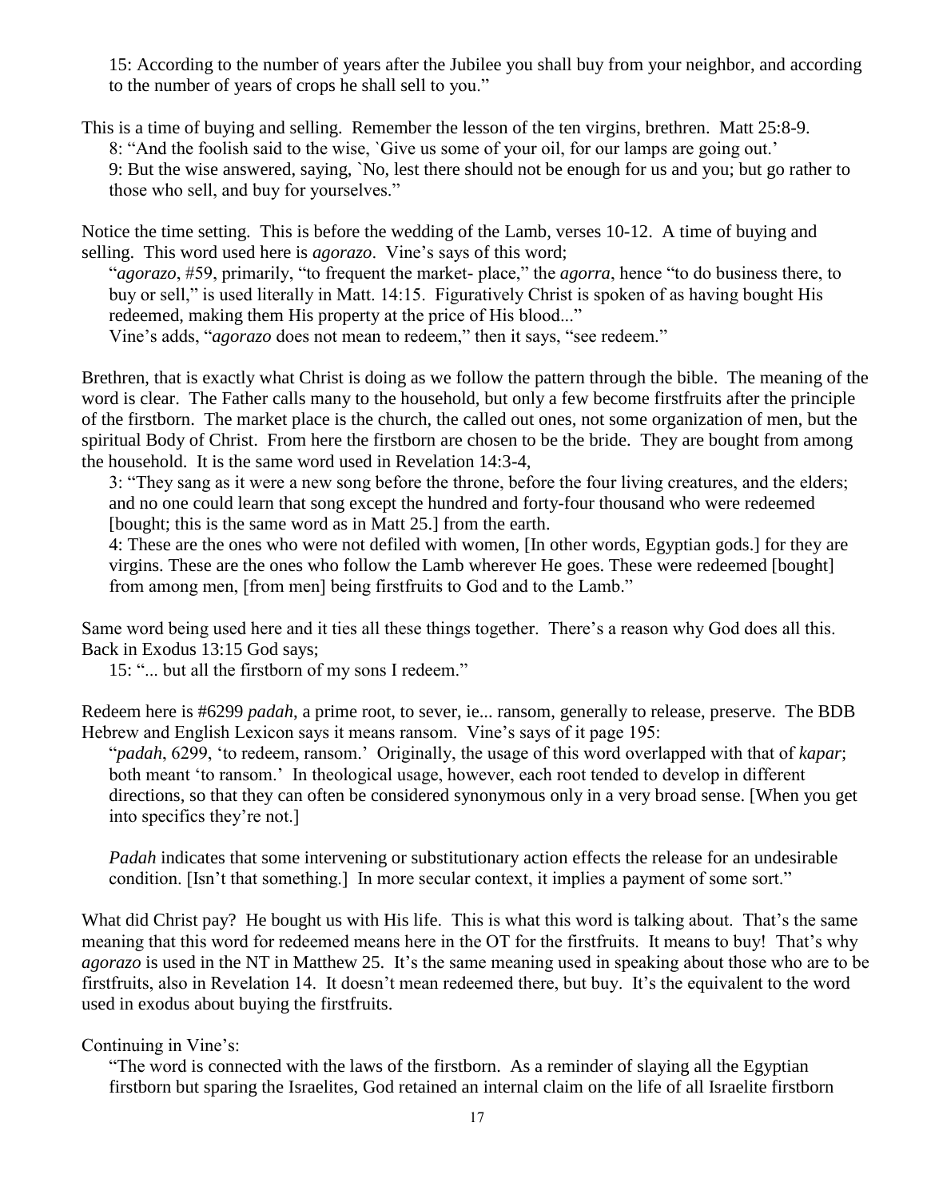15: According to the number of years after the Jubilee you shall buy from your neighbor, and according to the number of years of crops he shall sell to you."

This is a time of buying and selling. Remember the lesson of the ten virgins, brethren. Matt 25:8-9.

8: "And the foolish said to the wise, `Give us some of your oil, for our lamps are going out.'

9: But the wise answered, saying, `No, lest there should not be enough for us and you; but go rather to those who sell, and buy for yourselves."

Notice the time setting. This is before the wedding of the Lamb, verses 10-12. A time of buying and selling. This word used here is *agorazo*. Vine's says of this word;

"*agorazo*, #59, primarily, "to frequent the market- place," the *agorra*, hence "to do business there, to buy or sell," is used literally in Matt. 14:15. Figuratively Christ is spoken of as having bought His redeemed, making them His property at the price of His blood..."

Vine's adds, "*agorazo* does not mean to redeem," then it says, "see redeem."

Brethren, that is exactly what Christ is doing as we follow the pattern through the bible. The meaning of the word is clear. The Father calls many to the household, but only a few become firstfruits after the principle of the firstborn. The market place is the church, the called out ones, not some organization of men, but the spiritual Body of Christ. From here the firstborn are chosen to be the bride. They are bought from among the household. It is the same word used in Revelation 14:3-4,

3: "They sang as it were a new song before the throne, before the four living creatures, and the elders; and no one could learn that song except the hundred and forty-four thousand who were redeemed [bought; this is the same word as in Matt 25.] from the earth.

4: These are the ones who were not defiled with women, [In other words, Egyptian gods.] for they are virgins. These are the ones who follow the Lamb wherever He goes. These were redeemed [bought] from among men, [from men] being firstfruits to God and to the Lamb."

Same word being used here and it ties all these things together. There's a reason why God does all this. Back in Exodus 13:15 God says;

15: "... but all the firstborn of my sons I redeem."

Redeem here is #6299 *padah*, a prime root, to sever, ie... ransom, generally to release, preserve. The BDB Hebrew and English Lexicon says it means ransom. Vine's says of it page 195:

"*padah*, 6299, 'to redeem, ransom.' Originally, the usage of this word overlapped with that of *kapar*; both meant 'to ransom.' In theological usage, however, each root tended to develop in different directions, so that they can often be considered synonymous only in a very broad sense. [When you get into specifics they're not.]

*Padah* indicates that some intervening or substitutionary action effects the release for an undesirable condition. [Isn't that something.] In more secular context, it implies a payment of some sort."

What did Christ pay? He bought us with His life. This is what this word is talking about. That's the same meaning that this word for redeemed means here in the OT for the firstfruits. It means to buy! That's why *agorazo* is used in the NT in Matthew 25. It's the same meaning used in speaking about those who are to be firstfruits, also in Revelation 14. It doesn't mean redeemed there, but buy. It's the equivalent to the word used in exodus about buying the firstfruits.

Continuing in Vine's:

"The word is connected with the laws of the firstborn. As a reminder of slaying all the Egyptian firstborn but sparing the Israelites, God retained an internal claim on the life of all Israelite firstborn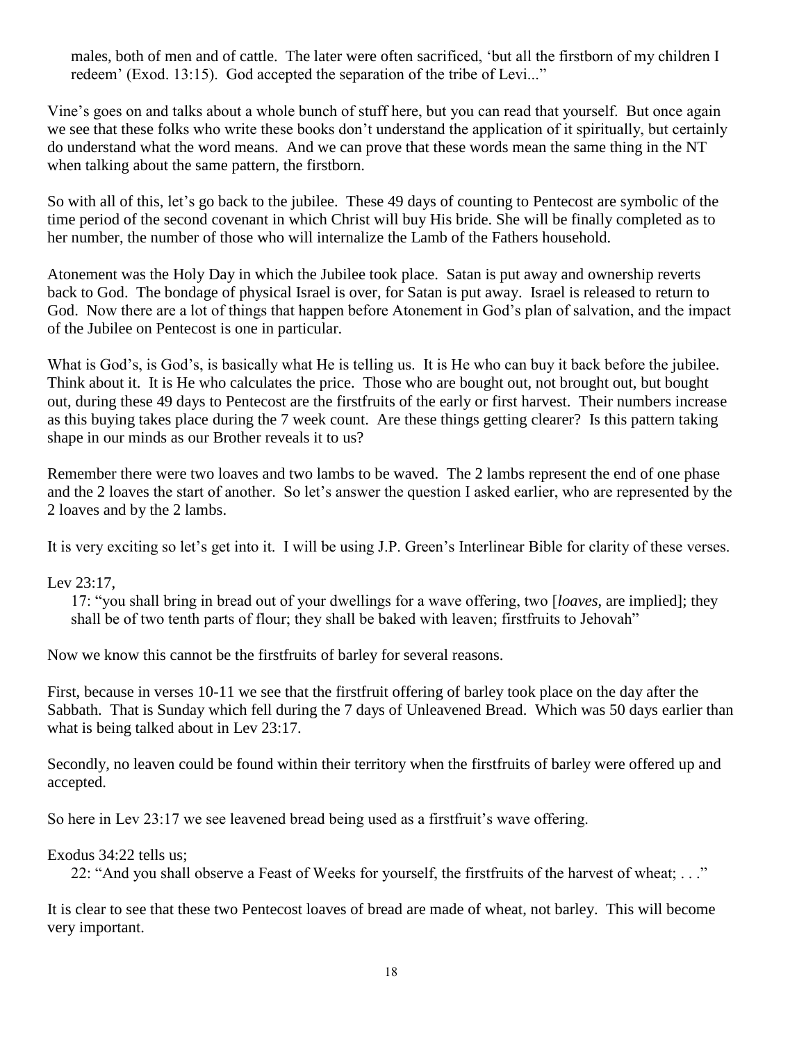> males, both of men and of cattle. The later were often sacrificed, 'but all the firstborn of my children I redeem' (Exod. 13:15). God accepted the separation of the tribe of Levi..."

Vine's goes on and talks about a whole bunch of stuff here, but you can read that yourself. But once again we see that these folks who write these books don't understand the application of it spiritually, but certainly do understand what the word means. And we can prove that these words mean the same thing in the NT when talking about the same pattern, the firstborn.

So with all of this, let's go back to the jubilee. These 49 days of counting to Pentecost are symbolic of the time period of the second covenant in which Christ will buy His bride. She will be finally completed as to her number, the number of those who will internalize the Lamb of the Fathers household.

Atonement was the Holy Day in which the Jubilee took place. Satan is put away and ownership reverts back to God. The bondage of physical Israel is over, for Satan is put away. Israel is released to return to God. Now there are a lot of things that happen before Atonement in God's plan of salvation, and the impact of the Jubilee on Pentecost is one in particular.

What is God's, is God's, is basically what He is telling us. It is He who can buy it back before the jubilee. Think about it. It is He who calculates the price. Those who are bought out, not brought out, but bought out, during these 49 days to Pentecost are the firstfruits of the early or first harvest. Their numbers increase as this buying takes place during the 7 week count. Are these things getting clearer? Is this pattern taking shape in our minds as our Brother reveals it to us?

Remember there were two loaves and two lambs to be waved. The 2 lambs represent the end of one phase and the 2 loaves the start of another. So let's answer the question I asked earlier, who are represented by the 2 loaves and by the 2 lambs.

It is very exciting so let's get into it. I will be using J.P. Green's Interlinear Bible for clarity of these verses.

Lev 23:17,

> 17: "you shall bring in bread out of your dwellings for a wave offering, two [*loaves*, are implied]; they shall be of two tenth parts of flour; they shall be baked with leaven; firstfruits to Jehovah"

Now we know this cannot be the firstfruits of barley for several reasons.

First, because in verses 10-11 we see that the firstfruit offering of barley took place on the day after the Sabbath. That is Sunday which fell during the 7 days of Unleavened Bread. Which was 50 days earlier than what is being talked about in Lev 23:17.

Secondly, no leaven could be found within their territory when the firstfruits of barley were offered up and accepted.

So here in Lev 23:17 we see leavened bread being used as a firstfruit's wave offering.

Exodus 34:22 tells us;

> 22: "And you shall observe a Feast of Weeks for yourself, the firstfruits of the harvest of wheat; . . ."

It is clear to see that these two Pentecost loaves of bread are made of wheat, not barley. This will become very important.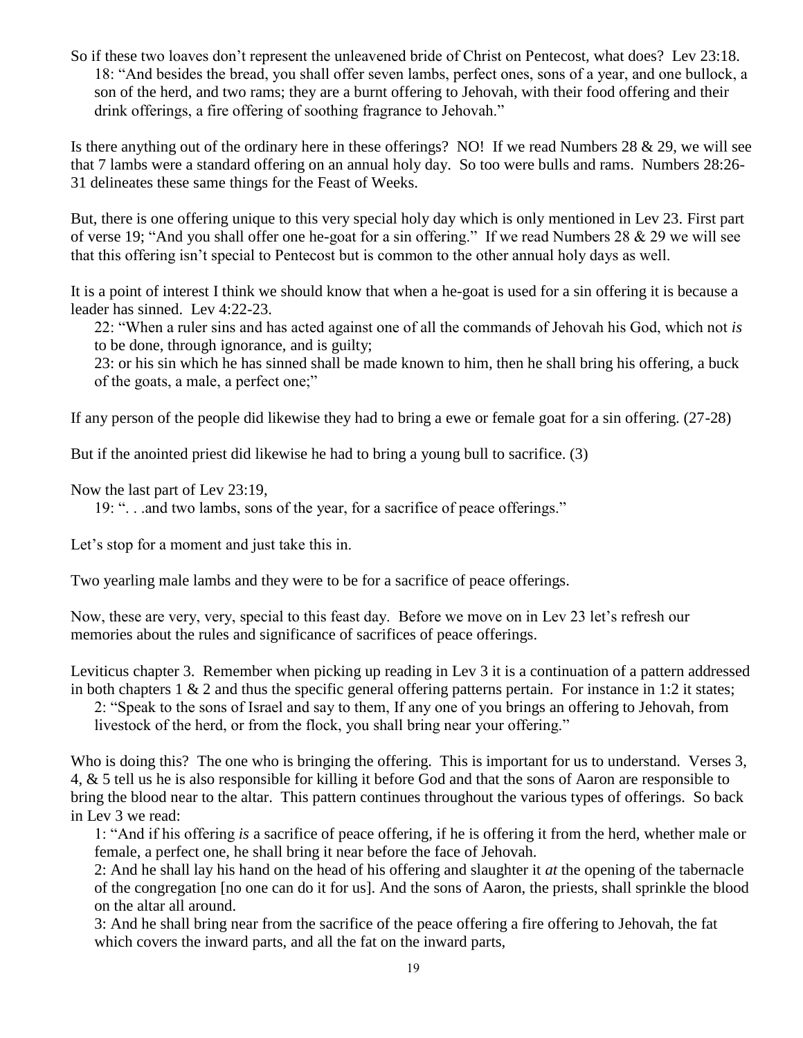So if these two loaves don't represent the unleavened bride of Christ on Pentecost, what does? Lev 23:18.

> 18: "And besides the bread, you shall offer seven lambs, perfect ones, sons of a year, and one bullock, a son of the herd, and two rams; they are a burnt offering to Jehovah, with their food offering and their drink offerings, a fire offering of soothing fragrance to Jehovah."

Is there anything out of the ordinary here in these offerings? NO! If we read Numbers 28 & 29, we will see that 7 lambs were a standard offering on an annual holy day. So too were bulls and rams. Numbers 28:26-31 delineates these same things for the Feast of Weeks.

But, there is one offering unique to this very special holy day which is only mentioned in Lev 23. First part of verse 19; "And you shall offer one he-goat for a sin offering." If we read Numbers 28 & 29 we will see that this offering isn't special to Pentecost but is common to the other annual holy days as well.

It is a point of interest I think we should know that when a he-goat is used for a sin offering it is because a leader has sinned. Lev 4:22-23.

> 22: "When a ruler sins and has acted against one of all the commands of Jehovah his God, which not *is* to be done, through ignorance, and is guilty;
>
> 23: or his sin which he has sinned shall be made known to him, then he shall bring his offering, a buck of the goats, a male, a perfect one;"

If any person of the people did likewise they had to bring a ewe or female goat for a sin offering. (27-28)

But if the anointed priest did likewise he had to bring a young bull to sacrifice. (3)

Now the last part of Lev 23:19,

> 19: ". . .and two lambs, sons of the year, for a sacrifice of peace offerings."

Let's stop for a moment and just take this in.

Two yearling male lambs and they were to be for a sacrifice of peace offerings.

Now, these are very, very, special to this feast day. Before we move on in Lev 23 let's refresh our memories about the rules and significance of sacrifices of peace offerings.

Leviticus chapter 3. Remember when picking up reading in Lev 3 it is a continuation of a pattern addressed in both chapters 1 & 2 and thus the specific general offering patterns pertain. For instance in 1:2 it states;

> 2: "Speak to the sons of Israel and say to them, If any one of you brings an offering to Jehovah, from livestock of the herd, or from the flock, you shall bring near your offering."

Who is doing this? The one who is bringing the offering. This is important for us to understand. Verses 3, 4, & 5 tell us he is also responsible for killing it before God and that the sons of Aaron are responsible to bring the blood near to the altar. This pattern continues throughout the various types of offerings. So back in Lev 3 we read:

> 1: "And if his offering *is* a sacrifice of peace offering, if he is offering it from the herd, whether male or female, a perfect one, he shall bring it near before the face of Jehovah.
>
> 2: And he shall lay his hand on the head of his offering and slaughter it *at* the opening of the tabernacle of the congregation [no one can do it for us]. And the sons of Aaron, the priests, shall sprinkle the blood on the altar all around.
>
> 3: And he shall bring near from the sacrifice of the peace offering a fire offering to Jehovah, the fat which covers the inward parts, and all the fat on the inward parts,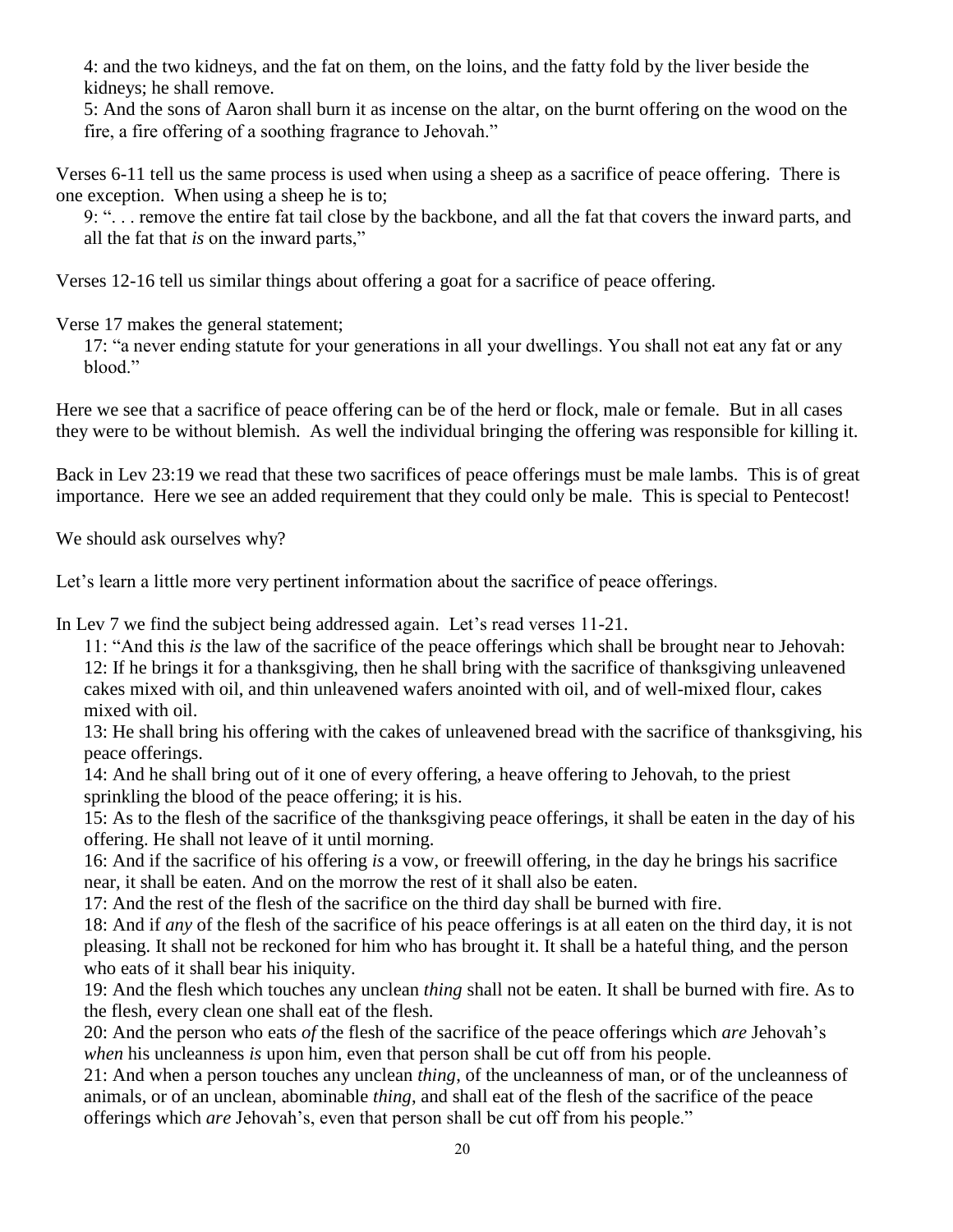4: and the two kidneys, and the fat on them, on the loins, and the fatty fold by the liver beside the kidneys; he shall remove.

5: And the sons of Aaron shall burn it as incense on the altar, on the burnt offering on the wood on the fire, a fire offering of a soothing fragrance to Jehovah."

Verses 6-11 tell us the same process is used when using a sheep as a sacrifice of peace offering. There is one exception. When using a sheep he is to;

9: ". . . remove the entire fat tail close by the backbone, and all the fat that covers the inward parts, and all the fat that *is* on the inward parts,"

Verses 12-16 tell us similar things about offering a goat for a sacrifice of peace offering.

Verse 17 makes the general statement;

17: "a never ending statute for your generations in all your dwellings. You shall not eat any fat or any blood."

Here we see that a sacrifice of peace offering can be of the herd or flock, male or female. But in all cases they were to be without blemish. As well the individual bringing the offering was responsible for killing it.

Back in Lev 23:19 we read that these two sacrifices of peace offerings must be male lambs. This is of great importance. Here we see an added requirement that they could only be male. This is special to Pentecost!

We should ask ourselves why?

Let's learn a little more very pertinent information about the sacrifice of peace offerings.

In Lev 7 we find the subject being addressed again. Let's read verses 11-21.

11: "And this *is* the law of the sacrifice of the peace offerings which shall be brought near to Jehovah:

12: If he brings it for a thanksgiving, then he shall bring with the sacrifice of thanksgiving unleavened cakes mixed with oil, and thin unleavened wafers anointed with oil, and of well-mixed flour, cakes mixed with oil.

13: He shall bring his offering with the cakes of unleavened bread with the sacrifice of thanksgiving, his peace offerings.

14: And he shall bring out of it one of every offering, a heave offering to Jehovah, to the priest sprinkling the blood of the peace offering; it is his.

15: As to the flesh of the sacrifice of the thanksgiving peace offerings, it shall be eaten in the day of his offering. He shall not leave of it until morning.

16: And if the sacrifice of his offering *is* a vow, or freewill offering, in the day he brings his sacrifice near, it shall be eaten. And on the morrow the rest of it shall also be eaten.

17: And the rest of the flesh of the sacrifice on the third day shall be burned with fire.

18: And if *any* of the flesh of the sacrifice of his peace offerings is at all eaten on the third day, it is not pleasing. It shall not be reckoned for him who has brought it. It shall be a hateful thing, and the person who eats of it shall bear his iniquity.

19: And the flesh which touches any unclean *thing* shall not be eaten. It shall be burned with fire. As to the flesh, every clean one shall eat of the flesh.

20: And the person who eats *of* the flesh of the sacrifice of the peace offerings which *are* Jehovah's *when* his uncleanness *is* upon him, even that person shall be cut off from his people.

21: And when a person touches any unclean *thing*, of the uncleanness of man, or of the uncleanness of animals, or of an unclean, abominable *thing*, and shall eat of the flesh of the sacrifice of the peace offerings which *are* Jehovah's, even that person shall be cut off from his people."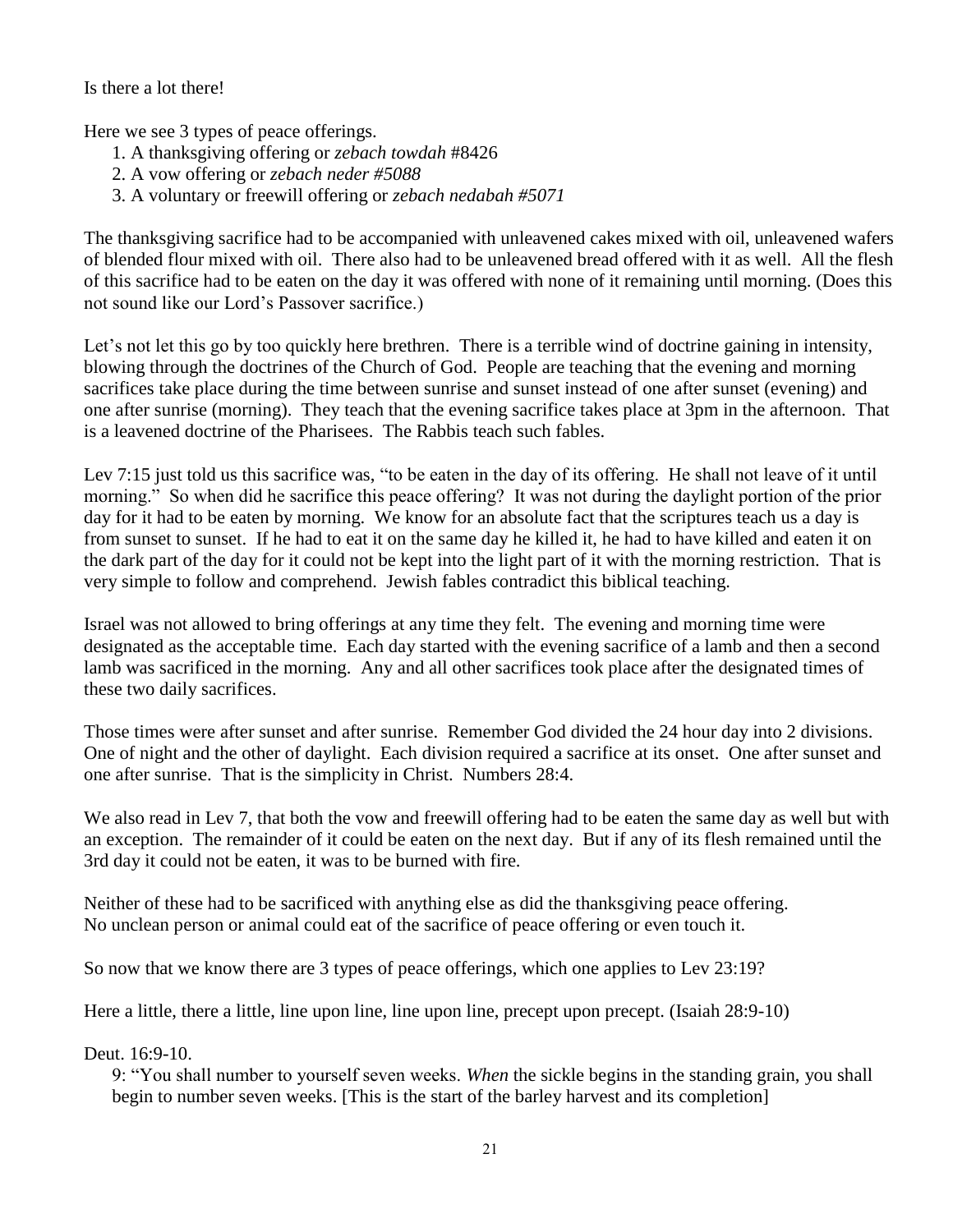Is there a lot there!

Here we see 3 types of peace offerings.

1. A thanksgiving offering or *zebach towdah* #8426
2. A vow offering or *zebach neder #5088*
3. A voluntary or freewill offering or *zebach nedabah #5071*

The thanksgiving sacrifice had to be accompanied with unleavened cakes mixed with oil, unleavened wafers of blended flour mixed with oil. There also had to be unleavened bread offered with it as well. All the flesh of this sacrifice had to be eaten on the day it was offered with none of it remaining until morning. (Does this not sound like our Lord's Passover sacrifice.)

Let's not let this go by too quickly here brethren. There is a terrible wind of doctrine gaining in intensity, blowing through the doctrines of the Church of God. People are teaching that the evening and morning sacrifices take place during the time between sunrise and sunset instead of one after sunset (evening) and one after sunrise (morning). They teach that the evening sacrifice takes place at 3pm in the afternoon. That is a leavened doctrine of the Pharisees. The Rabbis teach such fables.

Lev 7:15 just told us this sacrifice was, "to be eaten in the day of its offering. He shall not leave of it until morning." So when did he sacrifice this peace offering? It was not during the daylight portion of the prior day for it had to be eaten by morning. We know for an absolute fact that the scriptures teach us a day is from sunset to sunset. If he had to eat it on the same day he killed it, he had to have killed and eaten it on the dark part of the day for it could not be kept into the light part of it with the morning restriction. That is very simple to follow and comprehend. Jewish fables contradict this biblical teaching.

Israel was not allowed to bring offerings at any time they felt. The evening and morning time were designated as the acceptable time. Each day started with the evening sacrifice of a lamb and then a second lamb was sacrificed in the morning. Any and all other sacrifices took place after the designated times of these two daily sacrifices.

Those times were after sunset and after sunrise. Remember God divided the 24 hour day into 2 divisions. One of night and the other of daylight. Each division required a sacrifice at its onset. One after sunset and one after sunrise. That is the simplicity in Christ. Numbers 28:4.

We also read in Lev 7, that both the vow and freewill offering had to be eaten the same day as well but with an exception. The remainder of it could be eaten on the next day. But if any of its flesh remained until the 3rd day it could not be eaten, it was to be burned with fire.

Neither of these had to be sacrificed with anything else as did the thanksgiving peace offering.
No unclean person or animal could eat of the sacrifice of peace offering or even touch it.

So now that we know there are 3 types of peace offerings, which one applies to Lev 23:19?

Here a little, there a little, line upon line, line upon line, precept upon precept. (Isaiah 28:9-10)

Deut. 16:9-10.

9: "You shall number to yourself seven weeks. *When* the sickle begins in the standing grain, you shall begin to number seven weeks. [This is the start of the barley harvest and its completion]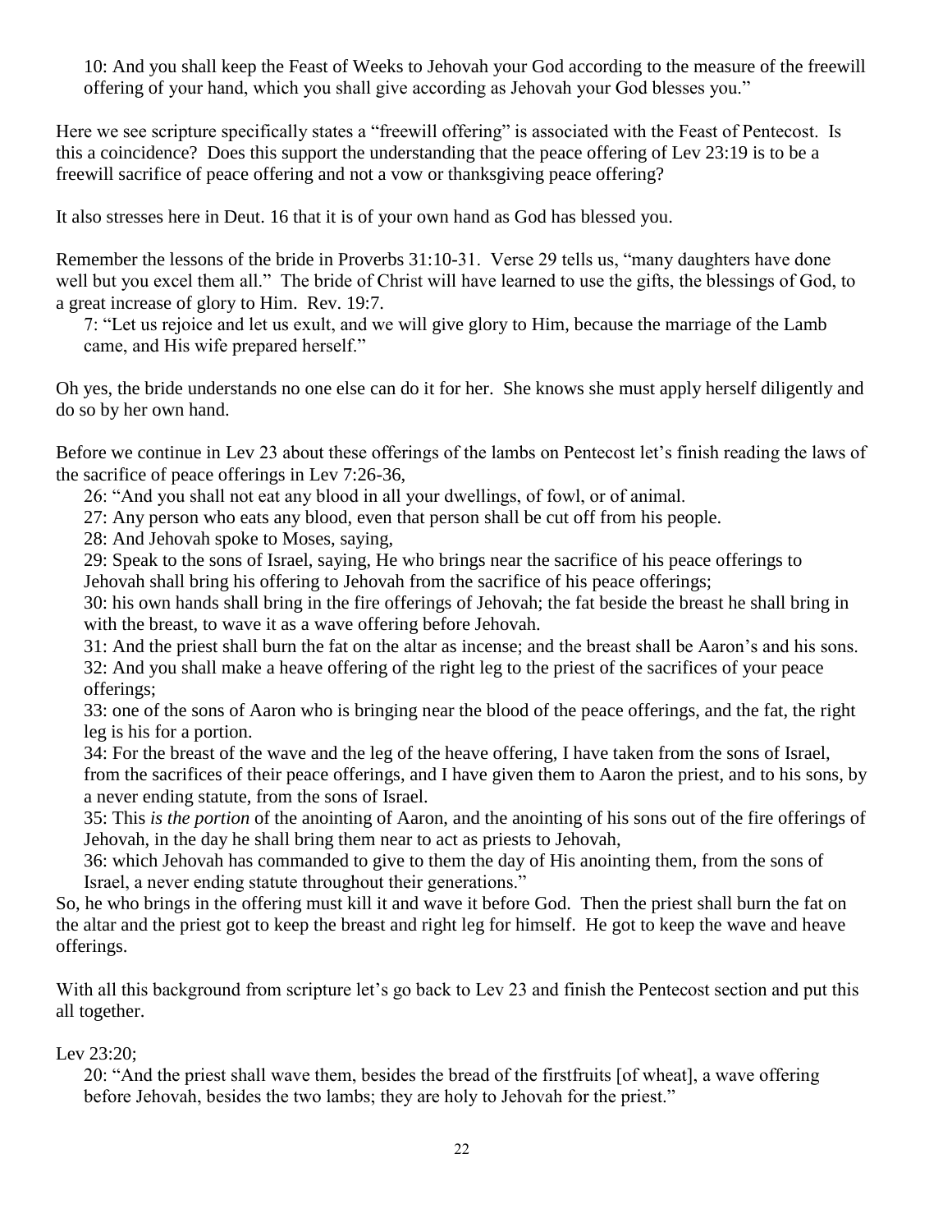10: And you shall keep the Feast of Weeks to Jehovah your God according to the measure of the freewill offering of your hand, which you shall give according as Jehovah your God blesses you."

Here we see scripture specifically states a "freewill offering" is associated with the Feast of Pentecost. Is this a coincidence? Does this support the understanding that the peace offering of Lev 23:19 is to be a freewill sacrifice of peace offering and not a vow or thanksgiving peace offering?

It also stresses here in Deut. 16 that it is of your own hand as God has blessed you.

Remember the lessons of the bride in Proverbs 31:10-31. Verse 29 tells us, "many daughters have done well but you excel them all." The bride of Christ will have learned to use the gifts, the blessings of God, to a great increase of glory to Him. Rev. 19:7.

7: "Let us rejoice and let us exult, and we will give glory to Him, because the marriage of the Lamb came, and His wife prepared herself."

Oh yes, the bride understands no one else can do it for her. She knows she must apply herself diligently and do so by her own hand.

Before we continue in Lev 23 about these offerings of the lambs on Pentecost let's finish reading the laws of the sacrifice of peace offerings in Lev 7:26-36,

26: "And you shall not eat any blood in all your dwellings, of fowl, or of animal.
27: Any person who eats any blood, even that person shall be cut off from his people.
28: And Jehovah spoke to Moses, saying,
29: Speak to the sons of Israel, saying, He who brings near the sacrifice of his peace offerings to Jehovah shall bring his offering to Jehovah from the sacrifice of his peace offerings;
30: his own hands shall bring in the fire offerings of Jehovah; the fat beside the breast he shall bring in with the breast, to wave it as a wave offering before Jehovah.
31: And the priest shall burn the fat on the altar as incense; and the breast shall be Aaron's and his sons.
32: And you shall make a heave offering of the right leg to the priest of the sacrifices of your peace offerings;
33: one of the sons of Aaron who is bringing near the blood of the peace offerings, and the fat, the right leg is his for a portion.
34: For the breast of the wave and the leg of the heave offering, I have taken from the sons of Israel, from the sacrifices of their peace offerings, and I have given them to Aaron the priest, and to his sons, by a never ending statute, from the sons of Israel.
35: This *is the portion* of the anointing of Aaron, and the anointing of his sons out of the fire offerings of Jehovah, in the day he shall bring them near to act as priests to Jehovah,
36: which Jehovah has commanded to give to them the day of His anointing them, from the sons of Israel, a never ending statute throughout their generations."

So, he who brings in the offering must kill it and wave it before God. Then the priest shall burn the fat on the altar and the priest got to keep the breast and right leg for himself. He got to keep the wave and heave offerings.

With all this background from scripture let's go back to Lev 23 and finish the Pentecost section and put this all together.

Lev 23:20;

20: "And the priest shall wave them, besides the bread of the firstfruits [of wheat], a wave offering before Jehovah, besides the two lambs; they are holy to Jehovah for the priest."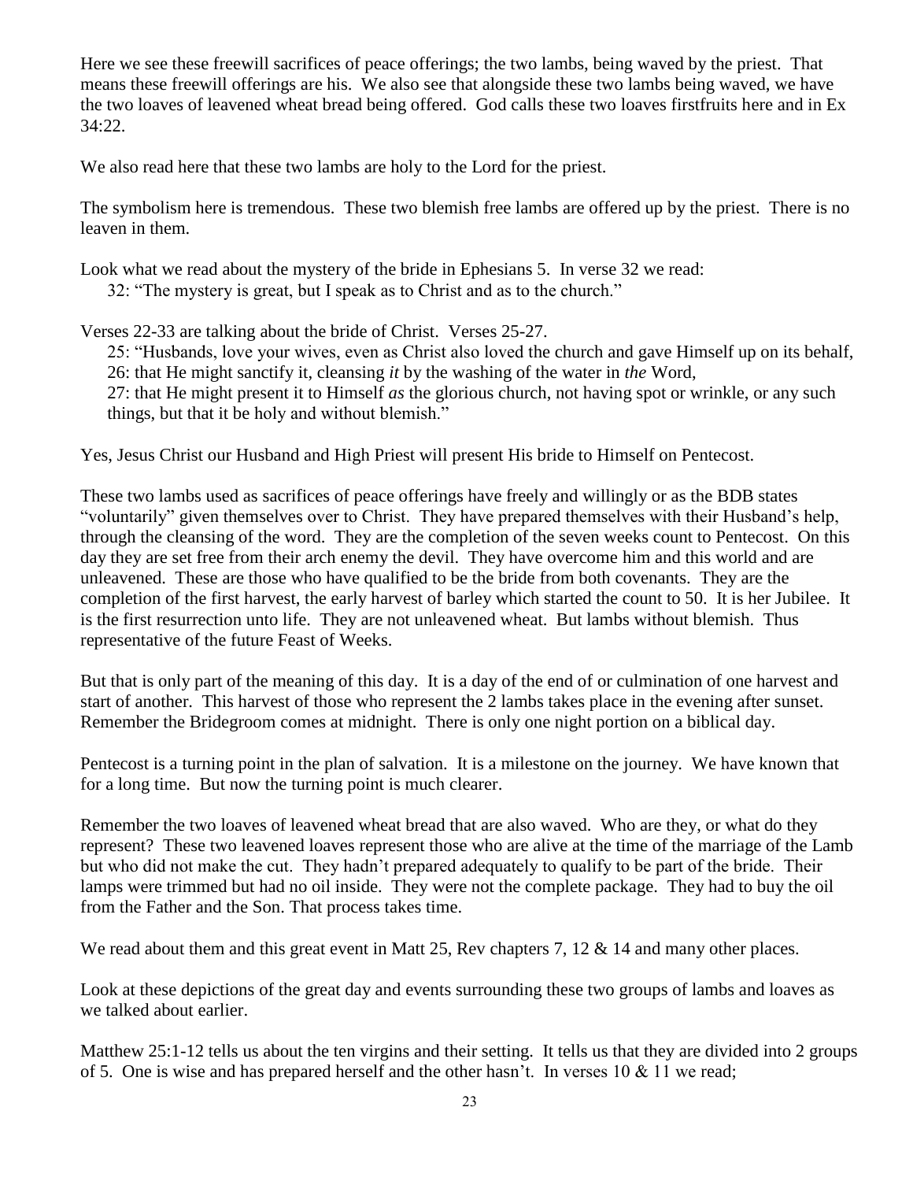Here we see these freewill sacrifices of peace offerings; the two lambs, being waved by the priest. That means these freewill offerings are his. We also see that alongside these two lambs being waved, we have the two loaves of leavened wheat bread being offered. God calls these two loaves firstfruits here and in Ex 34:22.

We also read here that these two lambs are holy to the Lord for the priest.

The symbolism here is tremendous. These two blemish free lambs are offered up by the priest. There is no leaven in them.

Look what we read about the mystery of the bride in Ephesians 5. In verse 32 we read:

> 32: "The mystery is great, but I speak as to Christ and as to the church."

Verses 22-33 are talking about the bride of Christ. Verses 25-27.

> 25: "Husbands, love your wives, even as Christ also loved the church and gave Himself up on its behalf,
> 26: that He might sanctify it, cleansing *it* by the washing of the water in *the* Word,
> 27: that He might present it to Himself *as* the glorious church, not having spot or wrinkle, or any such things, but that it be holy and without blemish."

Yes, Jesus Christ our Husband and High Priest will present His bride to Himself on Pentecost.

These two lambs used as sacrifices of peace offerings have freely and willingly or as the BDB states "voluntarily" given themselves over to Christ. They have prepared themselves with their Husband's help, through the cleansing of the word. They are the completion of the seven weeks count to Pentecost. On this day they are set free from their arch enemy the devil. They have overcome him and this world and are unleavened. These are those who have qualified to be the bride from both covenants. They are the completion of the first harvest, the early harvest of barley which started the count to 50. It is her Jubilee. It is the first resurrection unto life. They are not unleavened wheat. But lambs without blemish. Thus representative of the future Feast of Weeks.

But that is only part of the meaning of this day. It is a day of the end of or culmination of one harvest and start of another. This harvest of those who represent the 2 lambs takes place in the evening after sunset. Remember the Bridegroom comes at midnight. There is only one night portion on a biblical day.

Pentecost is a turning point in the plan of salvation. It is a milestone on the journey. We have known that for a long time. But now the turning point is much clearer.

Remember the two loaves of leavened wheat bread that are also waved. Who are they, or what do they represent? These two leavened loaves represent those who are alive at the time of the marriage of the Lamb but who did not make the cut. They hadn't prepared adequately to qualify to be part of the bride. Their lamps were trimmed but had no oil inside. They were not the complete package. They had to buy the oil from the Father and the Son. That process takes time.

We read about them and this great event in Matt 25, Rev chapters 7, 12 & 14 and many other places.

Look at these depictions of the great day and events surrounding these two groups of lambs and loaves as we talked about earlier.

Matthew 25:1-12 tells us about the ten virgins and their setting. It tells us that they are divided into 2 groups of 5. One is wise and has prepared herself and the other hasn't. In verses 10 & 11 we read;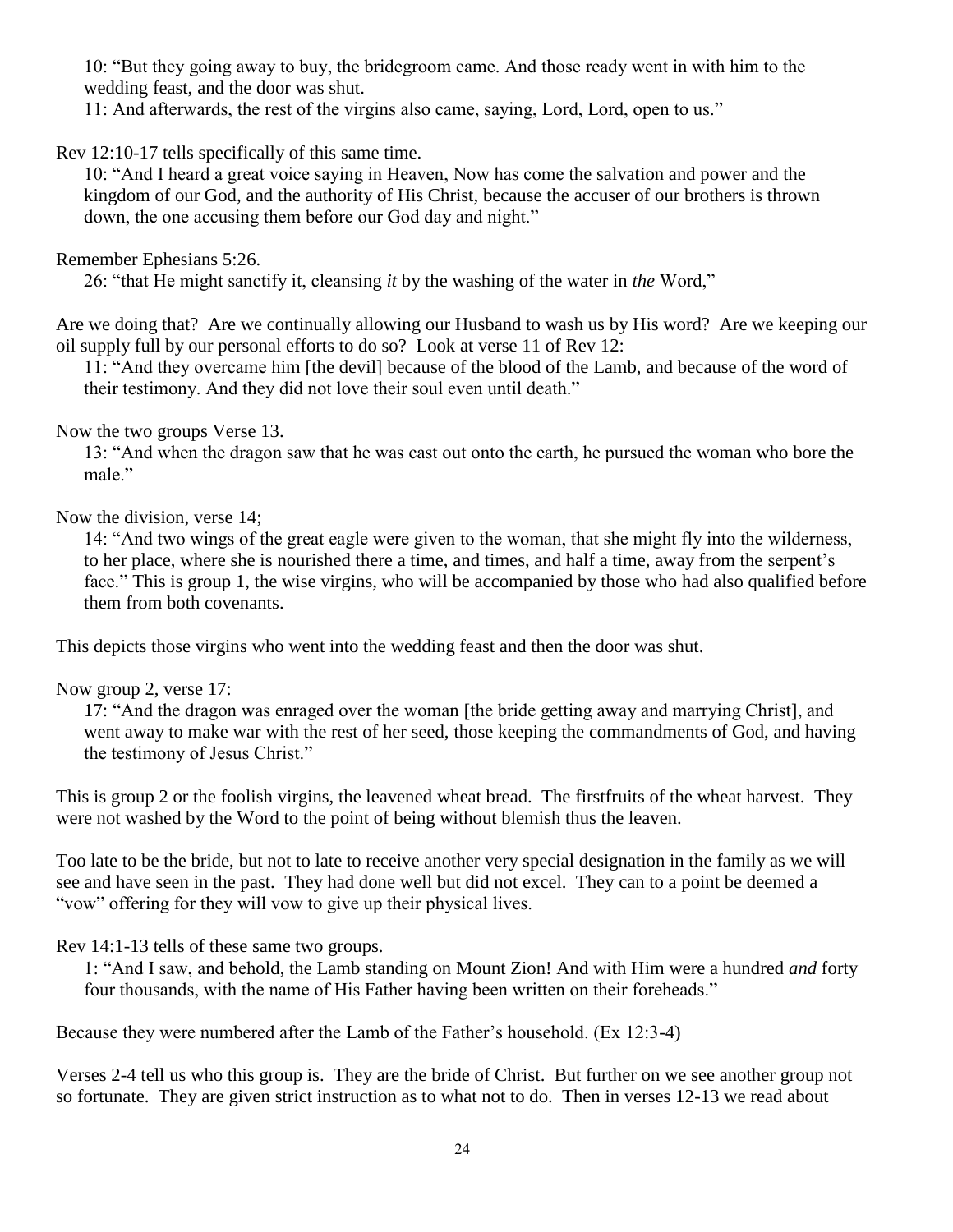10: "But they going away to buy, the bridegroom came. And those ready went in with him to the wedding feast, and the door was shut.

11: And afterwards, the rest of the virgins also came, saying, Lord, Lord, open to us."

Rev 12:10-17 tells specifically of this same time.

10: "And I heard a great voice saying in Heaven, Now has come the salvation and power and the kingdom of our God, and the authority of His Christ, because the accuser of our brothers is thrown down, the one accusing them before our God day and night."

Remember Ephesians 5:26.

26: "that He might sanctify it, cleansing *it* by the washing of the water in *the* Word,"

Are we doing that? Are we continually allowing our Husband to wash us by His word? Are we keeping our oil supply full by our personal efforts to do so? Look at verse 11 of Rev 12:

11: "And they overcame him [the devil] because of the blood of the Lamb, and because of the word of their testimony. And they did not love their soul even until death."

Now the two groups Verse 13.

13: "And when the dragon saw that he was cast out onto the earth, he pursued the woman who bore the male."

Now the division, verse 14;

14: "And two wings of the great eagle were given to the woman, that she might fly into the wilderness, to her place, where she is nourished there a time, and times, and half a time, away from the serpent's face." This is group 1, the wise virgins, who will be accompanied by those who had also qualified before them from both covenants.

This depicts those virgins who went into the wedding feast and then the door was shut.

Now group 2, verse 17:

17: "And the dragon was enraged over the woman [the bride getting away and marrying Christ], and went away to make war with the rest of her seed, those keeping the commandments of God, and having the testimony of Jesus Christ."

This is group 2 or the foolish virgins, the leavened wheat bread. The firstfruits of the wheat harvest. They were not washed by the Word to the point of being without blemish thus the leaven.

Too late to be the bride, but not to late to receive another very special designation in the family as we will see and have seen in the past. They had done well but did not excel. They can to a point be deemed a "vow" offering for they will vow to give up their physical lives.

Rev 14:1-13 tells of these same two groups.

1: "And I saw, and behold, the Lamb standing on Mount Zion! And with Him were a hundred *and* forty four thousands, with the name of His Father having been written on their foreheads."

Because they were numbered after the Lamb of the Father's household. (Ex 12:3-4)

Verses 2-4 tell us who this group is. They are the bride of Christ. But further on we see another group not so fortunate. They are given strict instruction as to what not to do. Then in verses 12-13 we read about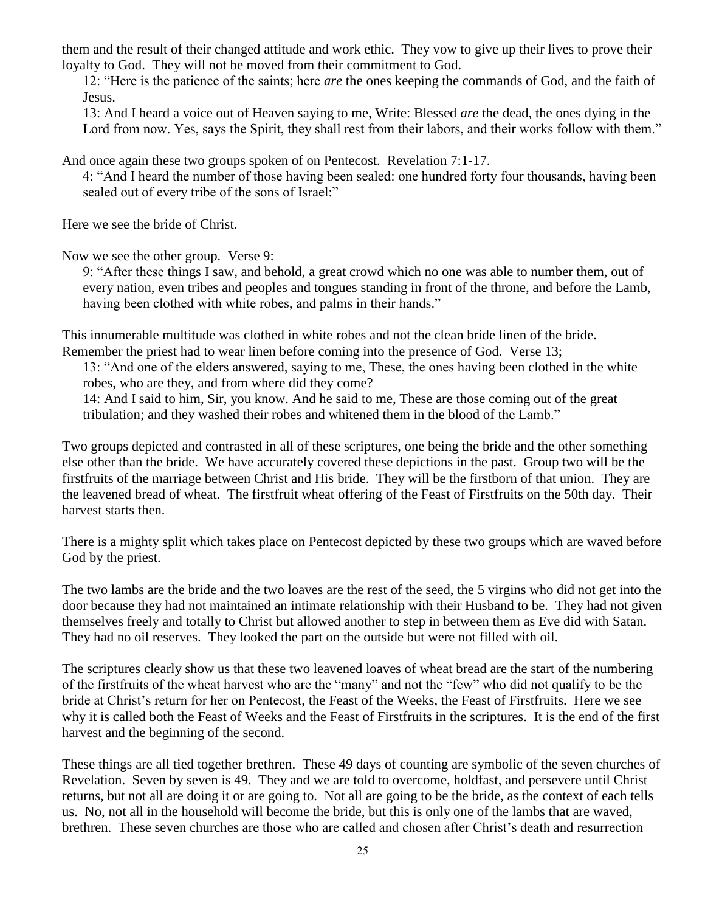them and the result of their changed attitude and work ethic. They vow to give up their lives to prove their loyalty to God. They will not be moved from their commitment to God.

> 12: "Here is the patience of the saints; here *are* the ones keeping the commands of God, and the faith of Jesus.
>
> 13: And I heard a voice out of Heaven saying to me, Write: Blessed *are* the dead, the ones dying in the Lord from now. Yes, says the Spirit, they shall rest from their labors, and their works follow with them."

And once again these two groups spoken of on Pentecost. Revelation 7:1-17.

> 4: "And I heard the number of those having been sealed: one hundred forty four thousands, having been sealed out of every tribe of the sons of Israel:"

Here we see the bride of Christ.

Now we see the other group. Verse 9:

> 9: "After these things I saw, and behold, a great crowd which no one was able to number them, out of every nation, even tribes and peoples and tongues standing in front of the throne, and before the Lamb, having been clothed with white robes, and palms in their hands."

This innumerable multitude was clothed in white robes and not the clean bride linen of the bride. Remember the priest had to wear linen before coming into the presence of God. Verse 13;

> 13: "And one of the elders answered, saying to me, These, the ones having been clothed in the white robes, who are they, and from where did they come?
>
> 14: And I said to him, Sir, you know. And he said to me, These are those coming out of the great tribulation; and they washed their robes and whitened them in the blood of the Lamb."

Two groups depicted and contrasted in all of these scriptures, one being the bride and the other something else other than the bride. We have accurately covered these depictions in the past. Group two will be the firstfruits of the marriage between Christ and His bride. They will be the firstborn of that union. They are the leavened bread of wheat. The firstfruit wheat offering of the Feast of Firstfruits on the 50th day. Their harvest starts then.

There is a mighty split which takes place on Pentecost depicted by these two groups which are waved before God by the priest.

The two lambs are the bride and the two loaves are the rest of the seed, the 5 virgins who did not get into the door because they had not maintained an intimate relationship with their Husband to be. They had not given themselves freely and totally to Christ but allowed another to step in between them as Eve did with Satan. They had no oil reserves. They looked the part on the outside but were not filled with oil.

The scriptures clearly show us that these two leavened loaves of wheat bread are the start of the numbering of the firstfruits of the wheat harvest who are the "many" and not the "few" who did not qualify to be the bride at Christ's return for her on Pentecost, the Feast of the Weeks, the Feast of Firstfruits. Here we see why it is called both the Feast of Weeks and the Feast of Firstfruits in the scriptures. It is the end of the first harvest and the beginning of the second.

These things are all tied together brethren. These 49 days of counting are symbolic of the seven churches of Revelation. Seven by seven is 49. They and we are told to overcome, holdfast, and persevere until Christ returns, but not all are doing it or are going to. Not all are going to be the bride, as the context of each tells us. No, not all in the household will become the bride, but this is only one of the lambs that are waved, brethren. These seven churches are those who are called and chosen after Christ's death and resurrection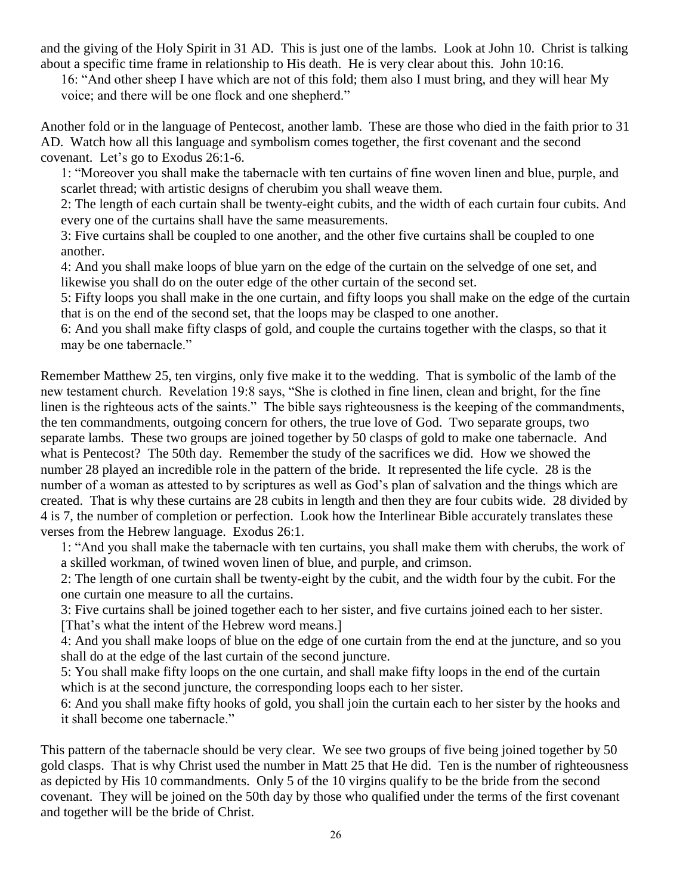and the giving of the Holy Spirit in 31 AD. This is just one of the lambs. Look at John 10. Christ is talking about a specific time frame in relationship to His death. He is very clear about this. John 10:16.

> 16: "And other sheep I have which are not of this fold; them also I must bring, and they will hear My voice; and there will be one flock and one shepherd."

Another fold or in the language of Pentecost, another lamb. These are those who died in the faith prior to 31 AD. Watch how all this language and symbolism comes together, the first covenant and the second covenant. Let's go to Exodus 26:1-6.

> 1: "Moreover you shall make the tabernacle with ten curtains of fine woven linen and blue, purple, and scarlet thread; with artistic designs of cherubim you shall weave them.
>
> 2: The length of each curtain shall be twenty-eight cubits, and the width of each curtain four cubits. And every one of the curtains shall have the same measurements.
>
> 3: Five curtains shall be coupled to one another, and the other five curtains shall be coupled to one another.
>
> 4: And you shall make loops of blue yarn on the edge of the curtain on the selvedge of one set, and likewise you shall do on the outer edge of the other curtain of the second set.
>
> 5: Fifty loops you shall make in the one curtain, and fifty loops you shall make on the edge of the curtain that is on the end of the second set, that the loops may be clasped to one another.
>
> 6: And you shall make fifty clasps of gold, and couple the curtains together with the clasps, so that it may be one tabernacle."

Remember Matthew 25, ten virgins, only five make it to the wedding. That is symbolic of the lamb of the new testament church. Revelation 19:8 says, "She is clothed in fine linen, clean and bright, for the fine linen is the righteous acts of the saints." The bible says righteousness is the keeping of the commandments, the ten commandments, outgoing concern for others, the true love of God. Two separate groups, two separate lambs. These two groups are joined together by 50 clasps of gold to make one tabernacle. And what is Pentecost? The 50th day. Remember the study of the sacrifices we did. How we showed the number 28 played an incredible role in the pattern of the bride. It represented the life cycle. 28 is the number of a woman as attested to by scriptures as well as God's plan of salvation and the things which are created. That is why these curtains are 28 cubits in length and then they are four cubits wide. 28 divided by 4 is 7, the number of completion or perfection. Look how the Interlinear Bible accurately translates these verses from the Hebrew language. Exodus 26:1.

> 1: "And you shall make the tabernacle with ten curtains, you shall make them with cherubs, the work of a skilled workman, of twined woven linen of blue, and purple, and crimson.
>
> 2: The length of one curtain shall be twenty-eight by the cubit, and the width four by the cubit. For the one curtain one measure to all the curtains.
>
> 3: Five curtains shall be joined together each to her sister, and five curtains joined each to her sister. [That's what the intent of the Hebrew word means.]
>
> 4: And you shall make loops of blue on the edge of one curtain from the end at the juncture, and so you shall do at the edge of the last curtain of the second juncture.
>
> 5: You shall make fifty loops on the one curtain, and shall make fifty loops in the end of the curtain which is at the second juncture, the corresponding loops each to her sister.
>
> 6: And you shall make fifty hooks of gold, you shall join the curtain each to her sister by the hooks and it shall become one tabernacle."

This pattern of the tabernacle should be very clear. We see two groups of five being joined together by 50 gold clasps. That is why Christ used the number in Matt 25 that He did. Ten is the number of righteousness as depicted by His 10 commandments. Only 5 of the 10 virgins qualify to be the bride from the second covenant. They will be joined on the 50th day by those who qualified under the terms of the first covenant and together will be the bride of Christ.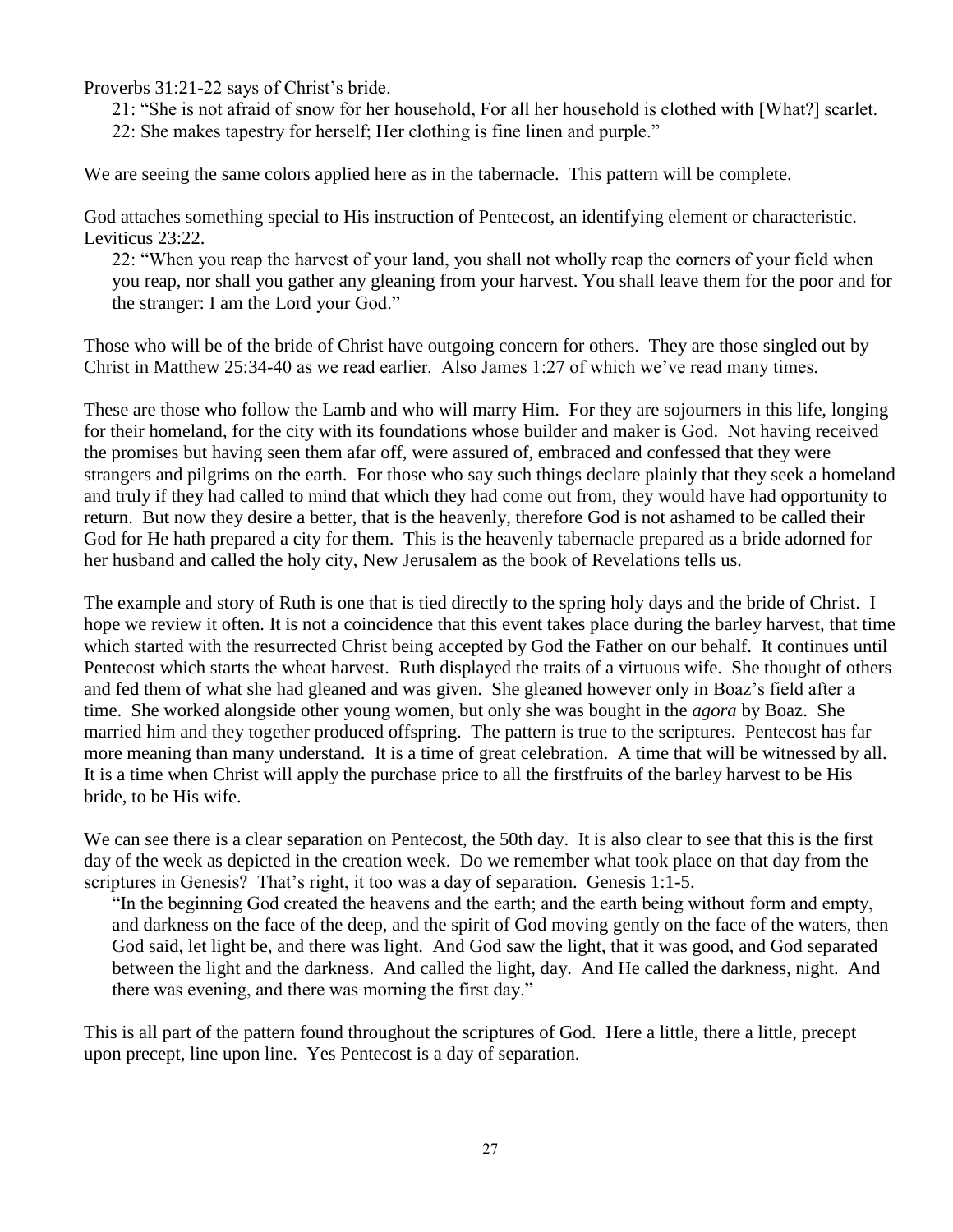Proverbs 31:21-22 says of Christ's bride.

> 21: "She is not afraid of snow for her household, For all her household is clothed with [What?] scarlet.
> 22: She makes tapestry for herself; Her clothing is fine linen and purple."

We are seeing the same colors applied here as in the tabernacle. This pattern will be complete.

God attaches something special to His instruction of Pentecost, an identifying element or characteristic. Leviticus 23:22.

> 22: "When you reap the harvest of your land, you shall not wholly reap the corners of your field when you reap, nor shall you gather any gleaning from your harvest. You shall leave them for the poor and for the stranger: I am the Lord your God."

Those who will be of the bride of Christ have outgoing concern for others. They are those singled out by Christ in Matthew 25:34-40 as we read earlier. Also James 1:27 of which we've read many times.

These are those who follow the Lamb and who will marry Him. For they are sojourners in this life, longing for their homeland, for the city with its foundations whose builder and maker is God. Not having received the promises but having seen them afar off, were assured of, embraced and confessed that they were strangers and pilgrims on the earth. For those who say such things declare plainly that they seek a homeland and truly if they had called to mind that which they had come out from, they would have had opportunity to return. But now they desire a better, that is the heavenly, therefore God is not ashamed to be called their God for He hath prepared a city for them. This is the heavenly tabernacle prepared as a bride adorned for her husband and called the holy city, New Jerusalem as the book of Revelations tells us.

The example and story of Ruth is one that is tied directly to the spring holy days and the bride of Christ. I hope we review it often. It is not a coincidence that this event takes place during the barley harvest, that time which started with the resurrected Christ being accepted by God the Father on our behalf. It continues until Pentecost which starts the wheat harvest. Ruth displayed the traits of a virtuous wife. She thought of others and fed them of what she had gleaned and was given. She gleaned however only in Boaz's field after a time. She worked alongside other young women, but only she was bought in the *agora* by Boaz. She married him and they together produced offspring. The pattern is true to the scriptures. Pentecost has far more meaning than many understand. It is a time of great celebration. A time that will be witnessed by all. It is a time when Christ will apply the purchase price to all the firstfruits of the barley harvest to be His bride, to be His wife.

We can see there is a clear separation on Pentecost, the 50th day. It is also clear to see that this is the first day of the week as depicted in the creation week. Do we remember what took place on that day from the scriptures in Genesis? That's right, it too was a day of separation. Genesis 1:1-5.

> "In the beginning God created the heavens and the earth; and the earth being without form and empty, and darkness on the face of the deep, and the spirit of God moving gently on the face of the waters, then God said, let light be, and there was light. And God saw the light, that it was good, and God separated between the light and the darkness. And called the light, day. And He called the darkness, night. And there was evening, and there was morning the first day."

This is all part of the pattern found throughout the scriptures of God. Here a little, there a little, precept upon precept, line upon line. Yes Pentecost is a day of separation.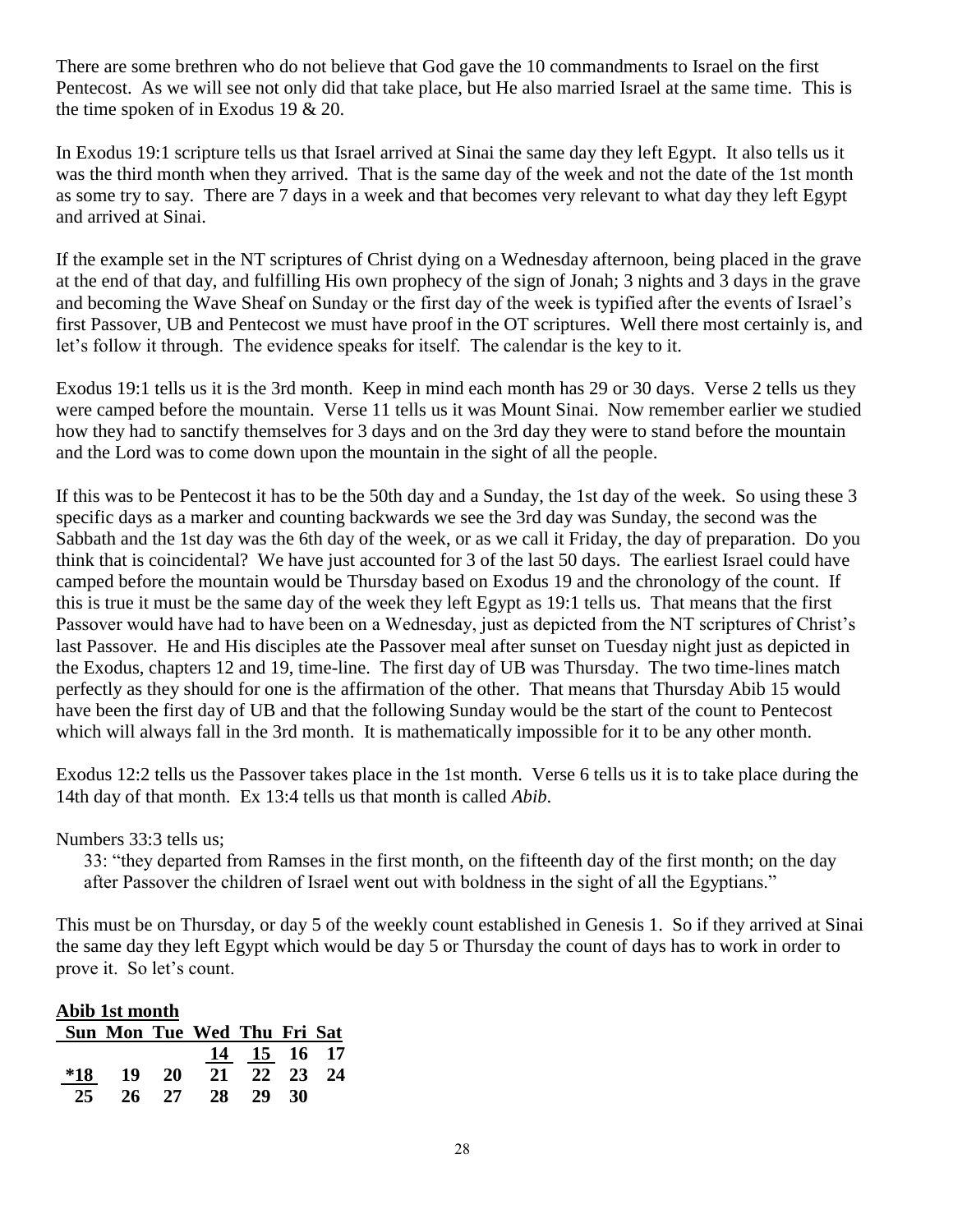There are some brethren who do not believe that God gave the 10 commandments to Israel on the first Pentecost. As we will see not only did that take place, but He also married Israel at the same time. This is the time spoken of in Exodus 19 & 20.

In Exodus 19:1 scripture tells us that Israel arrived at Sinai the same day they left Egypt. It also tells us it was the third month when they arrived. That is the same day of the week and not the date of the 1st month as some try to say. There are 7 days in a week and that becomes very relevant to what day they left Egypt and arrived at Sinai.

If the example set in the NT scriptures of Christ dying on a Wednesday afternoon, being placed in the grave at the end of that day, and fulfilling His own prophecy of the sign of Jonah; 3 nights and 3 days in the grave and becoming the Wave Sheaf on Sunday or the first day of the week is typified after the events of Israel's first Passover, UB and Pentecost we must have proof in the OT scriptures. Well there most certainly is, and let's follow it through. The evidence speaks for itself. The calendar is the key to it.

Exodus 19:1 tells us it is the 3rd month. Keep in mind each month has 29 or 30 days. Verse 2 tells us they were camped before the mountain. Verse 11 tells us it was Mount Sinai. Now remember earlier we studied how they had to sanctify themselves for 3 days and on the 3rd day they were to stand before the mountain and the Lord was to come down upon the mountain in the sight of all the people.

If this was to be Pentecost it has to be the 50th day and a Sunday, the 1st day of the week. So using these 3 specific days as a marker and counting backwards we see the 3rd day was Sunday, the second was the Sabbath and the 1st day was the 6th day of the week, or as we call it Friday, the day of preparation. Do you think that is coincidental? We have just accounted for 3 of the last 50 days. The earliest Israel could have camped before the mountain would be Thursday based on Exodus 19 and the chronology of the count. If this is true it must be the same day of the week they left Egypt as 19:1 tells us. That means that the first Passover would have had to have been on a Wednesday, just as depicted from the NT scriptures of Christ's last Passover. He and His disciples ate the Passover meal after sunset on Tuesday night just as depicted in the Exodus, chapters 12 and 19, time-line. The first day of UB was Thursday. The two time-lines match perfectly as they should for one is the affirmation of the other. That means that Thursday Abib 15 would have been the first day of UB and that the following Sunday would be the start of the count to Pentecost which will always fall in the 3rd month. It is mathematically impossible for it to be any other month.

Exodus 12:2 tells us the Passover takes place in the 1st month. Verse 6 tells us it is to take place during the 14th day of that month. Ex 13:4 tells us that month is called *Abib*.

Numbers 33:3 tells us;

> 33: "they departed from Ramses in the first month, on the fifteenth day of the first month; on the day after Passover the children of Israel went out with boldness in the sight of all the Egyptians."

This must be on Thursday, or day 5 of the weekly count established in Genesis 1. So if they arrived at Sinai the same day they left Egypt which would be day 5 or Thursday the count of days has to work in order to prove it. So let's count.

**Abib 1st month**

| Sun | Mon | Tue | Wed | Thu | Fri | Sat |
|---|---|---|---|---|---|---|
| | | | **14** | **15** | **16** | **17** |
| ***18** | **19** | **20** | **21** | **22** | **23** | **24** |
| **25** | **26** | **27** | **28** | **29** | **30** | |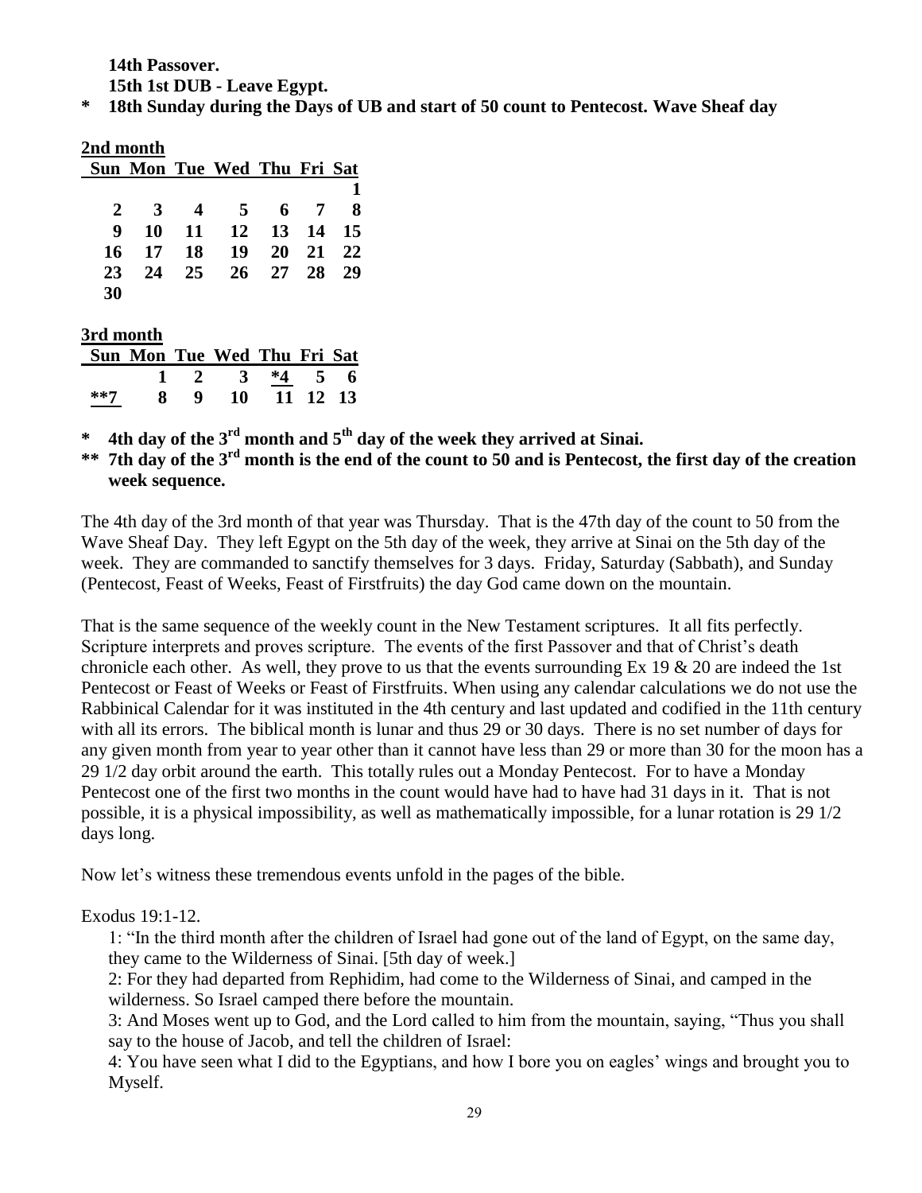**14th Passover.**

**15th 1st DUB - Leave Egypt.**

**\* 18th Sunday during the Days of UB and start of 50 count to Pentecost. Wave Sheaf day**

**2nd month**

| Sun | Mon | Tue | Wed | Thu | Fri | Sat |
|---|---|---|---|---|---|---|
| | | | | | | **1** |
| **2** | **3** | **4** | **5** | **6** | **7** | **8** |
| **9** | **10** | **11** | **12** | **13** | **14** | **15** |
| **16** | **17** | **18** | **19** | **20** | **21** | **22** |
| **23** | **24** | **25** | **26** | **27** | **28** | **29** |
| **30** | | | | | | |

**3rd month**

| Sun | Mon | Tue | Wed | Thu | Fri | Sat |
|---|---|---|---|---|---|---|
| | **1** | **2** | **3** | ***4** | **5** | **6** |
| ****7** | **8** | **9** | **10** | **11** | **12** | **13** |

**\* 4th day of the 3rd month and 5th day of the week they arrived at Sinai.**

**\*\* 7th day of the 3rd month is the end of the count to 50 and is Pentecost, the first day of the creation week sequence.**

The 4th day of the 3rd month of that year was Thursday. That is the 47th day of the count to 50 from the Wave Sheaf Day. They left Egypt on the 5th day of the week, they arrive at Sinai on the 5th day of the week. They are commanded to sanctify themselves for 3 days. Friday, Saturday (Sabbath), and Sunday (Pentecost, Feast of Weeks, Feast of Firstfruits) the day God came down on the mountain.

That is the same sequence of the weekly count in the New Testament scriptures. It all fits perfectly. Scripture interprets and proves scripture. The events of the first Passover and that of Christ's death chronicle each other. As well, they prove to us that the events surrounding Ex 19 & 20 are indeed the 1st Pentecost or Feast of Weeks or Feast of Firstfruits. When using any calendar calculations we do not use the Rabbinical Calendar for it was instituted in the 4th century and last updated and codified in the 11th century with all its errors. The biblical month is lunar and thus 29 or 30 days. There is no set number of days for any given month from year to year other than it cannot have less than 29 or more than 30 for the moon has a 29 1/2 day orbit around the earth. This totally rules out a Monday Pentecost. For to have a Monday Pentecost one of the first two months in the count would have had to have had 31 days in it. That is not possible, it is a physical impossibility, as well as mathematically impossible, for a lunar rotation is 29 1/2 days long.

Now let's witness these tremendous events unfold in the pages of the bible.

Exodus 19:1-12.

> 1: "In the third month after the children of Israel had gone out of the land of Egypt, on the same day, they came to the Wilderness of Sinai. [5th day of week.]
>
> 2: For they had departed from Rephidim, had come to the Wilderness of Sinai, and camped in the wilderness. So Israel camped there before the mountain.
>
> 3: And Moses went up to God, and the Lord called to him from the mountain, saying, "Thus you shall say to the house of Jacob, and tell the children of Israel:
>
> 4: You have seen what I did to the Egyptians, and how I bore you on eagles' wings and brought you to Myself.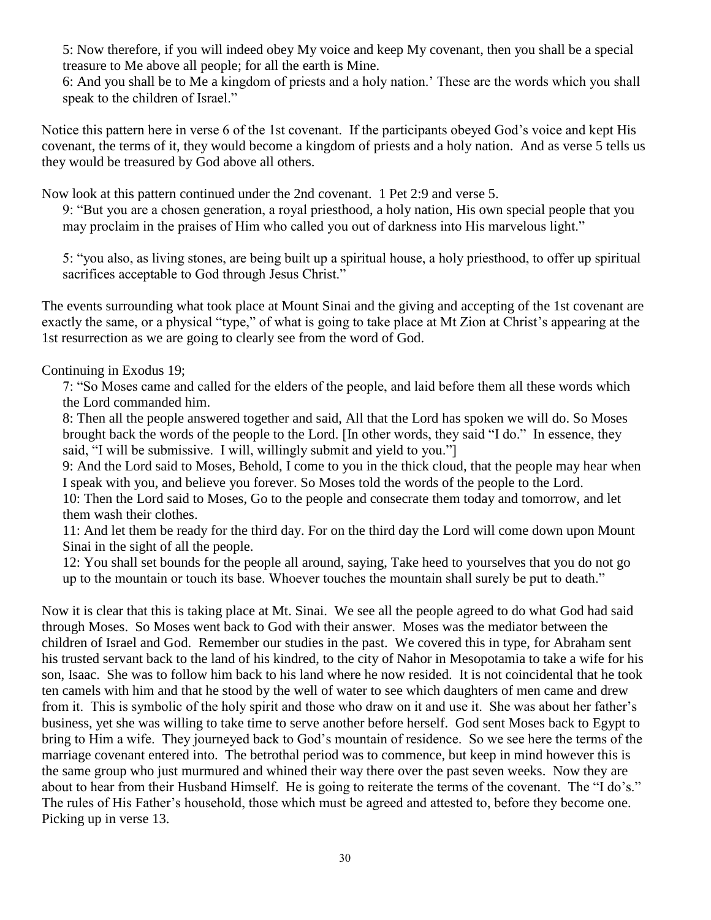5: Now therefore, if you will indeed obey My voice and keep My covenant, then you shall be a special treasure to Me above all people; for all the earth is Mine.
6: And you shall be to Me a kingdom of priests and a holy nation.' These are the words which you shall speak to the children of Israel."

Notice this pattern here in verse 6 of the 1st covenant. If the participants obeyed God's voice and kept His covenant, the terms of it, they would become a kingdom of priests and a holy nation. And as verse 5 tells us they would be treasured by God above all others.

Now look at this pattern continued under the 2nd covenant. 1 Pet 2:9 and verse 5.

9: "But you are a chosen generation, a royal priesthood, a holy nation, His own special people that you may proclaim in the praises of Him who called you out of darkness into His marvelous light."

5: "you also, as living stones, are being built up a spiritual house, a holy priesthood, to offer up spiritual sacrifices acceptable to God through Jesus Christ."

The events surrounding what took place at Mount Sinai and the giving and accepting of the 1st covenant are exactly the same, or a physical "type," of what is going to take place at Mt Zion at Christ's appearing at the 1st resurrection as we are going to clearly see from the word of God.

Continuing in Exodus 19;

7: "So Moses came and called for the elders of the people, and laid before them all these words which the Lord commanded him.
8: Then all the people answered together and said, All that the Lord has spoken we will do. So Moses brought back the words of the people to the Lord. [In other words, they said "I do." In essence, they said, "I will be submissive. I will, willingly submit and yield to you."]
9: And the Lord said to Moses, Behold, I come to you in the thick cloud, that the people may hear when I speak with you, and believe you forever. So Moses told the words of the people to the Lord.
10: Then the Lord said to Moses, Go to the people and consecrate them today and tomorrow, and let them wash their clothes.
11: And let them be ready for the third day. For on the third day the Lord will come down upon Mount Sinai in the sight of all the people.
12: You shall set bounds for the people all around, saying, Take heed to yourselves that you do not go up to the mountain or touch its base. Whoever touches the mountain shall surely be put to death."

Now it is clear that this is taking place at Mt. Sinai. We see all the people agreed to do what God had said through Moses. So Moses went back to God with their answer. Moses was the mediator between the children of Israel and God. Remember our studies in the past. We covered this in type, for Abraham sent his trusted servant back to the land of his kindred, to the city of Nahor in Mesopotamia to take a wife for his son, Isaac. She was to follow him back to his land where he now resided. It is not coincidental that he took ten camels with him and that he stood by the well of water to see which daughters of men came and drew from it. This is symbolic of the holy spirit and those who draw on it and use it. She was about her father's business, yet she was willing to take time to serve another before herself. God sent Moses back to Egypt to bring to Him a wife. They journeyed back to God's mountain of residence. So we see here the terms of the marriage covenant entered into. The betrothal period was to commence, but keep in mind however this is the same group who just murmured and whined their way there over the past seven weeks. Now they are about to hear from their Husband Himself. He is going to reiterate the terms of the covenant. The "I do's." The rules of His Father's household, those which must be agreed and attested to, before they become one. Picking up in verse 13.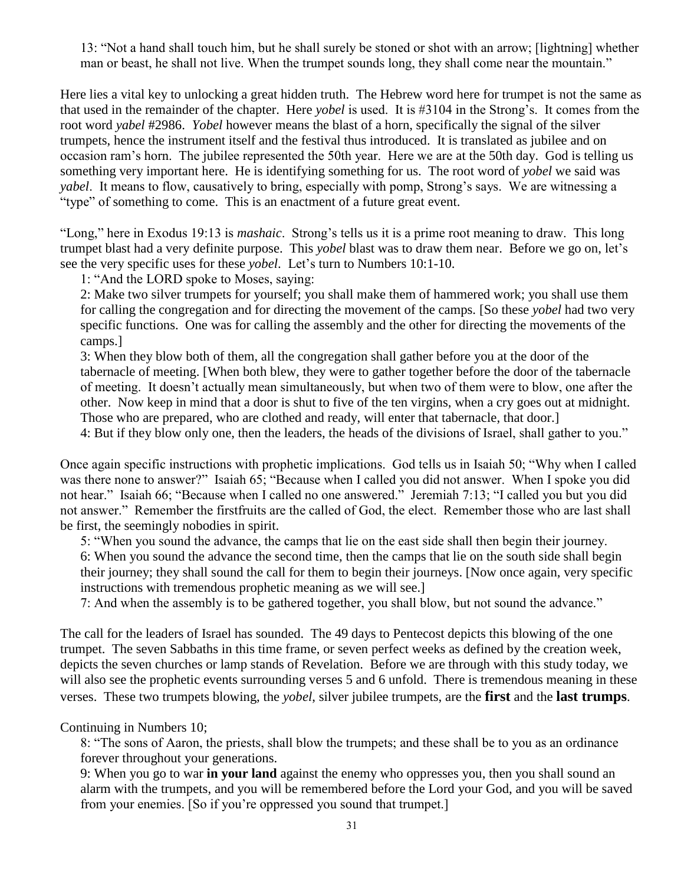13: "Not a hand shall touch him, but he shall surely be stoned or shot with an arrow; [lightning] whether man or beast, he shall not live. When the trumpet sounds long, they shall come near the mountain."

Here lies a vital key to unlocking a great hidden truth. The Hebrew word here for trumpet is not the same as that used in the remainder of the chapter. Here *yobel* is used. It is #3104 in the Strong's. It comes from the root word *yabel* #2986. *Yobel* however means the blast of a horn, specifically the signal of the silver trumpets, hence the instrument itself and the festival thus introduced. It is translated as jubilee and on occasion ram's horn. The jubilee represented the 50th year. Here we are at the 50th day. God is telling us something very important here. He is identifying something for us. The root word of *yobel* we said was *yabel*. It means to flow, causatively to bring, especially with pomp, Strong's says. We are witnessing a "type" of something to come. This is an enactment of a future great event.

"Long," here in Exodus 19:13 is *mashaic*. Strong's tells us it is a prime root meaning to draw. This long trumpet blast had a very definite purpose. This *yobel* blast was to draw them near. Before we go on, let's see the very specific uses for these *yobel*. Let's turn to Numbers 10:1-10.

1: "And the LORD spoke to Moses, saying:

2: Make two silver trumpets for yourself; you shall make them of hammered work; you shall use them for calling the congregation and for directing the movement of the camps. [So these *yobel* had two very specific functions. One was for calling the assembly and the other for directing the movements of the camps.]

3: When they blow both of them, all the congregation shall gather before you at the door of the tabernacle of meeting. [When both blew, they were to gather together before the door of the tabernacle of meeting. It doesn't actually mean simultaneously, but when two of them were to blow, one after the other. Now keep in mind that a door is shut to five of the ten virgins, when a cry goes out at midnight. Those who are prepared, who are clothed and ready, will enter that tabernacle, that door.]

4: But if they blow only one, then the leaders, the heads of the divisions of Israel, shall gather to you."

Once again specific instructions with prophetic implications. God tells us in Isaiah 50; "Why when I called was there none to answer?" Isaiah 65; "Because when I called you did not answer. When I spoke you did not hear." Isaiah 66; "Because when I called no one answered." Jeremiah 7:13; "I called you but you did not answer." Remember the firstfruits are the called of God, the elect. Remember those who are last shall be first, the seemingly nobodies in spirit.

5: "When you sound the advance, the camps that lie on the east side shall then begin their journey.

6: When you sound the advance the second time, then the camps that lie on the south side shall begin their journey; they shall sound the call for them to begin their journeys. [Now once again, very specific instructions with tremendous prophetic meaning as we will see.]

7: And when the assembly is to be gathered together, you shall blow, but not sound the advance."

The call for the leaders of Israel has sounded. The 49 days to Pentecost depicts this blowing of the one trumpet. The seven Sabbaths in this time frame, or seven perfect weeks as defined by the creation week, depicts the seven churches or lamp stands of Revelation. Before we are through with this study today, we will also see the prophetic events surrounding verses 5 and 6 unfold. There is tremendous meaning in these verses. These two trumpets blowing, the *yobel*, silver jubilee trumpets, are the **first** and the **last trumps**.

Continuing in Numbers 10;

8: "The sons of Aaron, the priests, shall blow the trumpets; and these shall be to you as an ordinance forever throughout your generations.

9: When you go to war **in your land** against the enemy who oppresses you, then you shall sound an alarm with the trumpets, and you will be remembered before the Lord your God, and you will be saved from your enemies. [So if you're oppressed you sound that trumpet.]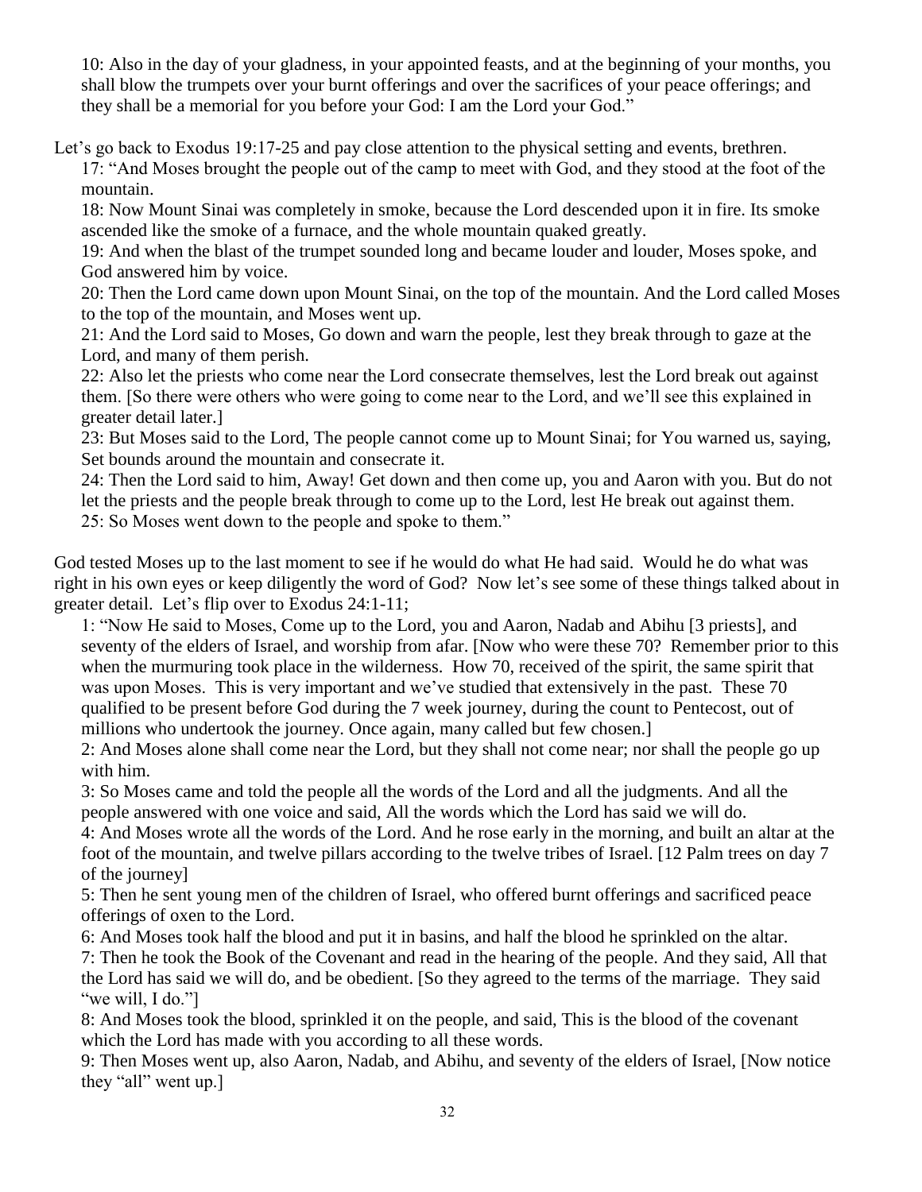10: Also in the day of your gladness, in your appointed feasts, and at the beginning of your months, you shall blow the trumpets over your burnt offerings and over the sacrifices of your peace offerings; and they shall be a memorial for you before your God: I am the Lord your God."

Let's go back to Exodus 19:17-25 and pay close attention to the physical setting and events, brethren.

17: "And Moses brought the people out of the camp to meet with God, and they stood at the foot of the mountain.

18: Now Mount Sinai was completely in smoke, because the Lord descended upon it in fire. Its smoke ascended like the smoke of a furnace, and the whole mountain quaked greatly.

19: And when the blast of the trumpet sounded long and became louder and louder, Moses spoke, and God answered him by voice.

20: Then the Lord came down upon Mount Sinai, on the top of the mountain. And the Lord called Moses to the top of the mountain, and Moses went up.

21: And the Lord said to Moses, Go down and warn the people, lest they break through to gaze at the Lord, and many of them perish.

22: Also let the priests who come near the Lord consecrate themselves, lest the Lord break out against them. [So there were others who were going to come near to the Lord, and we'll see this explained in greater detail later.]

23: But Moses said to the Lord, The people cannot come up to Mount Sinai; for You warned us, saying, Set bounds around the mountain and consecrate it.

24: Then the Lord said to him, Away! Get down and then come up, you and Aaron with you. But do not let the priests and the people break through to come up to the Lord, lest He break out against them.

25: So Moses went down to the people and spoke to them."

God tested Moses up to the last moment to see if he would do what He had said. Would he do what was right in his own eyes or keep diligently the word of God? Now let's see some of these things talked about in greater detail. Let's flip over to Exodus 24:1-11;

1: "Now He said to Moses, Come up to the Lord, you and Aaron, Nadab and Abihu [3 priests], and seventy of the elders of Israel, and worship from afar. [Now who were these 70? Remember prior to this when the murmuring took place in the wilderness. How 70, received of the spirit, the same spirit that was upon Moses. This is very important and we've studied that extensively in the past. These 70 qualified to be present before God during the 7 week journey, during the count to Pentecost, out of millions who undertook the journey. Once again, many called but few chosen.]

2: And Moses alone shall come near the Lord, but they shall not come near; nor shall the people go up with him.

3: So Moses came and told the people all the words of the Lord and all the judgments. And all the people answered with one voice and said, All the words which the Lord has said we will do.

4: And Moses wrote all the words of the Lord. And he rose early in the morning, and built an altar at the foot of the mountain, and twelve pillars according to the twelve tribes of Israel. [12 Palm trees on day 7 of the journey]

5: Then he sent young men of the children of Israel, who offered burnt offerings and sacrificed peace offerings of oxen to the Lord.

6: And Moses took half the blood and put it in basins, and half the blood he sprinkled on the altar.

7: Then he took the Book of the Covenant and read in the hearing of the people. And they said, All that the Lord has said we will do, and be obedient. [So they agreed to the terms of the marriage. They said "we will, I do."]

8: And Moses took the blood, sprinkled it on the people, and said, This is the blood of the covenant which the Lord has made with you according to all these words.

9: Then Moses went up, also Aaron, Nadab, and Abihu, and seventy of the elders of Israel, [Now notice they "all" went up.]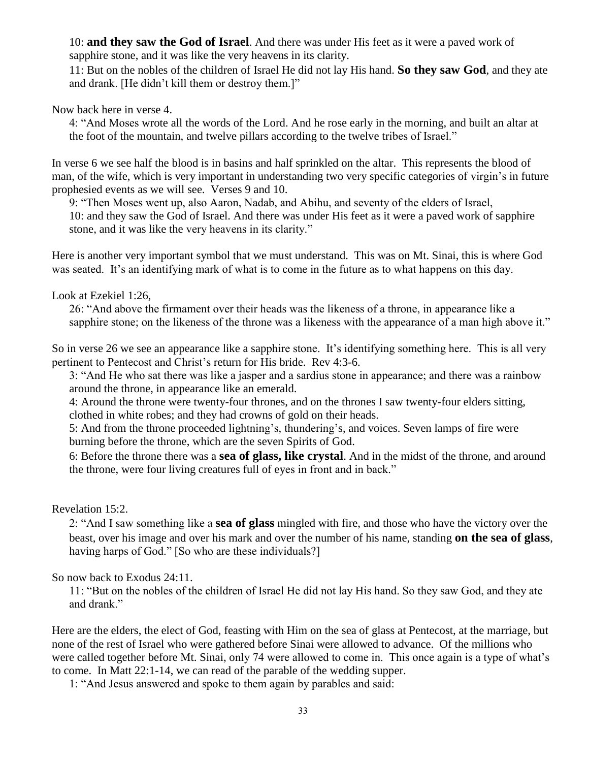10: **and they saw the God of Israel**. And there was under His feet as it were a paved work of sapphire stone, and it was like the very heavens in its clarity.
11: But on the nobles of the children of Israel He did not lay His hand. **So they saw God**, and they ate and drank. [He didn't kill them or destroy them.]"

Now back here in verse 4.

4: "And Moses wrote all the words of the Lord. And he rose early in the morning, and built an altar at the foot of the mountain, and twelve pillars according to the twelve tribes of Israel."

In verse 6 we see half the blood is in basins and half sprinkled on the altar. This represents the blood of man, of the wife, which is very important in understanding two very specific categories of virgin's in future prophesied events as we will see. Verses 9 and 10.

9: "Then Moses went up, also Aaron, Nadab, and Abihu, and seventy of the elders of Israel,
10: and they saw the God of Israel. And there was under His feet as it were a paved work of sapphire stone, and it was like the very heavens in its clarity."

Here is another very important symbol that we must understand. This was on Mt. Sinai, this is where God was seated. It's an identifying mark of what is to come in the future as to what happens on this day.

Look at Ezekiel 1:26,

26: "And above the firmament over their heads was the likeness of a throne, in appearance like a sapphire stone; on the likeness of the throne was a likeness with the appearance of a man high above it."

So in verse 26 we see an appearance like a sapphire stone. It's identifying something here. This is all very pertinent to Pentecost and Christ's return for His bride. Rev 4:3-6.

3: "And He who sat there was like a jasper and a sardius stone in appearance; and there was a rainbow around the throne, in appearance like an emerald.
4: Around the throne were twenty-four thrones, and on the thrones I saw twenty-four elders sitting, clothed in white robes; and they had crowns of gold on their heads.
5: And from the throne proceeded lightning's, thundering's, and voices. Seven lamps of fire were burning before the throne, which are the seven Spirits of God.
6: Before the throne there was a **sea of glass, like crystal**. And in the midst of the throne, and around the throne, were four living creatures full of eyes in front and in back."

Revelation 15:2.

2: "And I saw something like a **sea of glass** mingled with fire, and those who have the victory over the beast, over his image and over his mark and over the number of his name, standing **on the sea of glass**, having harps of God." [So who are these individuals?]

So now back to Exodus 24:11.

11: "But on the nobles of the children of Israel He did not lay His hand. So they saw God, and they ate and drank."

Here are the elders, the elect of God, feasting with Him on the sea of glass at Pentecost, at the marriage, but none of the rest of Israel who were gathered before Sinai were allowed to advance. Of the millions who were called together before Mt. Sinai, only 74 were allowed to come in. This once again is a type of what's to come. In Matt 22:1-14, we can read of the parable of the wedding supper.

1: "And Jesus answered and spoke to them again by parables and said: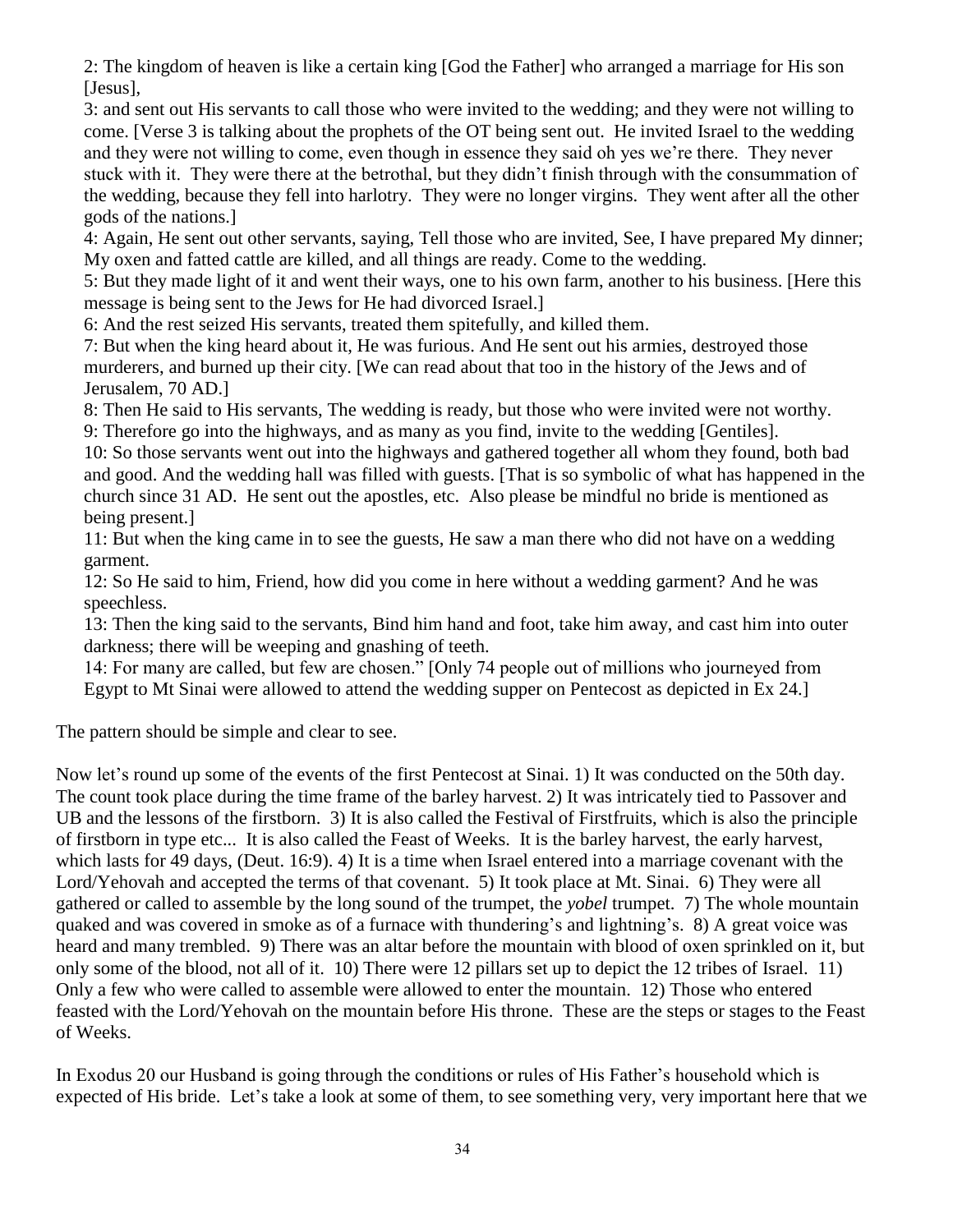2: The kingdom of heaven is like a certain king [God the Father] who arranged a marriage for His son [Jesus],

3: and sent out His servants to call those who were invited to the wedding; and they were not willing to come. [Verse 3 is talking about the prophets of the OT being sent out. He invited Israel to the wedding and they were not willing to come, even though in essence they said oh yes we're there. They never stuck with it. They were there at the betrothal, but they didn't finish through with the consummation of the wedding, because they fell into harlotry. They were no longer virgins. They went after all the other gods of the nations.]

4: Again, He sent out other servants, saying, Tell those who are invited, See, I have prepared My dinner; My oxen and fatted cattle are killed, and all things are ready. Come to the wedding.

5: But they made light of it and went their ways, one to his own farm, another to his business. [Here this message is being sent to the Jews for He had divorced Israel.]

6: And the rest seized His servants, treated them spitefully, and killed them.

7: But when the king heard about it, He was furious. And He sent out his armies, destroyed those murderers, and burned up their city. [We can read about that too in the history of the Jews and of Jerusalem, 70 AD.]

8: Then He said to His servants, The wedding is ready, but those who were invited were not worthy.

9: Therefore go into the highways, and as many as you find, invite to the wedding [Gentiles].

10: So those servants went out into the highways and gathered together all whom they found, both bad and good. And the wedding hall was filled with guests. [That is so symbolic of what has happened in the church since 31 AD. He sent out the apostles, etc. Also please be mindful no bride is mentioned as being present.]

11: But when the king came in to see the guests, He saw a man there who did not have on a wedding garment.

12: So He said to him, Friend, how did you come in here without a wedding garment? And he was speechless.

13: Then the king said to the servants, Bind him hand and foot, take him away, and cast him into outer darkness; there will be weeping and gnashing of teeth.

14: For many are called, but few are chosen." [Only 74 people out of millions who journeyed from Egypt to Mt Sinai were allowed to attend the wedding supper on Pentecost as depicted in Ex 24.]

The pattern should be simple and clear to see.

Now let's round up some of the events of the first Pentecost at Sinai. 1) It was conducted on the 50th day. The count took place during the time frame of the barley harvest. 2) It was intricately tied to Passover and UB and the lessons of the firstborn. 3) It is also called the Festival of Firstfruits, which is also the principle of firstborn in type etc... It is also called the Feast of Weeks. It is the barley harvest, the early harvest, which lasts for 49 days, (Deut. 16:9). 4) It is a time when Israel entered into a marriage covenant with the Lord/Yehovah and accepted the terms of that covenant. 5) It took place at Mt. Sinai. 6) They were all gathered or called to assemble by the long sound of the trumpet, the *yobel* trumpet. 7) The whole mountain quaked and was covered in smoke as of a furnace with thundering's and lightning's. 8) A great voice was heard and many trembled. 9) There was an altar before the mountain with blood of oxen sprinkled on it, but only some of the blood, not all of it. 10) There were 12 pillars set up to depict the 12 tribes of Israel. 11) Only a few who were called to assemble were allowed to enter the mountain. 12) Those who entered feasted with the Lord/Yehovah on the mountain before His throne. These are the steps or stages to the Feast of Weeks.

In Exodus 20 our Husband is going through the conditions or rules of His Father's household which is expected of His bride. Let's take a look at some of them, to see something very, very important here that we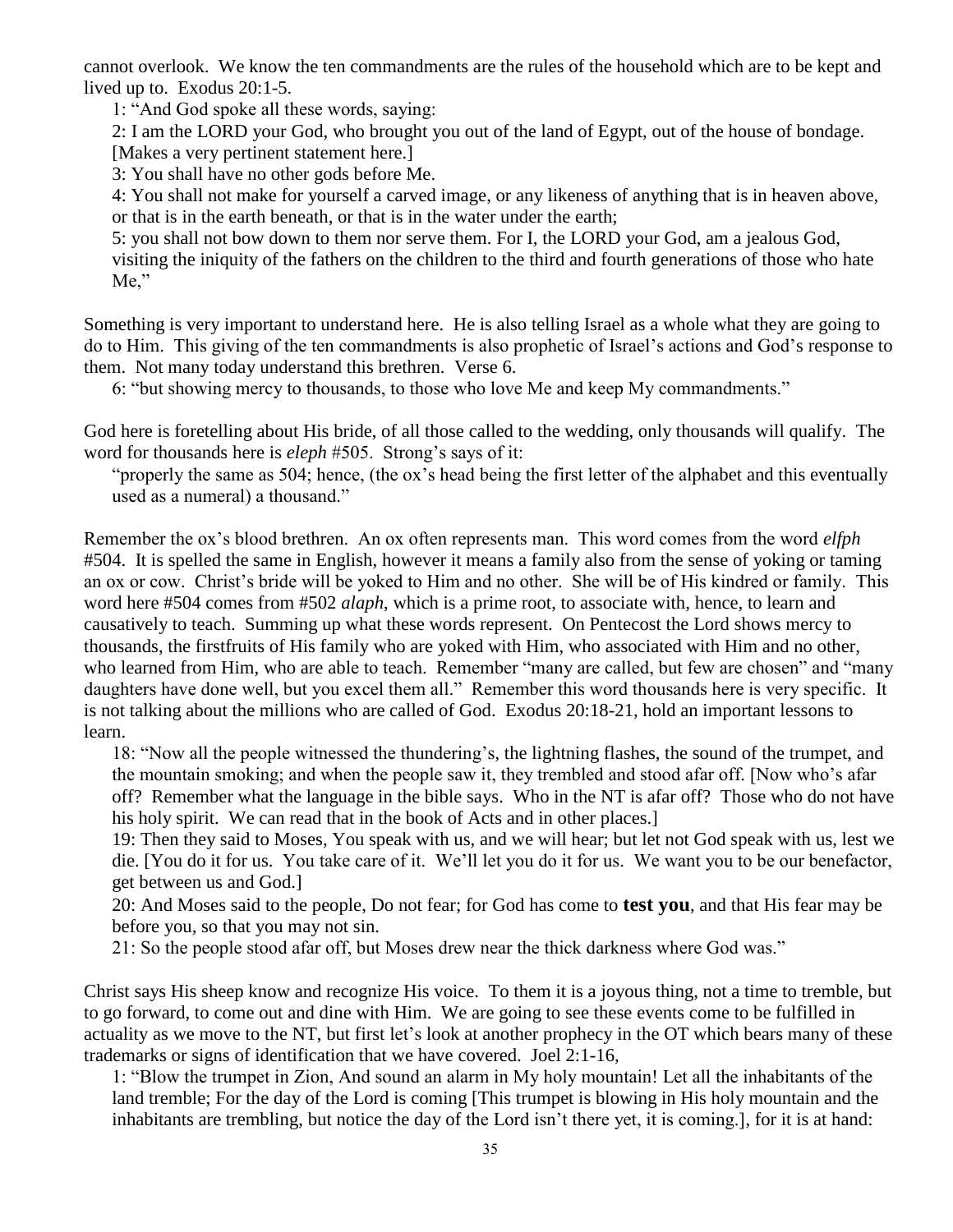cannot overlook. We know the ten commandments are the rules of the household which are to be kept and lived up to. Exodus 20:1-5.

> 1: "And God spoke all these words, saying:
>
> 2: I am the LORD your God, who brought you out of the land of Egypt, out of the house of bondage. [Makes a very pertinent statement here.]
>
> 3: You shall have no other gods before Me.
>
> 4: You shall not make for yourself a carved image, or any likeness of anything that is in heaven above, or that is in the earth beneath, or that is in the water under the earth;
>
> 5: you shall not bow down to them nor serve them. For I, the LORD your God, am a jealous God, visiting the iniquity of the fathers on the children to the third and fourth generations of those who hate Me,"

Something is very important to understand here. He is also telling Israel as a whole what they are going to do to Him. This giving of the ten commandments is also prophetic of Israel's actions and God's response to them. Not many today understand this brethren. Verse 6.

> 6: "but showing mercy to thousands, to those who love Me and keep My commandments."

God here is foretelling about His bride, of all those called to the wedding, only thousands will qualify. The word for thousands here is *eleph* #505. Strong's says of it:

> "properly the same as 504; hence, (the ox's head being the first letter of the alphabet and this eventually used as a numeral) a thousand."

Remember the ox's blood brethren. An ox often represents man. This word comes from the word *elfph* #504. It is spelled the same in English, however it means a family also from the sense of yoking or taming an ox or cow. Christ's bride will be yoked to Him and no other. She will be of His kindred or family. This word here #504 comes from #502 *alaph*, which is a prime root, to associate with, hence, to learn and causatively to teach. Summing up what these words represent. On Pentecost the Lord shows mercy to thousands, the firstfruits of His family who are yoked with Him, who associated with Him and no other, who learned from Him, who are able to teach. Remember "many are called, but few are chosen" and "many daughters have done well, but you excel them all." Remember this word thousands here is very specific. It is not talking about the millions who are called of God. Exodus 20:18-21, hold an important lessons to learn.

> 18: "Now all the people witnessed the thundering's, the lightning flashes, the sound of the trumpet, and the mountain smoking; and when the people saw it, they trembled and stood afar off. [Now who's afar off? Remember what the language in the bible says. Who in the NT is afar off? Those who do not have his holy spirit. We can read that in the book of Acts and in other places.]
>
> 19: Then they said to Moses, You speak with us, and we will hear; but let not God speak with us, lest we die. [You do it for us. You take care of it. We'll let you do it for us. We want you to be our benefactor, get between us and God.]
>
> 20: And Moses said to the people, Do not fear; for God has come to **test you**, and that His fear may be before you, so that you may not sin.
>
> 21: So the people stood afar off, but Moses drew near the thick darkness where God was."

Christ says His sheep know and recognize His voice. To them it is a joyous thing, not a time to tremble, but to go forward, to come out and dine with Him. We are going to see these events come to be fulfilled in actuality as we move to the NT, but first let's look at another prophecy in the OT which bears many of these trademarks or signs of identification that we have covered. Joel 2:1-16,

> 1: "Blow the trumpet in Zion, And sound an alarm in My holy mountain! Let all the inhabitants of the land tremble; For the day of the Lord is coming [This trumpet is blowing in His holy mountain and the inhabitants are trembling, but notice the day of the Lord isn't there yet, it is coming.], for it is at hand: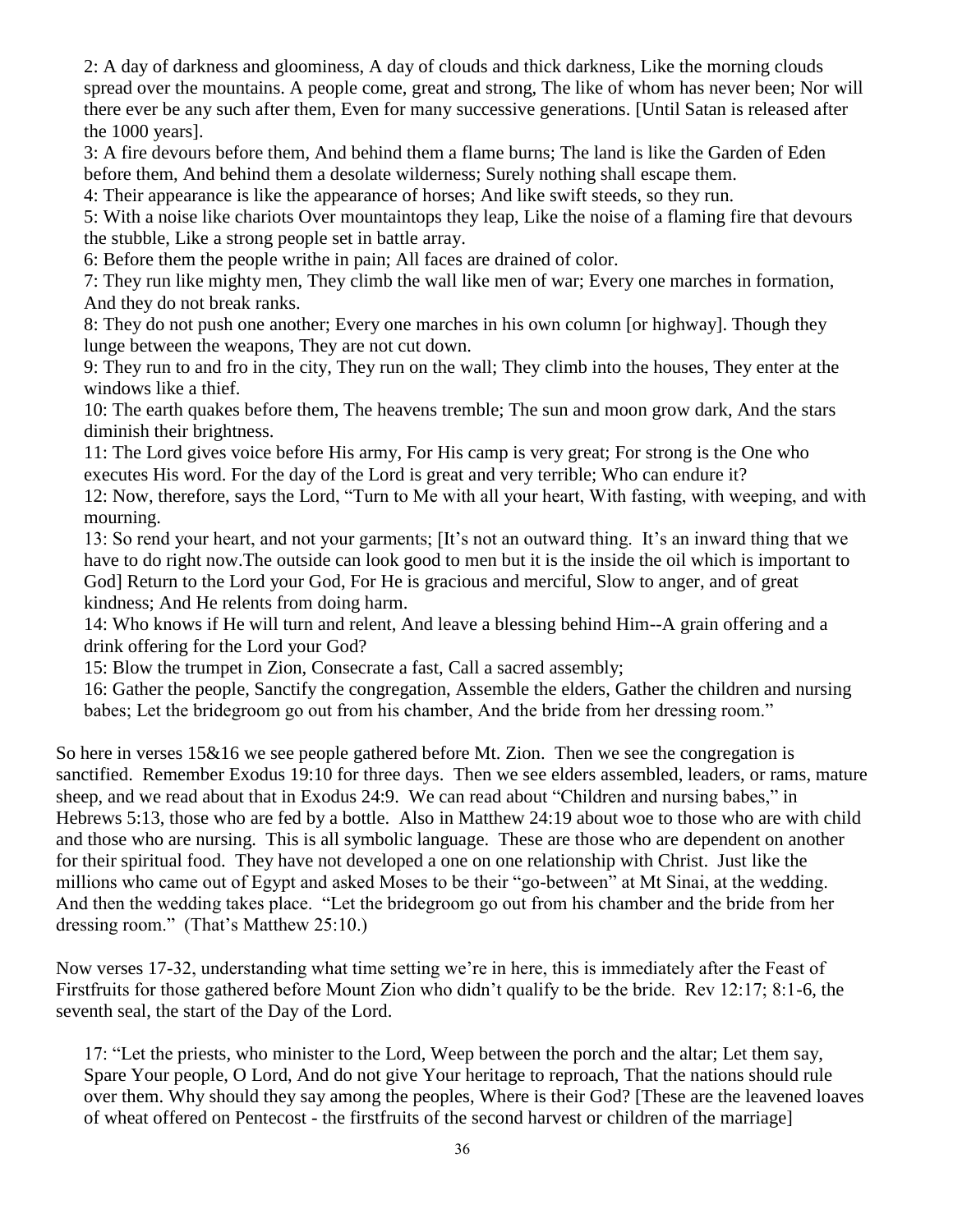2: A day of darkness and gloominess, A day of clouds and thick darkness, Like the morning clouds spread over the mountains. A people come, great and strong, The like of whom has never been; Nor will there ever be any such after them, Even for many successive generations. [Until Satan is released after the 1000 years].

3: A fire devours before them, And behind them a flame burns; The land is like the Garden of Eden before them, And behind them a desolate wilderness; Surely nothing shall escape them.

4: Their appearance is like the appearance of horses; And like swift steeds, so they run.

5: With a noise like chariots Over mountaintops they leap, Like the noise of a flaming fire that devours the stubble, Like a strong people set in battle array.

6: Before them the people writhe in pain; All faces are drained of color.

7: They run like mighty men, They climb the wall like men of war; Every one marches in formation, And they do not break ranks.

8: They do not push one another; Every one marches in his own column [or highway]. Though they lunge between the weapons, They are not cut down.

9: They run to and fro in the city, They run on the wall; They climb into the houses, They enter at the windows like a thief.

10: The earth quakes before them, The heavens tremble; The sun and moon grow dark, And the stars diminish their brightness.

11: The Lord gives voice before His army, For His camp is very great; For strong is the One who executes His word. For the day of the Lord is great and very terrible; Who can endure it?

12: Now, therefore, says the Lord, "Turn to Me with all your heart, With fasting, with weeping, and with mourning.

13: So rend your heart, and not your garments; [It's not an outward thing. It's an inward thing that we have to do right now.The outside can look good to men but it is the inside the oil which is important to God] Return to the Lord your God, For He is gracious and merciful, Slow to anger, and of great kindness; And He relents from doing harm.

14: Who knows if He will turn and relent, And leave a blessing behind Him--A grain offering and a drink offering for the Lord your God?

15: Blow the trumpet in Zion, Consecrate a fast, Call a sacred assembly;

16: Gather the people, Sanctify the congregation, Assemble the elders, Gather the children and nursing babes; Let the bridegroom go out from his chamber, And the bride from her dressing room."

So here in verses 15&16 we see people gathered before Mt. Zion. Then we see the congregation is sanctified. Remember Exodus 19:10 for three days. Then we see elders assembled, leaders, or rams, mature sheep, and we read about that in Exodus 24:9. We can read about "Children and nursing babes," in Hebrews 5:13, those who are fed by a bottle. Also in Matthew 24:19 about woe to those who are with child and those who are nursing. This is all symbolic language. These are those who are dependent on another for their spiritual food. They have not developed a one on one relationship with Christ. Just like the millions who came out of Egypt and asked Moses to be their "go-between" at Mt Sinai, at the wedding. And then the wedding takes place. "Let the bridegroom go out from his chamber and the bride from her dressing room." (That's Matthew 25:10.)

Now verses 17-32, understanding what time setting we're in here, this is immediately after the Feast of Firstfruits for those gathered before Mount Zion who didn't qualify to be the bride. Rev 12:17; 8:1-6, the seventh seal, the start of the Day of the Lord.

17: "Let the priests, who minister to the Lord, Weep between the porch and the altar; Let them say, Spare Your people, O Lord, And do not give Your heritage to reproach, That the nations should rule over them. Why should they say among the peoples, Where is their God? [These are the leavened loaves of wheat offered on Pentecost - the firstfruits of the second harvest or children of the marriage]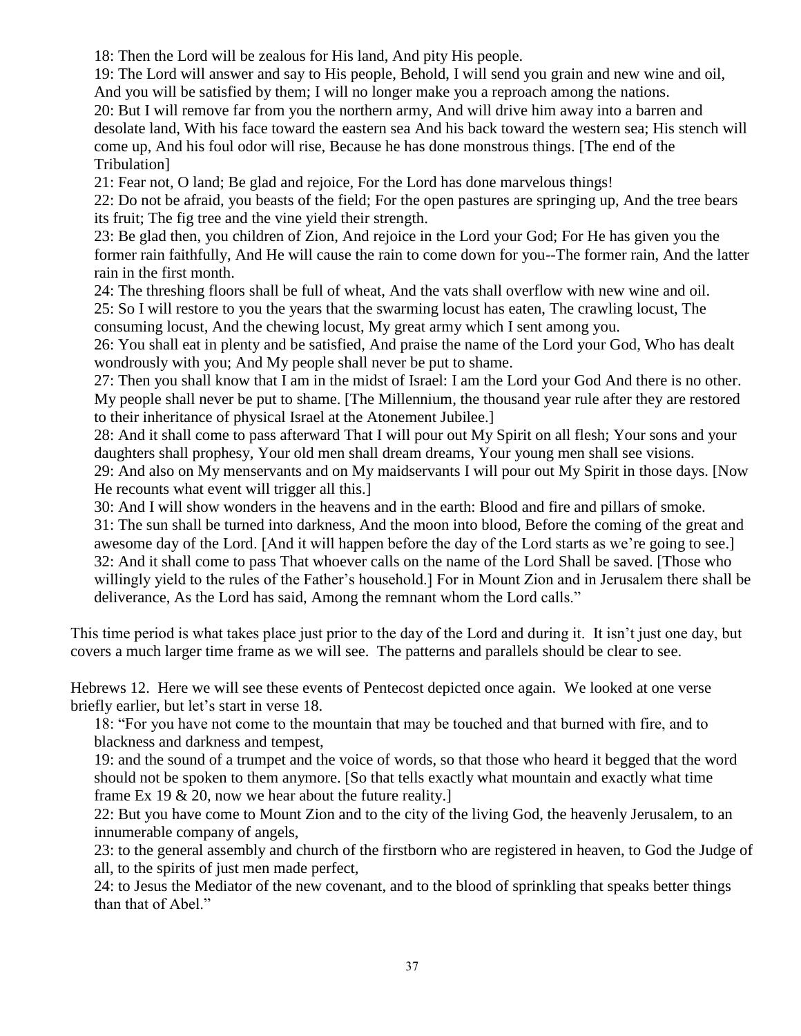18: Then the Lord will be zealous for His land, And pity His people.

19: The Lord will answer and say to His people, Behold, I will send you grain and new wine and oil, And you will be satisfied by them; I will no longer make you a reproach among the nations.

20: But I will remove far from you the northern army, And will drive him away into a barren and desolate land, With his face toward the eastern sea And his back toward the western sea; His stench will come up, And his foul odor will rise, Because he has done monstrous things. [The end of the Tribulation]

21: Fear not, O land; Be glad and rejoice, For the Lord has done marvelous things!

22: Do not be afraid, you beasts of the field; For the open pastures are springing up, And the tree bears its fruit; The fig tree and the vine yield their strength.

23: Be glad then, you children of Zion, And rejoice in the Lord your God; For He has given you the former rain faithfully, And He will cause the rain to come down for you--The former rain, And the latter rain in the first month.

24: The threshing floors shall be full of wheat, And the vats shall overflow with new wine and oil.

25: So I will restore to you the years that the swarming locust has eaten, The crawling locust, The consuming locust, And the chewing locust, My great army which I sent among you.

26: You shall eat in plenty and be satisfied, And praise the name of the Lord your God, Who has dealt wondrously with you; And My people shall never be put to shame.

27: Then you shall know that I am in the midst of Israel: I am the Lord your God And there is no other. My people shall never be put to shame. [The Millennium, the thousand year rule after they are restored to their inheritance of physical Israel at the Atonement Jubilee.]

28: And it shall come to pass afterward That I will pour out My Spirit on all flesh; Your sons and your daughters shall prophesy, Your old men shall dream dreams, Your young men shall see visions.

29: And also on My menservants and on My maidservants I will pour out My Spirit in those days. [Now He recounts what event will trigger all this.]

30: And I will show wonders in the heavens and in the earth: Blood and fire and pillars of smoke.

31: The sun shall be turned into darkness, And the moon into blood, Before the coming of the great and awesome day of the Lord. [And it will happen before the day of the Lord starts as we're going to see.]

32: And it shall come to pass That whoever calls on the name of the Lord Shall be saved. [Those who willingly yield to the rules of the Father's household.] For in Mount Zion and in Jerusalem there shall be deliverance, As the Lord has said, Among the remnant whom the Lord calls."

This time period is what takes place just prior to the day of the Lord and during it. It isn't just one day, but covers a much larger time frame as we will see. The patterns and parallels should be clear to see.

Hebrews 12. Here we will see these events of Pentecost depicted once again. We looked at one verse briefly earlier, but let's start in verse 18.

18: "For you have not come to the mountain that may be touched and that burned with fire, and to blackness and darkness and tempest,

19: and the sound of a trumpet and the voice of words, so that those who heard it begged that the word should not be spoken to them anymore. [So that tells exactly what mountain and exactly what time frame Ex 19 & 20, now we hear about the future reality.]

22: But you have come to Mount Zion and to the city of the living God, the heavenly Jerusalem, to an innumerable company of angels,

23: to the general assembly and church of the firstborn who are registered in heaven, to God the Judge of all, to the spirits of just men made perfect,

24: to Jesus the Mediator of the new covenant, and to the blood of sprinkling that speaks better things than that of Abel."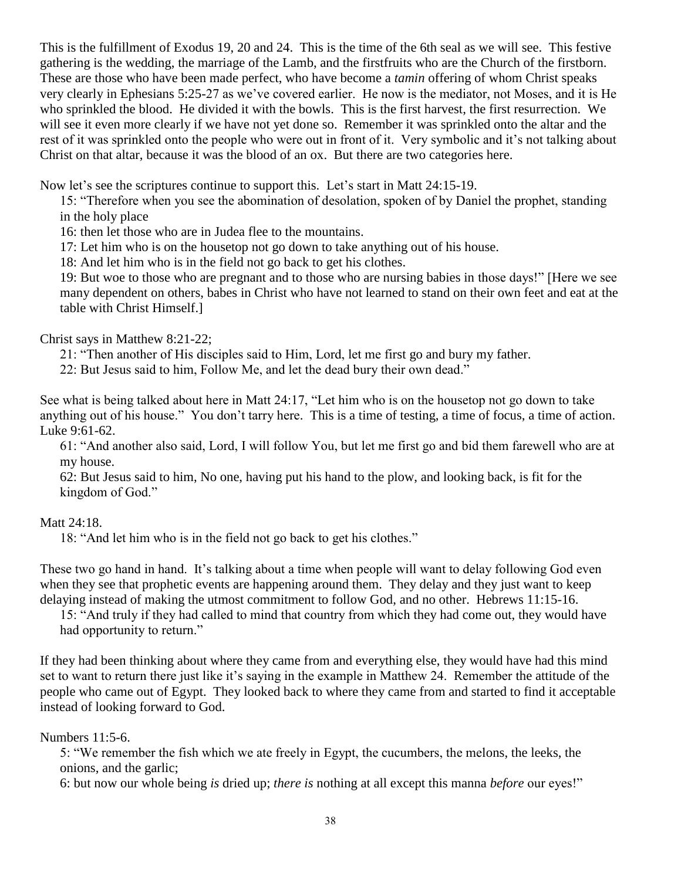This is the fulfillment of Exodus 19, 20 and 24. This is the time of the 6th seal as we will see. This festive gathering is the wedding, the marriage of the Lamb, and the firstfruits who are the Church of the firstborn. These are those who have been made perfect, who have become a *tamin* offering of whom Christ speaks very clearly in Ephesians 5:25-27 as we've covered earlier. He now is the mediator, not Moses, and it is He who sprinkled the blood. He divided it with the bowls. This is the first harvest, the first resurrection. We will see it even more clearly if we have not yet done so. Remember it was sprinkled onto the altar and the rest of it was sprinkled onto the people who were out in front of it. Very symbolic and it's not talking about Christ on that altar, because it was the blood of an ox. But there are two categories here.

Now let's see the scriptures continue to support this. Let's start in Matt 24:15-19.

> 15: "Therefore when you see the abomination of desolation, spoken of by Daniel the prophet, standing in the holy place
>
> 16: then let those who are in Judea flee to the mountains.
>
> 17: Let him who is on the housetop not go down to take anything out of his house.
>
> 18: And let him who is in the field not go back to get his clothes.
>
> 19: But woe to those who are pregnant and to those who are nursing babies in those days!" [Here we see many dependent on others, babes in Christ who have not learned to stand on their own feet and eat at the table with Christ Himself.]

Christ says in Matthew 8:21-22;

> 21: "Then another of His disciples said to Him, Lord, let me first go and bury my father.
>
> 22: But Jesus said to him, Follow Me, and let the dead bury their own dead."

See what is being talked about here in Matt 24:17, "Let him who is on the housetop not go down to take anything out of his house." You don't tarry here. This is a time of testing, a time of focus, a time of action. Luke 9:61-62.

> 61: "And another also said, Lord, I will follow You, but let me first go and bid them farewell who are at my house.
>
> 62: But Jesus said to him, No one, having put his hand to the plow, and looking back, is fit for the kingdom of God."

Matt 24:18.

> 18: "And let him who is in the field not go back to get his clothes."

These two go hand in hand. It's talking about a time when people will want to delay following God even when they see that prophetic events are happening around them. They delay and they just want to keep delaying instead of making the utmost commitment to follow God, and no other. Hebrews 11:15-16.

> 15: "And truly if they had called to mind that country from which they had come out, they would have had opportunity to return."

If they had been thinking about where they came from and everything else, they would have had this mind set to want to return there just like it's saying in the example in Matthew 24. Remember the attitude of the people who came out of Egypt. They looked back to where they came from and started to find it acceptable instead of looking forward to God.

Numbers 11:5-6.

> 5: "We remember the fish which we ate freely in Egypt, the cucumbers, the melons, the leeks, the onions, and the garlic;
>
> 6: but now our whole being *is* dried up; *there is* nothing at all except this manna *before* our eyes!"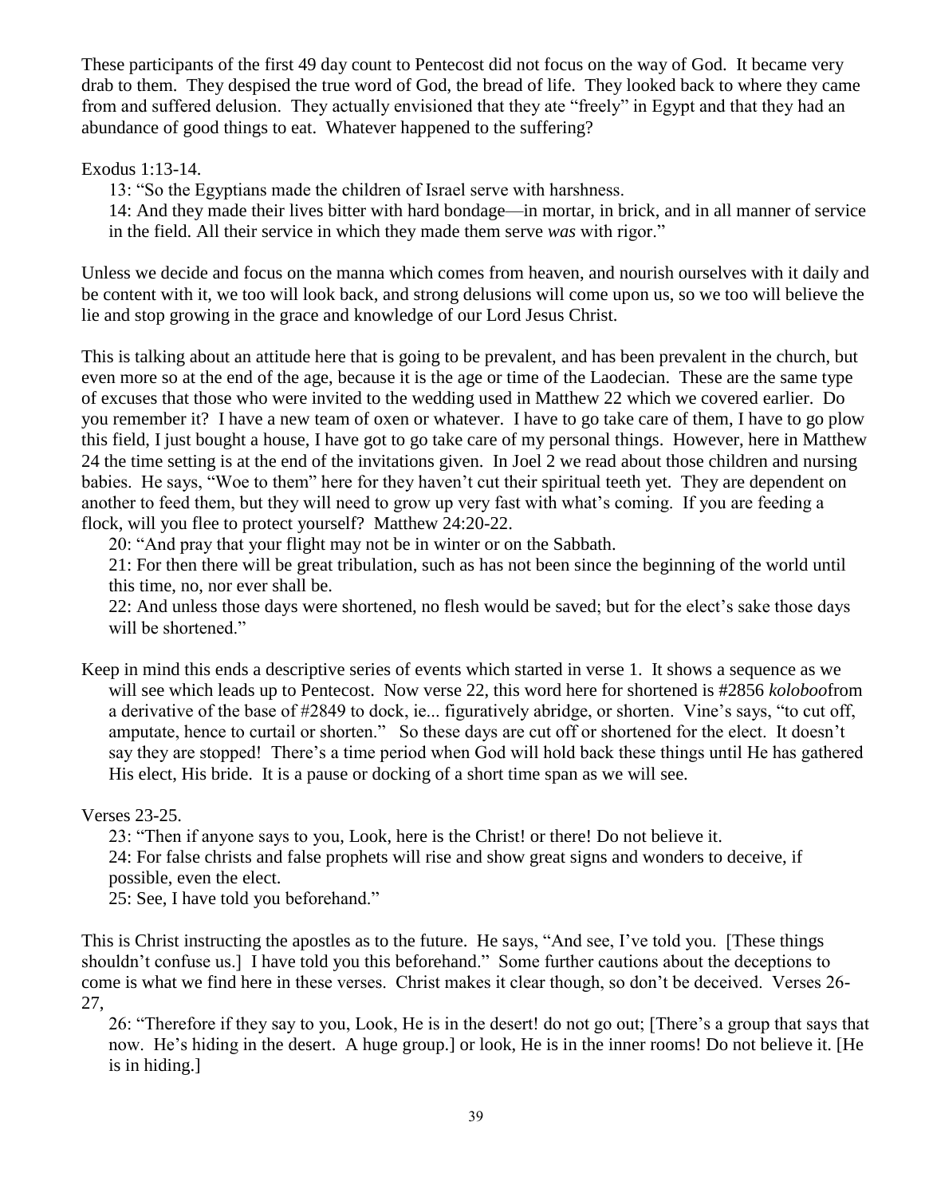These participants of the first 49 day count to Pentecost did not focus on the way of God. It became very drab to them. They despised the true word of God, the bread of life. They looked back to where they came from and suffered delusion. They actually envisioned that they ate "freely" in Egypt and that they had an abundance of good things to eat. Whatever happened to the suffering?

Exodus 1:13-14.

> 13: "So the Egyptians made the children of Israel serve with harshness.
>
> 14: And they made their lives bitter with hard bondage—in mortar, in brick, and in all manner of service in the field. All their service in which they made them serve *was* with rigor."

Unless we decide and focus on the manna which comes from heaven, and nourish ourselves with it daily and be content with it, we too will look back, and strong delusions will come upon us, so we too will believe the lie and stop growing in the grace and knowledge of our Lord Jesus Christ.

This is talking about an attitude here that is going to be prevalent, and has been prevalent in the church, but even more so at the end of the age, because it is the age or time of the Laodecian. These are the same type of excuses that those who were invited to the wedding used in Matthew 22 which we covered earlier. Do you remember it? I have a new team of oxen or whatever. I have to go take care of them, I have to go plow this field, I just bought a house, I have got to go take care of my personal things. However, here in Matthew 24 the time setting is at the end of the invitations given. In Joel 2 we read about those children and nursing babies. He says, "Woe to them" here for they haven't cut their spiritual teeth yet. They are dependent on another to feed them, but they will need to grow up very fast with what's coming. If you are feeding a flock, will you flee to protect yourself? Matthew 24:20-22.

> 20: "And pray that your flight may not be in winter or on the Sabbath.
>
> 21: For then there will be great tribulation, such as has not been since the beginning of the world until this time, no, nor ever shall be.
>
> 22: And unless those days were shortened, no flesh would be saved; but for the elect's sake those days will be shortened."

Keep in mind this ends a descriptive series of events which started in verse 1. It shows a sequence as we will see which leads up to Pentecost. Now verse 22, this word here for shortened is #2856 *koloboo*from a derivative of the base of #2849 to dock, ie... figuratively abridge, or shorten. Vine's says, "to cut off, amputate, hence to curtail or shorten." So these days are cut off or shortened for the elect. It doesn't say they are stopped! There's a time period when God will hold back these things until He has gathered His elect, His bride. It is a pause or docking of a short time span as we will see.

Verses 23-25.

> 23: "Then if anyone says to you, Look, here is the Christ! or there! Do not believe it.
>
> 24: For false christs and false prophets will rise and show great signs and wonders to deceive, if possible, even the elect.
>
> 25: See, I have told you beforehand."

This is Christ instructing the apostles as to the future. He says, "And see, I've told you. [These things shouldn't confuse us.] I have told you this beforehand." Some further cautions about the deceptions to come is what we find here in these verses. Christ makes it clear though, so don't be deceived. Verses 26-27,

> 26: "Therefore if they say to you, Look, He is in the desert! do not go out; [There's a group that says that now. He's hiding in the desert. A huge group.] or look, He is in the inner rooms! Do not believe it. [He is in hiding.]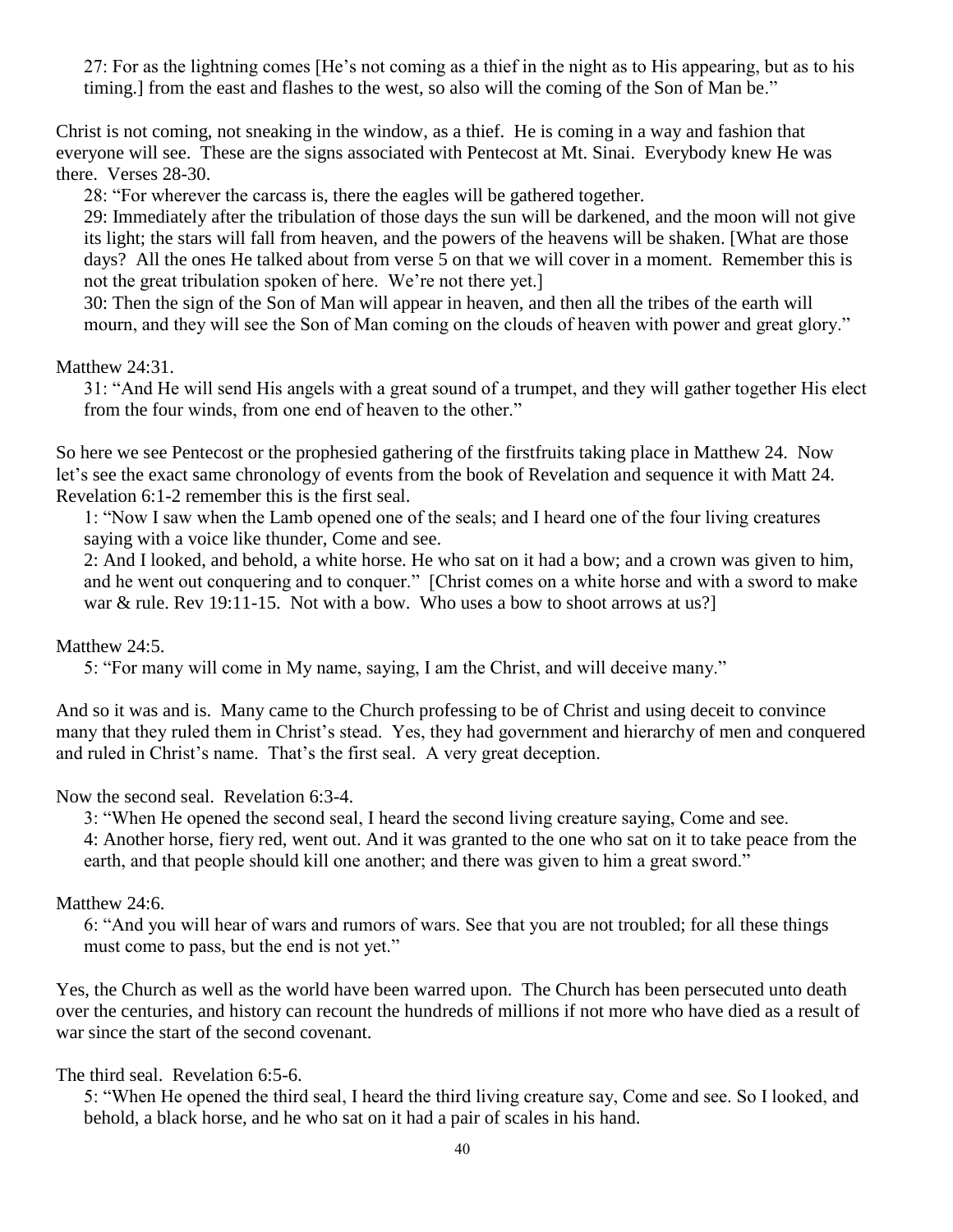27: For as the lightning comes [He's not coming as a thief in the night as to His appearing, but as to his timing.] from the east and flashes to the west, so also will the coming of the Son of Man be."

Christ is not coming, not sneaking in the window, as a thief. He is coming in a way and fashion that everyone will see. These are the signs associated with Pentecost at Mt. Sinai. Everybody knew He was there. Verses 28-30.

> 28: "For wherever the carcass is, there the eagles will be gathered together.
>
> 29: Immediately after the tribulation of those days the sun will be darkened, and the moon will not give its light; the stars will fall from heaven, and the powers of the heavens will be shaken. [What are those days? All the ones He talked about from verse 5 on that we will cover in a moment. Remember this is not the great tribulation spoken of here. We're not there yet.]
>
> 30: Then the sign of the Son of Man will appear in heaven, and then all the tribes of the earth will mourn, and they will see the Son of Man coming on the clouds of heaven with power and great glory."

Matthew 24:31.

> 31: "And He will send His angels with a great sound of a trumpet, and they will gather together His elect from the four winds, from one end of heaven to the other."

So here we see Pentecost or the prophesied gathering of the firstfruits taking place in Matthew 24. Now let's see the exact same chronology of events from the book of Revelation and sequence it with Matt 24. Revelation 6:1-2 remember this is the first seal.

> 1: "Now I saw when the Lamb opened one of the seals; and I heard one of the four living creatures saying with a voice like thunder, Come and see.
>
> 2: And I looked, and behold, a white horse. He who sat on it had a bow; and a crown was given to him, and he went out conquering and to conquer." [Christ comes on a white horse and with a sword to make war & rule. Rev 19:11-15. Not with a bow. Who uses a bow to shoot arrows at us?]

Matthew 24:5.

> 5: "For many will come in My name, saying, I am the Christ, and will deceive many."

And so it was and is. Many came to the Church professing to be of Christ and using deceit to convince many that they ruled them in Christ's stead. Yes, they had government and hierarchy of men and conquered and ruled in Christ's name. That's the first seal. A very great deception.

Now the second seal. Revelation 6:3-4.

> 3: "When He opened the second seal, I heard the second living creature saying, Come and see.
>
> 4: Another horse, fiery red, went out. And it was granted to the one who sat on it to take peace from the earth, and that people should kill one another; and there was given to him a great sword."

Matthew 24:6.

> 6: "And you will hear of wars and rumors of wars. See that you are not troubled; for all these things must come to pass, but the end is not yet."

Yes, the Church as well as the world have been warred upon. The Church has been persecuted unto death over the centuries, and history can recount the hundreds of millions if not more who have died as a result of war since the start of the second covenant.

The third seal. Revelation 6:5-6.

> 5: "When He opened the third seal, I heard the third living creature say, Come and see. So I looked, and behold, a black horse, and he who sat on it had a pair of scales in his hand.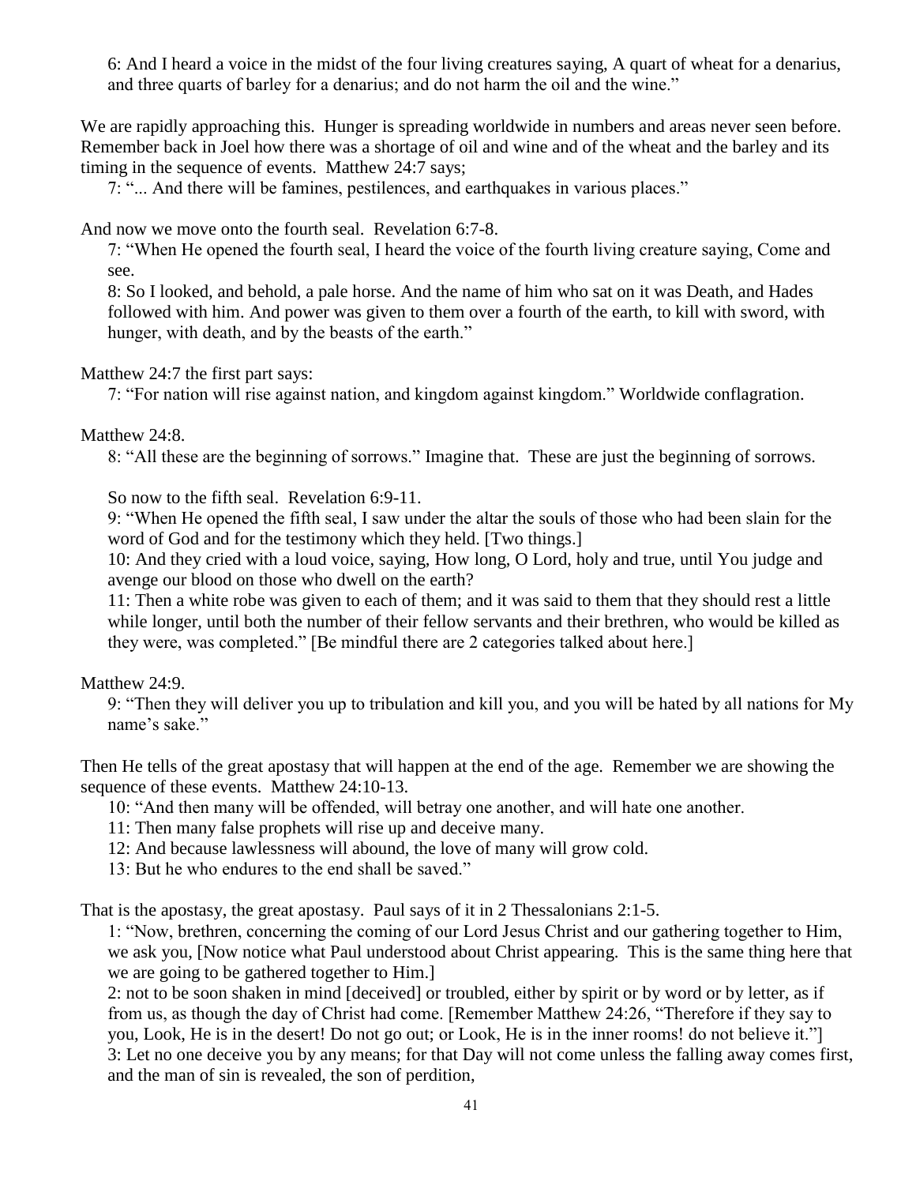6: And I heard a voice in the midst of the four living creatures saying, A quart of wheat for a denarius, and three quarts of barley for a denarius; and do not harm the oil and the wine."

We are rapidly approaching this. Hunger is spreading worldwide in numbers and areas never seen before. Remember back in Joel how there was a shortage of oil and wine and of the wheat and the barley and its timing in the sequence of events. Matthew 24:7 says;

7: "... And there will be famines, pestilences, and earthquakes in various places."

And now we move onto the fourth seal. Revelation 6:7-8.

7: "When He opened the fourth seal, I heard the voice of the fourth living creature saying, Come and see.
8: So I looked, and behold, a pale horse. And the name of him who sat on it was Death, and Hades followed with him. And power was given to them over a fourth of the earth, to kill with sword, with hunger, with death, and by the beasts of the earth."

Matthew 24:7 the first part says:

7: "For nation will rise against nation, and kingdom against kingdom." Worldwide conflagration.

Matthew 24:8.

8: "All these are the beginning of sorrows." Imagine that. These are just the beginning of sorrows.

So now to the fifth seal. Revelation 6:9-11.

9: "When He opened the fifth seal, I saw under the altar the souls of those who had been slain for the word of God and for the testimony which they held. [Two things.]
10: And they cried with a loud voice, saying, How long, O Lord, holy and true, until You judge and avenge our blood on those who dwell on the earth?
11: Then a white robe was given to each of them; and it was said to them that they should rest a little while longer, until both the number of their fellow servants and their brethren, who would be killed as they were, was completed." [Be mindful there are 2 categories talked about here.]

Matthew 24:9.

9: "Then they will deliver you up to tribulation and kill you, and you will be hated by all nations for My name's sake."

Then He tells of the great apostasy that will happen at the end of the age. Remember we are showing the sequence of these events. Matthew 24:10-13.

10: "And then many will be offended, will betray one another, and will hate one another.
11: Then many false prophets will rise up and deceive many.
12: And because lawlessness will abound, the love of many will grow cold.
13: But he who endures to the end shall be saved."

That is the apostasy, the great apostasy. Paul says of it in 2 Thessalonians 2:1-5.

1: "Now, brethren, concerning the coming of our Lord Jesus Christ and our gathering together to Him, we ask you, [Now notice what Paul understood about Christ appearing. This is the same thing here that we are going to be gathered together to Him.]
2: not to be soon shaken in mind [deceived] or troubled, either by spirit or by word or by letter, as if from us, as though the day of Christ had come. [Remember Matthew 24:26, "Therefore if they say to you, Look, He is in the desert! Do not go out; or Look, He is in the inner rooms! do not believe it."]
3: Let no one deceive you by any means; for that Day will not come unless the falling away comes first, and the man of sin is revealed, the son of perdition,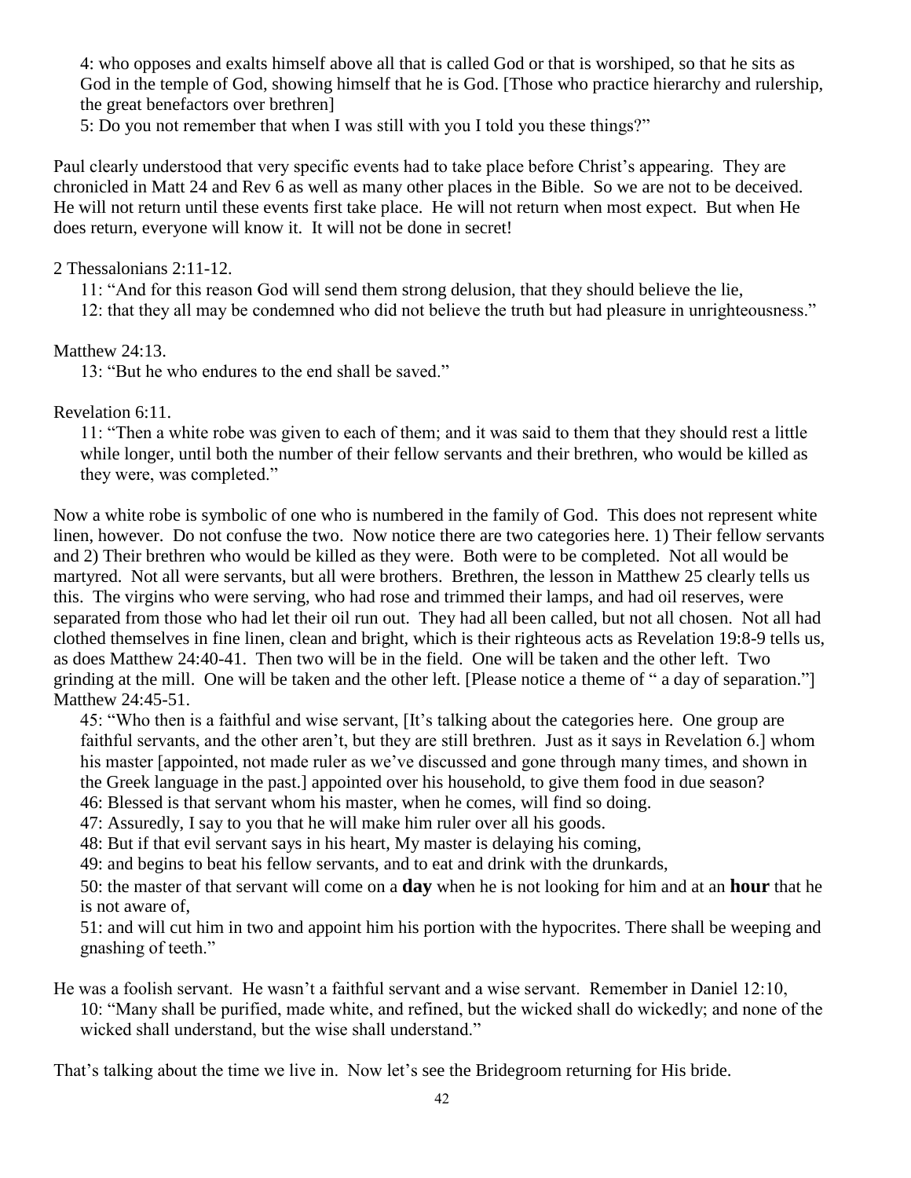4: who opposes and exalts himself above all that is called God or that is worshiped, so that he sits as God in the temple of God, showing himself that he is God. [Those who practice hierarchy and rulership, the great benefactors over brethren]

5: Do you not remember that when I was still with you I told you these things?"

Paul clearly understood that very specific events had to take place before Christ's appearing. They are chronicled in Matt 24 and Rev 6 as well as many other places in the Bible. So we are not to be deceived. He will not return until these events first take place. He will not return when most expect. But when He does return, everyone will know it. It will not be done in secret!

2 Thessalonians 2:11-12.

11: "And for this reason God will send them strong delusion, that they should believe the lie,

12: that they all may be condemned who did not believe the truth but had pleasure in unrighteousness."

Matthew 24:13.

13: "But he who endures to the end shall be saved."

Revelation 6:11.

11: "Then a white robe was given to each of them; and it was said to them that they should rest a little while longer, until both the number of their fellow servants and their brethren, who would be killed as they were, was completed."

Now a white robe is symbolic of one who is numbered in the family of God. This does not represent white linen, however. Do not confuse the two. Now notice there are two categories here. 1) Their fellow servants and 2) Their brethren who would be killed as they were. Both were to be completed. Not all would be martyred. Not all were servants, but all were brothers. Brethren, the lesson in Matthew 25 clearly tells us this. The virgins who were serving, who had rose and trimmed their lamps, and had oil reserves, were separated from those who had let their oil run out. They had all been called, but not all chosen. Not all had clothed themselves in fine linen, clean and bright, which is their righteous acts as Revelation 19:8-9 tells us, as does Matthew 24:40-41. Then two will be in the field. One will be taken and the other left. Two grinding at the mill. One will be taken and the other left. [Please notice a theme of " a day of separation."] Matthew 24:45-51.

45: "Who then is a faithful and wise servant, [It's talking about the categories here. One group are faithful servants, and the other aren't, but they are still brethren. Just as it says in Revelation 6.] whom his master [appointed, not made ruler as we've discussed and gone through many times, and shown in the Greek language in the past.] appointed over his household, to give them food in due season?

46: Blessed is that servant whom his master, when he comes, will find so doing.

47: Assuredly, I say to you that he will make him ruler over all his goods.

48: But if that evil servant says in his heart, My master is delaying his coming,

49: and begins to beat his fellow servants, and to eat and drink with the drunkards,

50: the master of that servant will come on a **day** when he is not looking for him and at an **hour** that he is not aware of,

51: and will cut him in two and appoint him his portion with the hypocrites. There shall be weeping and gnashing of teeth."

He was a foolish servant. He wasn't a faithful servant and a wise servant. Remember in Daniel 12:10,

10: "Many shall be purified, made white, and refined, but the wicked shall do wickedly; and none of the wicked shall understand, but the wise shall understand."

That's talking about the time we live in. Now let's see the Bridegroom returning for His bride.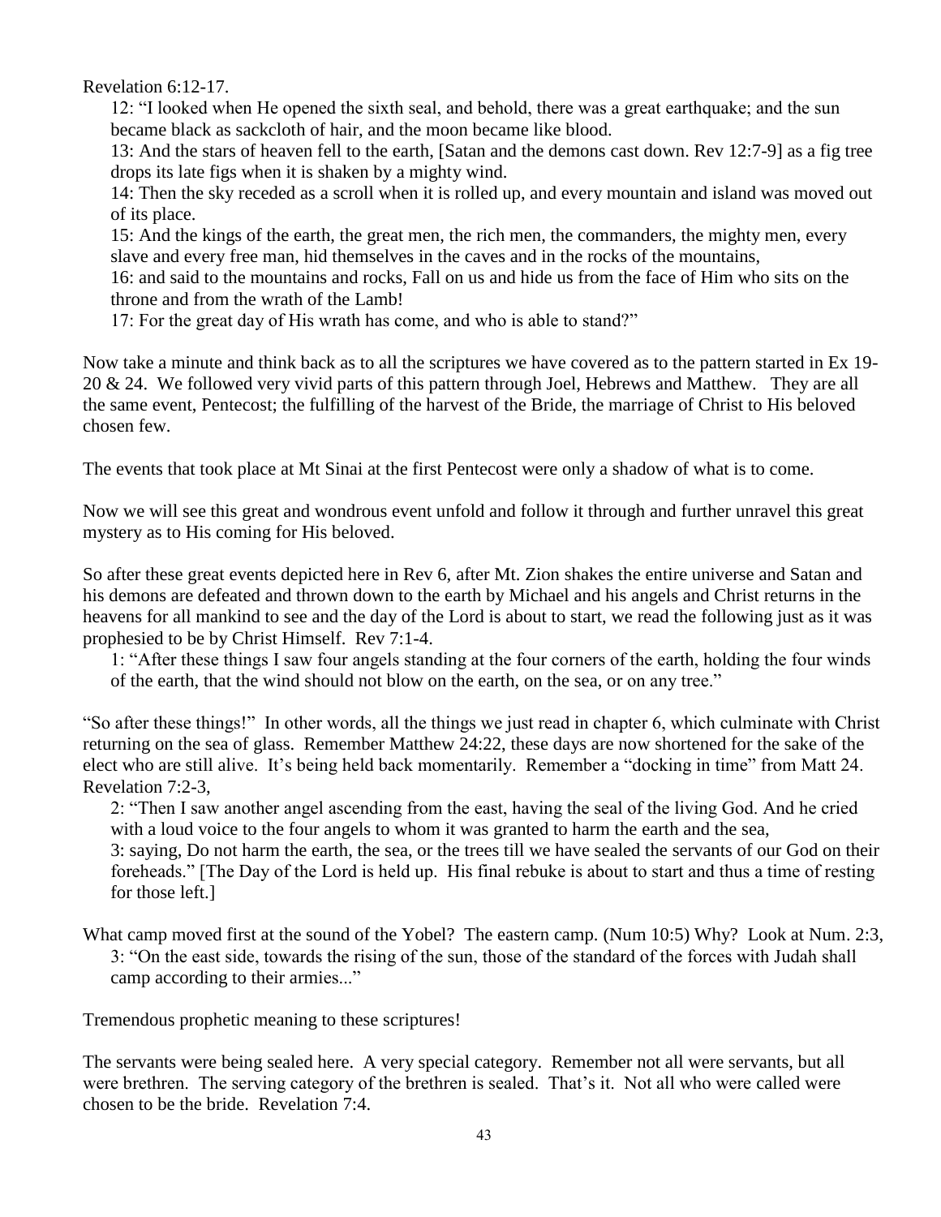Revelation 6:12-17.

> 12: "I looked when He opened the sixth seal, and behold, there was a great earthquake; and the sun became black as sackcloth of hair, and the moon became like blood.
>
> 13: And the stars of heaven fell to the earth, [Satan and the demons cast down. Rev 12:7-9] as a fig tree drops its late figs when it is shaken by a mighty wind.
>
> 14: Then the sky receded as a scroll when it is rolled up, and every mountain and island was moved out of its place.
>
> 15: And the kings of the earth, the great men, the rich men, the commanders, the mighty men, every slave and every free man, hid themselves in the caves and in the rocks of the mountains,
>
> 16: and said to the mountains and rocks, Fall on us and hide us from the face of Him who sits on the throne and from the wrath of the Lamb!
>
> 17: For the great day of His wrath has come, and who is able to stand?"

Now take a minute and think back as to all the scriptures we have covered as to the pattern started in Ex 19-20 & 24. We followed very vivid parts of this pattern through Joel, Hebrews and Matthew. They are all the same event, Pentecost; the fulfilling of the harvest of the Bride, the marriage of Christ to His beloved chosen few.

The events that took place at Mt Sinai at the first Pentecost were only a shadow of what is to come.

Now we will see this great and wondrous event unfold and follow it through and further unravel this great mystery as to His coming for His beloved.

So after these great events depicted here in Rev 6, after Mt. Zion shakes the entire universe and Satan and his demons are defeated and thrown down to the earth by Michael and his angels and Christ returns in the heavens for all mankind to see and the day of the Lord is about to start, we read the following just as it was prophesied to be by Christ Himself. Rev 7:1-4.

> 1: "After these things I saw four angels standing at the four corners of the earth, holding the four winds of the earth, that the wind should not blow on the earth, on the sea, or on any tree."

"So after these things!" In other words, all the things we just read in chapter 6, which culminate with Christ returning on the sea of glass. Remember Matthew 24:22, these days are now shortened for the sake of the elect who are still alive. It's being held back momentarily. Remember a "docking in time" from Matt 24. Revelation 7:2-3,

> 2: "Then I saw another angel ascending from the east, having the seal of the living God. And he cried with a loud voice to the four angels to whom it was granted to harm the earth and the sea,
>
> 3: saying, Do not harm the earth, the sea, or the trees till we have sealed the servants of our God on their foreheads." [The Day of the Lord is held up. His final rebuke is about to start and thus a time of resting for those left.]

What camp moved first at the sound of the Yobel? The eastern camp. (Num 10:5) Why? Look at Num. 2:3,

> 3: "On the east side, towards the rising of the sun, those of the standard of the forces with Judah shall camp according to their armies..."

Tremendous prophetic meaning to these scriptures!

The servants were being sealed here. A very special category. Remember not all were servants, but all were brethren. The serving category of the brethren is sealed. That's it. Not all who were called were chosen to be the bride. Revelation 7:4.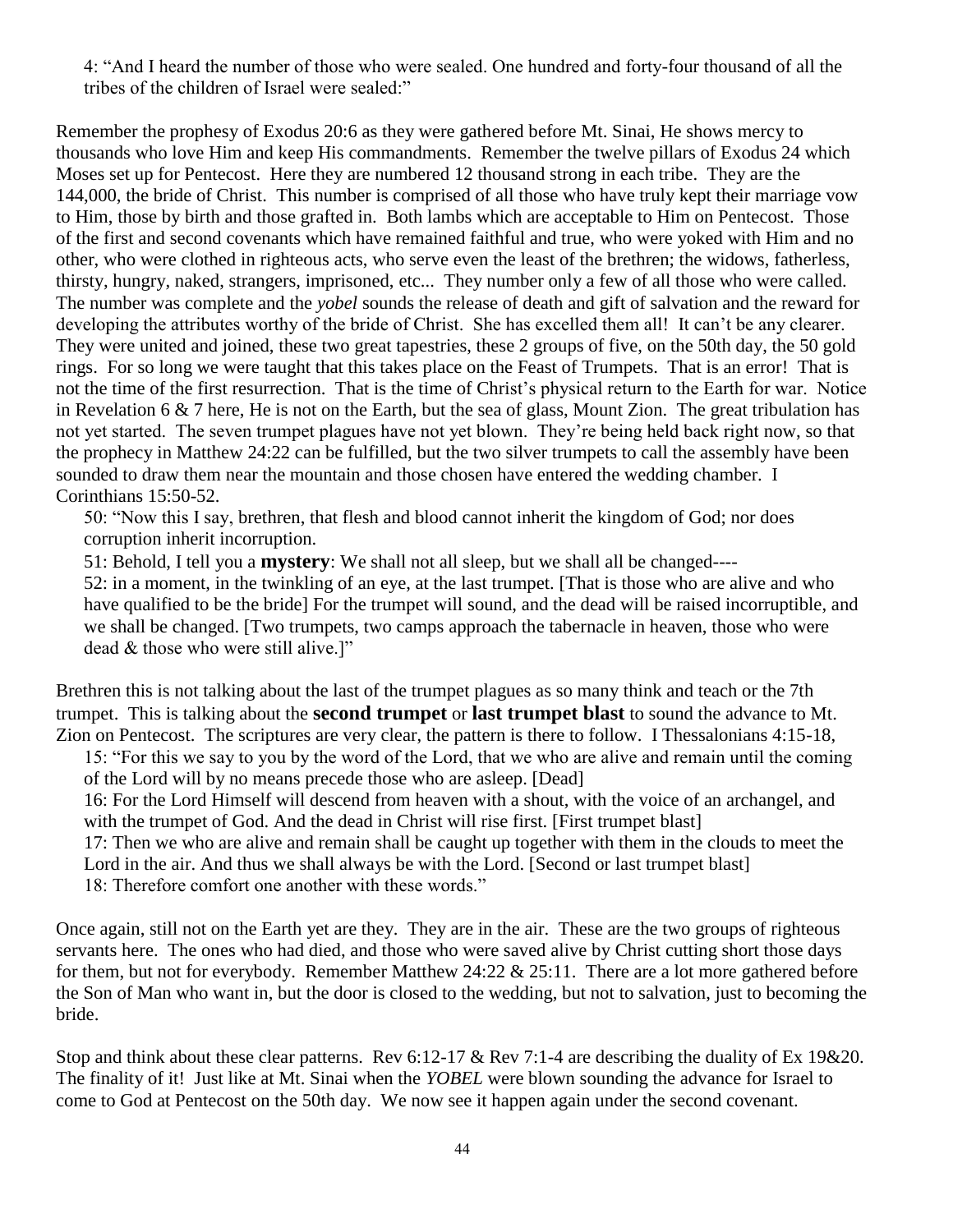4: "And I heard the number of those who were sealed. One hundred and forty-four thousand of all the tribes of the children of Israel were sealed:"

Remember the prophesy of Exodus 20:6 as they were gathered before Mt. Sinai, He shows mercy to thousands who love Him and keep His commandments. Remember the twelve pillars of Exodus 24 which Moses set up for Pentecost. Here they are numbered 12 thousand strong in each tribe. They are the 144,000, the bride of Christ. This number is comprised of all those who have truly kept their marriage vow to Him, those by birth and those grafted in. Both lambs which are acceptable to Him on Pentecost. Those of the first and second covenants which have remained faithful and true, who were yoked with Him and no other, who were clothed in righteous acts, who serve even the least of the brethren; the widows, fatherless, thirsty, hungry, naked, strangers, imprisoned, etc... They number only a few of all those who were called. The number was complete and the *yobel* sounds the release of death and gift of salvation and the reward for developing the attributes worthy of the bride of Christ. She has excelled them all! It can't be any clearer. They were united and joined, these two great tapestries, these 2 groups of five, on the 50th day, the 50 gold rings. For so long we were taught that this takes place on the Feast of Trumpets. That is an error! That is not the time of the first resurrection. That is the time of Christ's physical return to the Earth for war. Notice in Revelation 6 & 7 here, He is not on the Earth, but the sea of glass, Mount Zion. The great tribulation has not yet started. The seven trumpet plagues have not yet blown. They're being held back right now, so that the prophecy in Matthew 24:22 can be fulfilled, but the two silver trumpets to call the assembly have been sounded to draw them near the mountain and those chosen have entered the wedding chamber. I Corinthians 15:50-52.

50: "Now this I say, brethren, that flesh and blood cannot inherit the kingdom of God; nor does corruption inherit incorruption.

51: Behold, I tell you a **mystery**: We shall not all sleep, but we shall all be changed----

52: in a moment, in the twinkling of an eye, at the last trumpet. [That is those who are alive and who have qualified to be the bride] For the trumpet will sound, and the dead will be raised incorruptible, and we shall be changed. [Two trumpets, two camps approach the tabernacle in heaven, those who were dead & those who were still alive.]"

Brethren this is not talking about the last of the trumpet plagues as so many think and teach or the 7th trumpet. This is talking about the **second trumpet** or **last trumpet blast** to sound the advance to Mt. Zion on Pentecost. The scriptures are very clear, the pattern is there to follow. I Thessalonians 4:15-18,

15: "For this we say to you by the word of the Lord, that we who are alive and remain until the coming of the Lord will by no means precede those who are asleep. [Dead]

16: For the Lord Himself will descend from heaven with a shout, with the voice of an archangel, and with the trumpet of God. And the dead in Christ will rise first. [First trumpet blast]

17: Then we who are alive and remain shall be caught up together with them in the clouds to meet the Lord in the air. And thus we shall always be with the Lord. [Second or last trumpet blast]

18: Therefore comfort one another with these words."

Once again, still not on the Earth yet are they. They are in the air. These are the two groups of righteous servants here. The ones who had died, and those who were saved alive by Christ cutting short those days for them, but not for everybody. Remember Matthew 24:22 & 25:11. There are a lot more gathered before the Son of Man who want in, but the door is closed to the wedding, but not to salvation, just to becoming the bride.

Stop and think about these clear patterns. Rev 6:12-17 & Rev 7:1-4 are describing the duality of Ex 19&20. The finality of it! Just like at Mt. Sinai when the *YOBEL* were blown sounding the advance for Israel to come to God at Pentecost on the 50th day. We now see it happen again under the second covenant.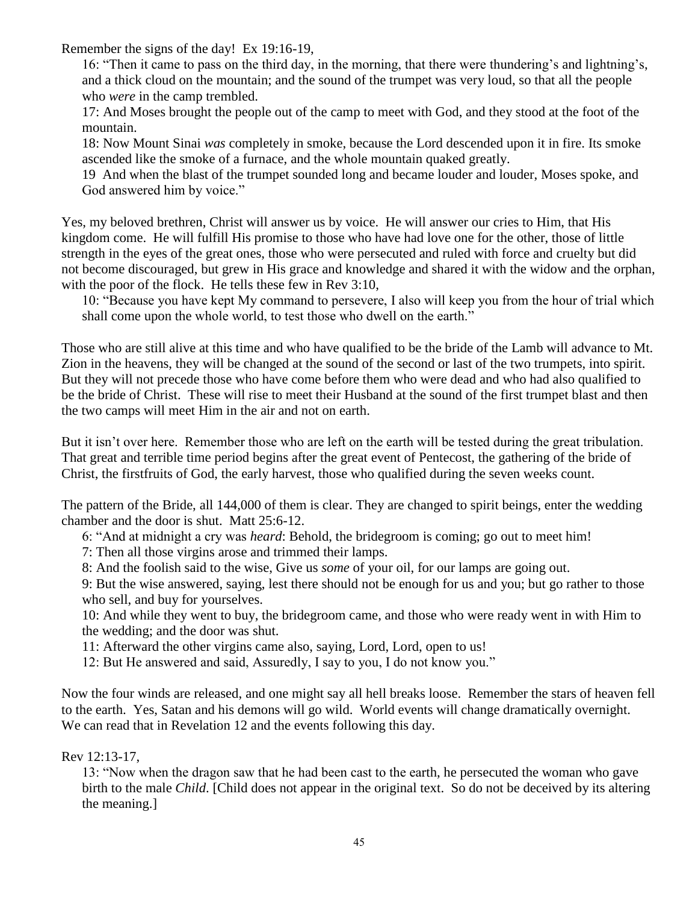Remember the signs of the day! Ex 19:16-19,

> 16: "Then it came to pass on the third day, in the morning, that there were thundering's and lightning's, and a thick cloud on the mountain; and the sound of the trumpet was very loud, so that all the people who *were* in the camp trembled.
>
> 17: And Moses brought the people out of the camp to meet with God, and they stood at the foot of the mountain.
>
> 18: Now Mount Sinai *was* completely in smoke, because the Lord descended upon it in fire. Its smoke ascended like the smoke of a furnace, and the whole mountain quaked greatly.
>
> 19 And when the blast of the trumpet sounded long and became louder and louder, Moses spoke, and God answered him by voice."

Yes, my beloved brethren, Christ will answer us by voice. He will answer our cries to Him, that His kingdom come. He will fulfill His promise to those who have had love one for the other, those of little strength in the eyes of the great ones, those who were persecuted and ruled with force and cruelty but did not become discouraged, but grew in His grace and knowledge and shared it with the widow and the orphan, with the poor of the flock. He tells these few in Rev 3:10,

> 10: "Because you have kept My command to persevere, I also will keep you from the hour of trial which shall come upon the whole world, to test those who dwell on the earth."

Those who are still alive at this time and who have qualified to be the bride of the Lamb will advance to Mt. Zion in the heavens, they will be changed at the sound of the second or last of the two trumpets, into spirit. But they will not precede those who have come before them who were dead and who had also qualified to be the bride of Christ. These will rise to meet their Husband at the sound of the first trumpet blast and then the two camps will meet Him in the air and not on earth.

But it isn't over here. Remember those who are left on the earth will be tested during the great tribulation. That great and terrible time period begins after the great event of Pentecost, the gathering of the bride of Christ, the firstfruits of God, the early harvest, those who qualified during the seven weeks count.

The pattern of the Bride, all 144,000 of them is clear. They are changed to spirit beings, enter the wedding chamber and the door is shut. Matt 25:6-12.

> 6: "And at midnight a cry was *heard*: Behold, the bridegroom is coming; go out to meet him!
>
> 7: Then all those virgins arose and trimmed their lamps.
>
> 8: And the foolish said to the wise, Give us *some* of your oil, for our lamps are going out.
>
> 9: But the wise answered, saying, lest there should not be enough for us and you; but go rather to those who sell, and buy for yourselves.
>
> 10: And while they went to buy, the bridegroom came, and those who were ready went in with Him to the wedding; and the door was shut.
>
> 11: Afterward the other virgins came also, saying, Lord, Lord, open to us!
>
> 12: But He answered and said, Assuredly, I say to you, I do not know you."

Now the four winds are released, and one might say all hell breaks loose. Remember the stars of heaven fell to the earth. Yes, Satan and his demons will go wild. World events will change dramatically overnight. We can read that in Revelation 12 and the events following this day.

Rev 12:13-17,

> 13: "Now when the dragon saw that he had been cast to the earth, he persecuted the woman who gave birth to the male *Child*. [Child does not appear in the original text. So do not be deceived by its altering the meaning.]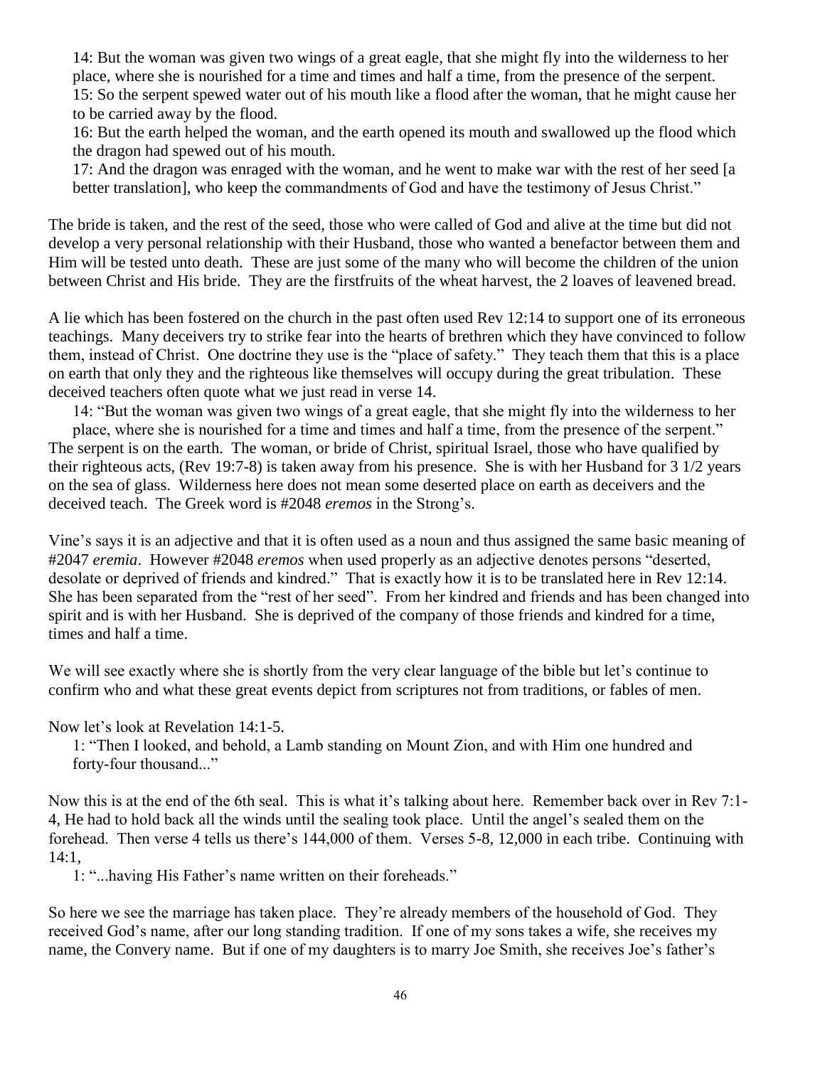14: But the woman was given two wings of a great eagle, that she might fly into the wilderness to her place, where she is nourished for a time and times and half a time, from the presence of the serpent.
15: So the serpent spewed water out of his mouth like a flood after the woman, that he might cause her to be carried away by the flood.
16: But the earth helped the woman, and the earth opened its mouth and swallowed up the flood which the dragon had spewed out of his mouth.
17: And the dragon was enraged with the woman, and he went to make war with the rest of her seed [a better translation], who keep the commandments of God and have the testimony of Jesus Christ."

The bride is taken, and the rest of the seed, those who were called of God and alive at the time but did not develop a very personal relationship with their Husband, those who wanted a benefactor between them and Him will be tested unto death. These are just some of the many who will become the children of the union between Christ and His bride. They are the firstfruits of the wheat harvest, the 2 loaves of leavened bread.

A lie which has been fostered on the church in the past often used Rev 12:14 to support one of its erroneous teachings. Many deceivers try to strike fear into the hearts of brethren which they have convinced to follow them, instead of Christ. One doctrine they use is the "place of safety." They teach them that this is a place on earth that only they and the righteous like themselves will occupy during the great tribulation. These deceived teachers often quote what we just read in verse 14.

14: "But the woman was given two wings of a great eagle, that she might fly into the wilderness to her place, where she is nourished for a time and times and half a time, from the presence of the serpent."

The serpent is on the earth. The woman, or bride of Christ, spiritual Israel, those who have qualified by their righteous acts, (Rev 19:7-8) is taken away from his presence. She is with her Husband for 3 1/2 years on the sea of glass. Wilderness here does not mean some deserted place on earth as deceivers and the deceived teach. The Greek word is #2048 *eremos* in the Strong's.

Vine's says it is an adjective and that it is often used as a noun and thus assigned the same basic meaning of #2047 *eremia*. However #2048 *eremos* when used properly as an adjective denotes persons "deserted, desolate or deprived of friends and kindred." That is exactly how it is to be translated here in Rev 12:14. She has been separated from the "rest of her seed". From her kindred and friends and has been changed into spirit and is with her Husband. She is deprived of the company of those friends and kindred for a time, times and half a time.

We will see exactly where she is shortly from the very clear language of the bible but let's continue to confirm who and what these great events depict from scriptures not from traditions, or fables of men.

Now let's look at Revelation 14:1-5.

1: "Then I looked, and behold, a Lamb standing on Mount Zion, and with Him one hundred and forty-four thousand..."

Now this is at the end of the 6th seal. This is what it's talking about here. Remember back over in Rev 7:1-4, He had to hold back all the winds until the sealing took place. Until the angel's sealed them on the forehead. Then verse 4 tells us there's 144,000 of them. Verses 5-8, 12,000 in each tribe. Continuing with 14:1,

1: "...having His Father's name written on their foreheads."

So here we see the marriage has taken place. They're already members of the household of God. They received God's name, after our long standing tradition. If one of my sons takes a wife, she receives my name, the Convery name. But if one of my daughters is to marry Joe Smith, she receives Joe's father's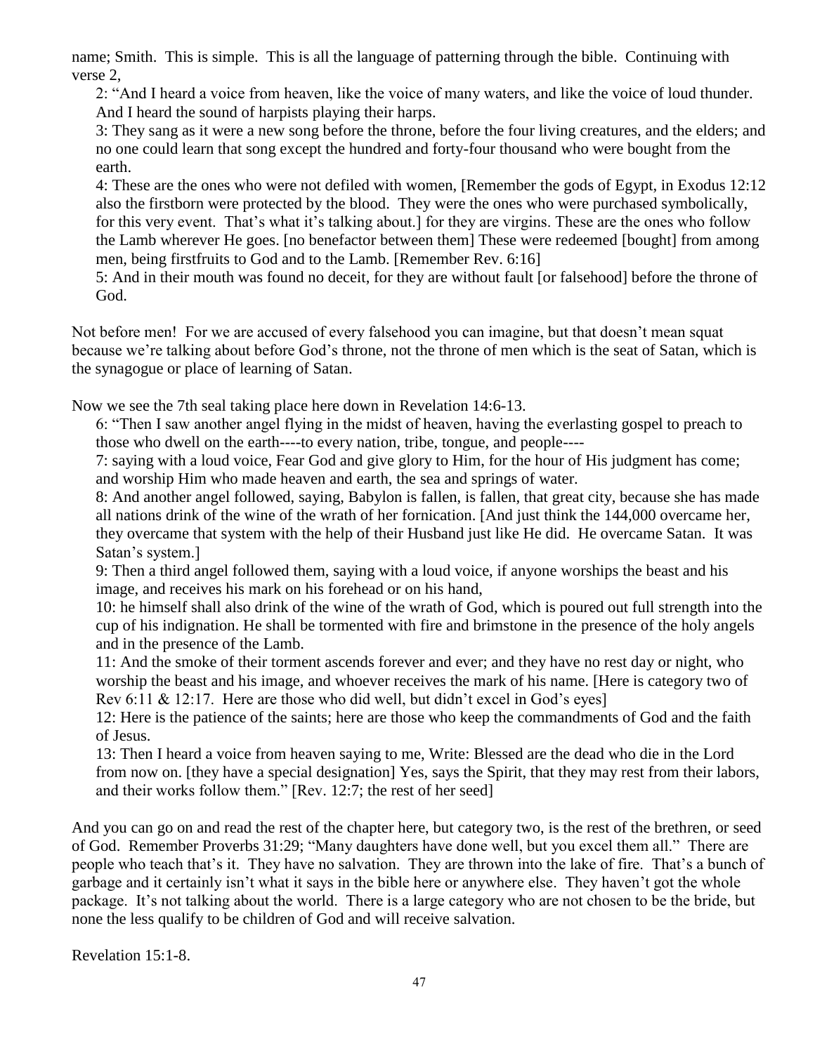name; Smith. This is simple. This is all the language of patterning through the bible. Continuing with verse 2,

> 2: "And I heard a voice from heaven, like the voice of many waters, and like the voice of loud thunder. And I heard the sound of harpists playing their harps.
>
> 3: They sang as it were a new song before the throne, before the four living creatures, and the elders; and no one could learn that song except the hundred and forty-four thousand who were bought from the earth.
>
> 4: These are the ones who were not defiled with women, [Remember the gods of Egypt, in Exodus 12:12 also the firstborn were protected by the blood. They were the ones who were purchased symbolically, for this very event. That's what it's talking about.] for they are virgins. These are the ones who follow the Lamb wherever He goes. [no benefactor between them] These were redeemed [bought] from among men, being firstfruits to God and to the Lamb. [Remember Rev. 6:16]
>
> 5: And in their mouth was found no deceit, for they are without fault [or falsehood] before the throne of God.

Not before men! For we are accused of every falsehood you can imagine, but that doesn't mean squat because we're talking about before God's throne, not the throne of men which is the seat of Satan, which is the synagogue or place of learning of Satan.

Now we see the 7th seal taking place here down in Revelation 14:6-13.

> 6: "Then I saw another angel flying in the midst of heaven, having the everlasting gospel to preach to those who dwell on the earth----to every nation, tribe, tongue, and people----
>
> 7: saying with a loud voice, Fear God and give glory to Him, for the hour of His judgment has come; and worship Him who made heaven and earth, the sea and springs of water.
>
> 8: And another angel followed, saying, Babylon is fallen, is fallen, that great city, because she has made all nations drink of the wine of the wrath of her fornication. [And just think the 144,000 overcame her, they overcame that system with the help of their Husband just like He did. He overcame Satan. It was Satan's system.]
>
> 9: Then a third angel followed them, saying with a loud voice, if anyone worships the beast and his image, and receives his mark on his forehead or on his hand,
>
> 10: he himself shall also drink of the wine of the wrath of God, which is poured out full strength into the cup of his indignation. He shall be tormented with fire and brimstone in the presence of the holy angels and in the presence of the Lamb.
>
> 11: And the smoke of their torment ascends forever and ever; and they have no rest day or night, who worship the beast and his image, and whoever receives the mark of his name. [Here is category two of Rev 6:11 & 12:17. Here are those who did well, but didn't excel in God's eyes]
>
> 12: Here is the patience of the saints; here are those who keep the commandments of God and the faith of Jesus.
>
> 13: Then I heard a voice from heaven saying to me, Write: Blessed are the dead who die in the Lord from now on. [they have a special designation] Yes, says the Spirit, that they may rest from their labors, and their works follow them." [Rev. 12:7; the rest of her seed]

And you can go on and read the rest of the chapter here, but category two, is the rest of the brethren, or seed of God. Remember Proverbs 31:29; "Many daughters have done well, but you excel them all." There are people who teach that's it. They have no salvation. They are thrown into the lake of fire. That's a bunch of garbage and it certainly isn't what it says in the bible here or anywhere else. They haven't got the whole package. It's not talking about the world. There is a large category who are not chosen to be the bride, but none the less qualify to be children of God and will receive salvation.

Revelation 15:1-8.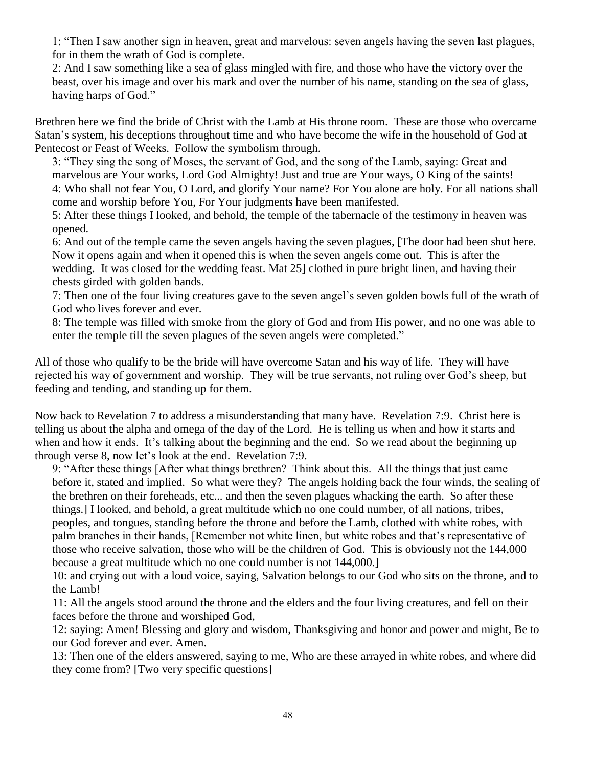1: "Then I saw another sign in heaven, great and marvelous: seven angels having the seven last plagues, for in them the wrath of God is complete.
2: And I saw something like a sea of glass mingled with fire, and those who have the victory over the beast, over his image and over his mark and over the number of his name, standing on the sea of glass, having harps of God."

Brethren here we find the bride of Christ with the Lamb at His throne room. These are those who overcame Satan's system, his deceptions throughout time and who have become the wife in the household of God at Pentecost or Feast of Weeks. Follow the symbolism through.

3: "They sing the song of Moses, the servant of God, and the song of the Lamb, saying: Great and marvelous are Your works, Lord God Almighty! Just and true are Your ways, O King of the saints!
4: Who shall not fear You, O Lord, and glorify Your name? For You alone are holy. For all nations shall come and worship before You, For Your judgments have been manifested.
5: After these things I looked, and behold, the temple of the tabernacle of the testimony in heaven was opened.
6: And out of the temple came the seven angels having the seven plagues, [The door had been shut here. Now it opens again and when it opened this is when the seven angels come out. This is after the wedding. It was closed for the wedding feast. Mat 25] clothed in pure bright linen, and having their chests girded with golden bands.
7: Then one of the four living creatures gave to the seven angel's seven golden bowls full of the wrath of God who lives forever and ever.
8: The temple was filled with smoke from the glory of God and from His power, and no one was able to enter the temple till the seven plagues of the seven angels were completed."

All of those who qualify to be the bride will have overcome Satan and his way of life. They will have rejected his way of government and worship. They will be true servants, not ruling over God's sheep, but feeding and tending, and standing up for them.

Now back to Revelation 7 to address a misunderstanding that many have. Revelation 7:9. Christ here is telling us about the alpha and omega of the day of the Lord. He is telling us when and how it starts and when and how it ends. It's talking about the beginning and the end. So we read about the beginning up through verse 8, now let's look at the end. Revelation 7:9.

9: "After these things [After what things brethren? Think about this. All the things that just came before it, stated and implied. So what were they? The angels holding back the four winds, the sealing of the brethren on their foreheads, etc... and then the seven plagues whacking the earth. So after these things.] I looked, and behold, a great multitude which no one could number, of all nations, tribes, peoples, and tongues, standing before the throne and before the Lamb, clothed with white robes, with palm branches in their hands, [Remember not white linen, but white robes and that's representative of those who receive salvation, those who will be the children of God. This is obviously not the 144,000 because a great multitude which no one could number is not 144,000.]
10: and crying out with a loud voice, saying, Salvation belongs to our God who sits on the throne, and to the Lamb!
11: All the angels stood around the throne and the elders and the four living creatures, and fell on their faces before the throne and worshiped God,
12: saying: Amen! Blessing and glory and wisdom, Thanksgiving and honor and power and might, Be to our God forever and ever. Amen.
13: Then one of the elders answered, saying to me, Who are these arrayed in white robes, and where did they come from? [Two very specific questions]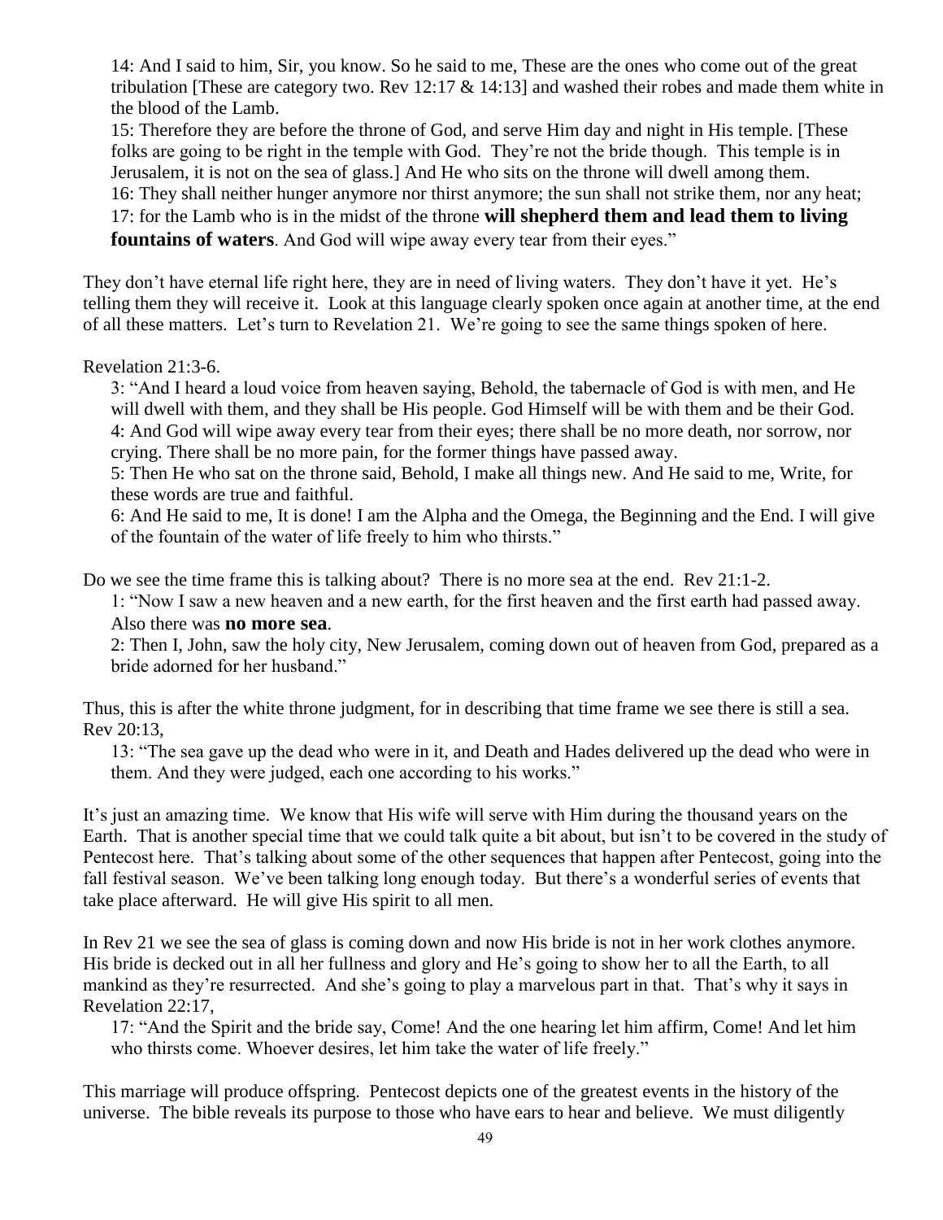> 14: And I said to him, Sir, you know. So he said to me, These are the ones who come out of the great tribulation [These are category two. Rev 12:17 & 14:13] and washed their robes and made them white in the blood of the Lamb.
> 15: Therefore they are before the throne of God, and serve Him day and night in His temple. [These folks are going to be right in the temple with God. They're not the bride though. This temple is in Jerusalem, it is not on the sea of glass.] And He who sits on the throne will dwell among them.
> 16: They shall neither hunger anymore nor thirst anymore; the sun shall not strike them, nor any heat;
> 17: for the Lamb who is in the midst of the throne **will shepherd them and lead them to living fountains of waters**. And God will wipe away every tear from their eyes."

They don't have eternal life right here, they are in need of living waters. They don't have it yet. He's telling them they will receive it. Look at this language clearly spoken once again at another time, at the end of all these matters. Let's turn to Revelation 21. We're going to see the same things spoken of here.

Revelation 21:3-6.

> 3: "And I heard a loud voice from heaven saying, Behold, the tabernacle of God is with men, and He will dwell with them, and they shall be His people. God Himself will be with them and be their God.
> 4: And God will wipe away every tear from their eyes; there shall be no more death, nor sorrow, nor crying. There shall be no more pain, for the former things have passed away.
> 5: Then He who sat on the throne said, Behold, I make all things new. And He said to me, Write, for these words are true and faithful.
> 6: And He said to me, It is done! I am the Alpha and the Omega, the Beginning and the End. I will give of the fountain of the water of life freely to him who thirsts."

Do we see the time frame this is talking about? There is no more sea at the end. Rev 21:1-2.

> 1: "Now I saw a new heaven and a new earth, for the first heaven and the first earth had passed away. Also there was **no more sea**.
> 2: Then I, John, saw the holy city, New Jerusalem, coming down out of heaven from God, prepared as a bride adorned for her husband."

Thus, this is after the white throne judgment, for in describing that time frame we see there is still a sea. Rev 20:13,

> 13: "The sea gave up the dead who were in it, and Death and Hades delivered up the dead who were in them. And they were judged, each one according to his works."

It's just an amazing time. We know that His wife will serve with Him during the thousand years on the Earth. That is another special time that we could talk quite a bit about, but isn't to be covered in the study of Pentecost here. That's talking about some of the other sequences that happen after Pentecost, going into the fall festival season. We've been talking long enough today. But there's a wonderful series of events that take place afterward. He will give His spirit to all men.

In Rev 21 we see the sea of glass is coming down and now His bride is not in her work clothes anymore. His bride is decked out in all her fullness and glory and He's going to show her to all the Earth, to all mankind as they're resurrected. And she's going to play a marvelous part in that. That's why it says in Revelation 22:17,

> 17: "And the Spirit and the bride say, Come! And the one hearing let him affirm, Come! And let him who thirsts come. Whoever desires, let him take the water of life freely."

This marriage will produce offspring. Pentecost depicts one of the greatest events in the history of the universe. The bible reveals its purpose to those who have ears to hear and believe. We must diligently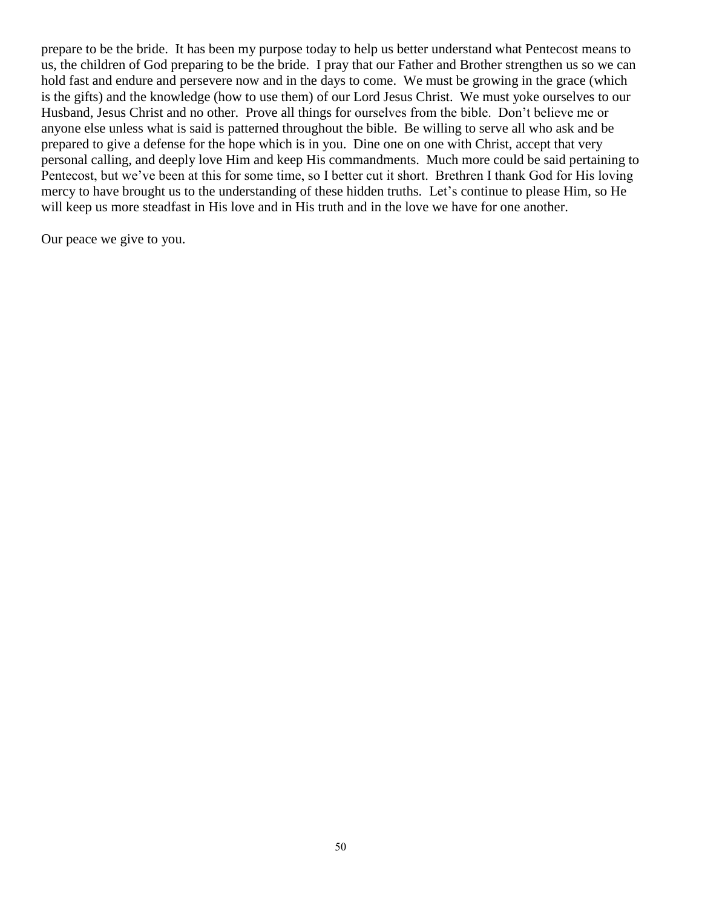prepare to be the bride. It has been my purpose today to help us better understand what Pentecost means to us, the children of God preparing to be the bride. I pray that our Father and Brother strengthen us so we can hold fast and endure and persevere now and in the days to come. We must be growing in the grace (which is the gifts) and the knowledge (how to use them) of our Lord Jesus Christ. We must yoke ourselves to our Husband, Jesus Christ and no other. Prove all things for ourselves from the bible. Don't believe me or anyone else unless what is said is patterned throughout the bible. Be willing to serve all who ask and be prepared to give a defense for the hope which is in you. Dine one on one with Christ, accept that very personal calling, and deeply love Him and keep His commandments. Much more could be said pertaining to Pentecost, but we've been at this for some time, so I better cut it short. Brethren I thank God for His loving mercy to have brought us to the understanding of these hidden truths. Let's continue to please Him, so He will keep us more steadfast in His love and in His truth and in the love we have for one another.

Our peace we give to you.